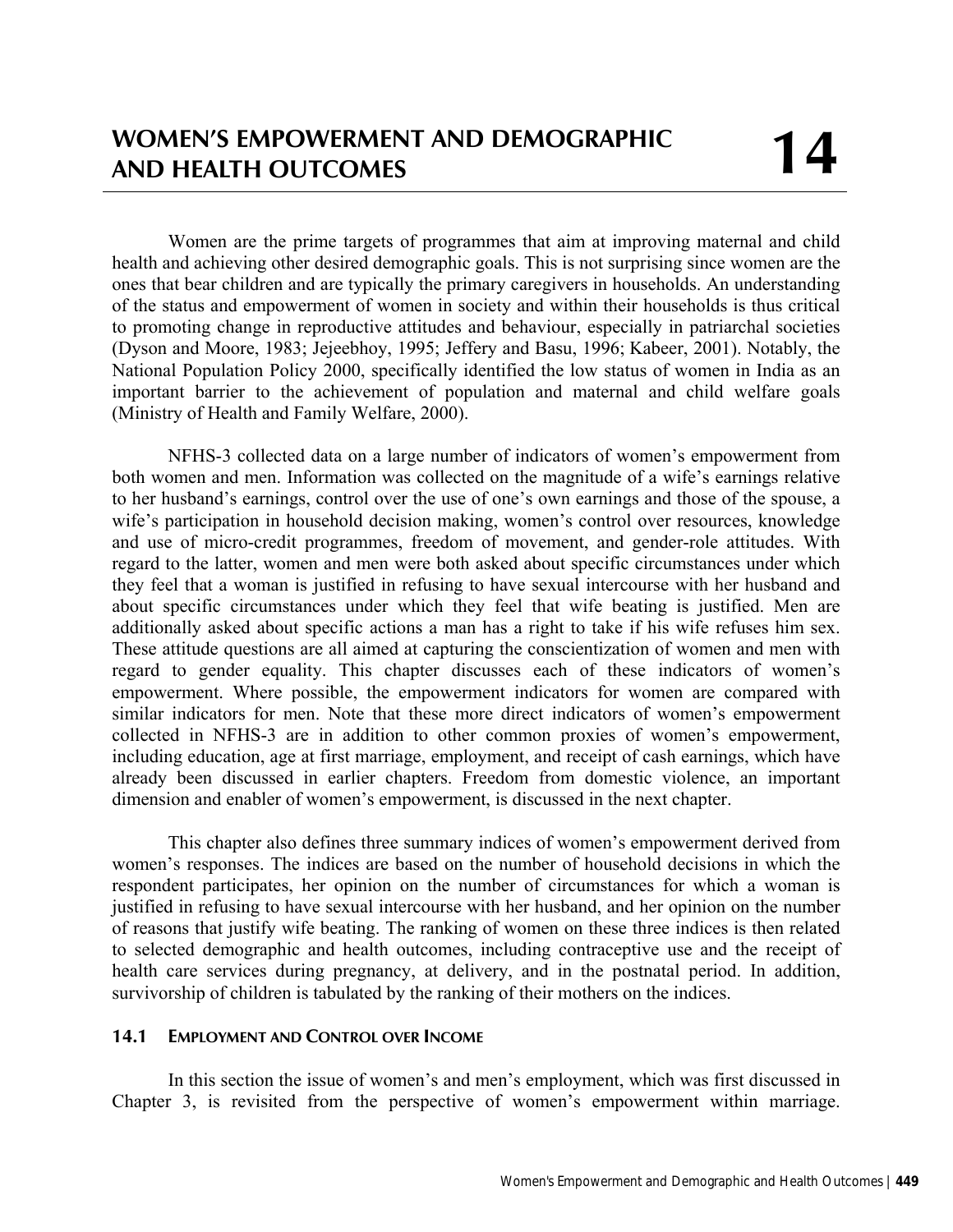# WOMEN'S EMPOWERMENT AND DEMOGRAPHIC AND HEALTH OUTCOMES 14

Women are the prime targets of programmes that aim at improving maternal and child health and achieving other desired demographic goals. This is not surprising since women are the ones that bear children and are typically the primary caregivers in households. An understanding of the status and empowerment of women in society and within their households is thus critical to promoting change in reproductive attitudes and behaviour, especially in patriarchal societies (Dyson and Moore, 1983; Jejeebhoy, 1995; Jeffery and Basu, 1996; Kabeer, 2001). Notably, the National Population Policy 2000, specifically identified the low status of women in India as an important barrier to the achievement of population and maternal and child welfare goals (Ministry of Health and Family Welfare, 2000).

NFHS-3 collected data on a large number of indicators of women's empowerment from both women and men. Information was collected on the magnitude of a wife's earnings relative to her husband's earnings, control over the use of one's own earnings and those of the spouse, a wife's participation in household decision making, women's control over resources, knowledge and use of micro-credit programmes, freedom of movement, and gender-role attitudes. With regard to the latter, women and men were both asked about specific circumstances under which they feel that a woman is justified in refusing to have sexual intercourse with her husband and about specific circumstances under which they feel that wife beating is justified. Men are additionally asked about specific actions a man has a right to take if his wife refuses him sex. These attitude questions are all aimed at capturing the conscientization of women and men with regard to gender equality. This chapter discusses each of these indicators of women's empowerment. Where possible, the empowerment indicators for women are compared with similar indicators for men. Note that these more direct indicators of women's empowerment collected in NFHS-3 are in addition to other common proxies of women's empowerment, including education, age at first marriage, employment, and receipt of cash earnings, which have already been discussed in earlier chapters. Freedom from domestic violence, an important dimension and enabler of women's empowerment, is discussed in the next chapter.

This chapter also defines three summary indices of women's empowerment derived from women's responses. The indices are based on the number of household decisions in which the respondent participates, her opinion on the number of circumstances for which a woman is justified in refusing to have sexual intercourse with her husband, and her opinion on the number of reasons that justify wife beating. The ranking of women on these three indices is then related to selected demographic and health outcomes, including contraceptive use and the receipt of health care services during pregnancy, at delivery, and in the postnatal period. In addition, survivorship of children is tabulated by the ranking of their mothers on the indices.

## 14.1 EMPLOYMENT AND CONTROL OVER INCOME

In this section the issue of women's and men's employment, which was first discussed in Chapter 3, is revisited from the perspective of women's empowerment within marriage.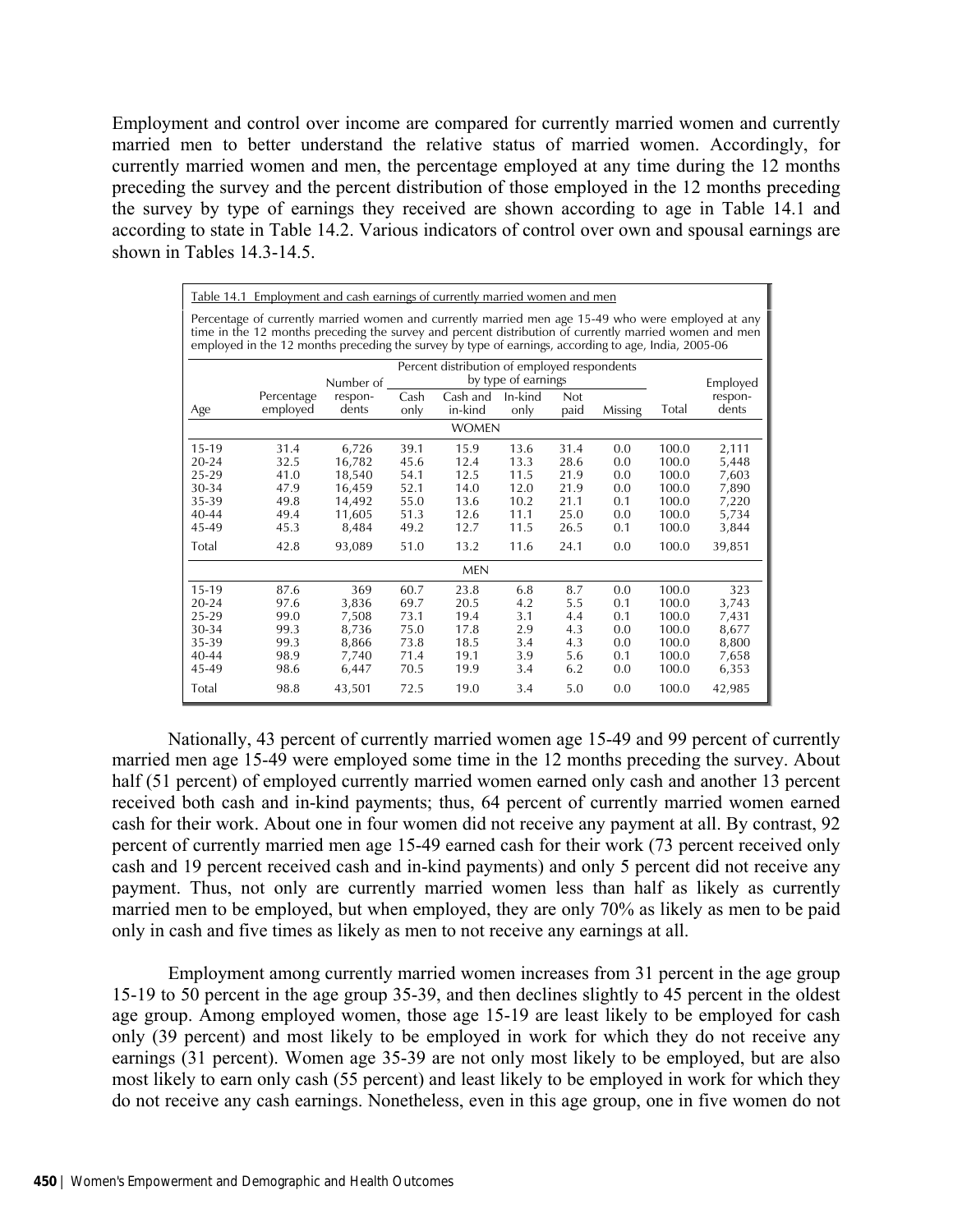Employment and control over income are compared for currently married women and currently married men to better understand the relative status of married women. Accordingly, for currently married women and men, the percentage employed at any time during the 12 months preceding the survey and the percent distribution of those employed in the 12 months preceding the survey by type of earnings they received are shown according to age in Table 14.1 and according to state in Table 14.2. Various indicators of control over own and spousal earnings are shown in Tables 14.3-14.5.

Table 14.1 Employment and cash earnings of currently married women and men

Percentage of currently married women and currently married men age 15-49 who were employed at any time in the 12 months preceding the survey and percent distribution of currently married women and men employed in the 12 months preceding the survey by type of earnings, according to age, India, 2005-06

| Age | Percentage employed | Number of respon-dents | Percent distribution of employed respondents by type of earnings | | | | | | Employed respon-dents |
|---|---|---|---|---|---|---|---|---|---|
| | | | Cash only | Cash and in-kind | In-kind only | Not paid | Missing | Total | |
| **WOMEN** | | | | | | | | | |
| 15-19 | 31.4 | 6,726 | 39.1 | 15.9 | 13.6 | 31.4 | 0.0 | 100.0 | 2,111 |
| 20-24 | 32.5 | 16,782 | 45.6 | 12.4 | 13.3 | 28.6 | 0.0 | 100.0 | 5,448 |
| 25-29 | 41.0 | 18,540 | 54.1 | 12.5 | 11.5 | 21.9 | 0.0 | 100.0 | 7,603 |
| 30-34 | 47.9 | 16,459 | 52.1 | 14.0 | 12.0 | 21.9 | 0.0 | 100.0 | 7,890 |
| 35-39 | 49.8 | 14,492 | 55.0 | 13.6 | 10.2 | 21.1 | 0.1 | 100.0 | 7,220 |
| 40-44 | 49.4 | 11,605 | 51.3 | 12.6 | 11.1 | 25.0 | 0.0 | 100.0 | 5,734 |
| 45-49 | 45.3 | 8,484 | 49.2 | 12.7 | 11.5 | 26.5 | 0.1 | 100.0 | 3,844 |
| Total | 42.8 | 93,089 | 51.0 | 13.2 | 11.6 | 24.1 | 0.0 | 100.0 | 39,851 |
| **MEN** | | | | | | | | | |
| 15-19 | 87.6 | 369 | 60.7 | 23.8 | 6.8 | 8.7 | 0.0 | 100.0 | 323 |
| 20-24 | 97.6 | 3,836 | 69.7 | 20.5 | 4.2 | 5.5 | 0.1 | 100.0 | 3,743 |
| 25-29 | 99.0 | 7,508 | 73.1 | 19.4 | 3.1 | 4.4 | 0.1 | 100.0 | 7,431 |
| 30-34 | 99.3 | 8,736 | 75.0 | 17.8 | 2.9 | 4.3 | 0.0 | 100.0 | 8,677 |
| 35-39 | 99.3 | 8,866 | 73.8 | 18.5 | 3.4 | 4.3 | 0.0 | 100.0 | 8,800 |
| 40-44 | 98.9 | 7,740 | 71.4 | 19.1 | 3.9 | 5.6 | 0.1 | 100.0 | 7,658 |
| 45-49 | 98.6 | 6,447 | 70.5 | 19.9 | 3.4 | 6.2 | 0.0 | 100.0 | 6,353 |
| Total | 98.8 | 43,501 | 72.5 | 19.0 | 3.4 | 5.0 | 0.0 | 100.0 | 42,985 |

Nationally, 43 percent of currently married women age 15-49 and 99 percent of currently married men age 15-49 were employed some time in the 12 months preceding the survey. About half (51 percent) of employed currently married women earned only cash and another 13 percent received both cash and in-kind payments; thus, 64 percent of currently married women earned cash for their work. About one in four women did not receive any payment at all. By contrast, 92 percent of currently married men age 15-49 earned cash for their work (73 percent received only cash and 19 percent received cash and in-kind payments) and only 5 percent did not receive any payment. Thus, not only are currently married women less than half as likely as currently married men to be employed, but when employed, they are only 70% as likely as men to be paid only in cash and five times as likely as men to not receive any earnings at all.

Employment among currently married women increases from 31 percent in the age group 15-19 to 50 percent in the age group 35-39, and then declines slightly to 45 percent in the oldest age group. Among employed women, those age 15-19 are least likely to be employed for cash only (39 percent) and most likely to be employed in work for which they do not receive any earnings (31 percent). Women age 35-39 are not only most likely to be employed, but are also most likely to earn only cash (55 percent) and least likely to be employed in work for which they do not receive any cash earnings. Nonetheless, even in this age group, one in five women do not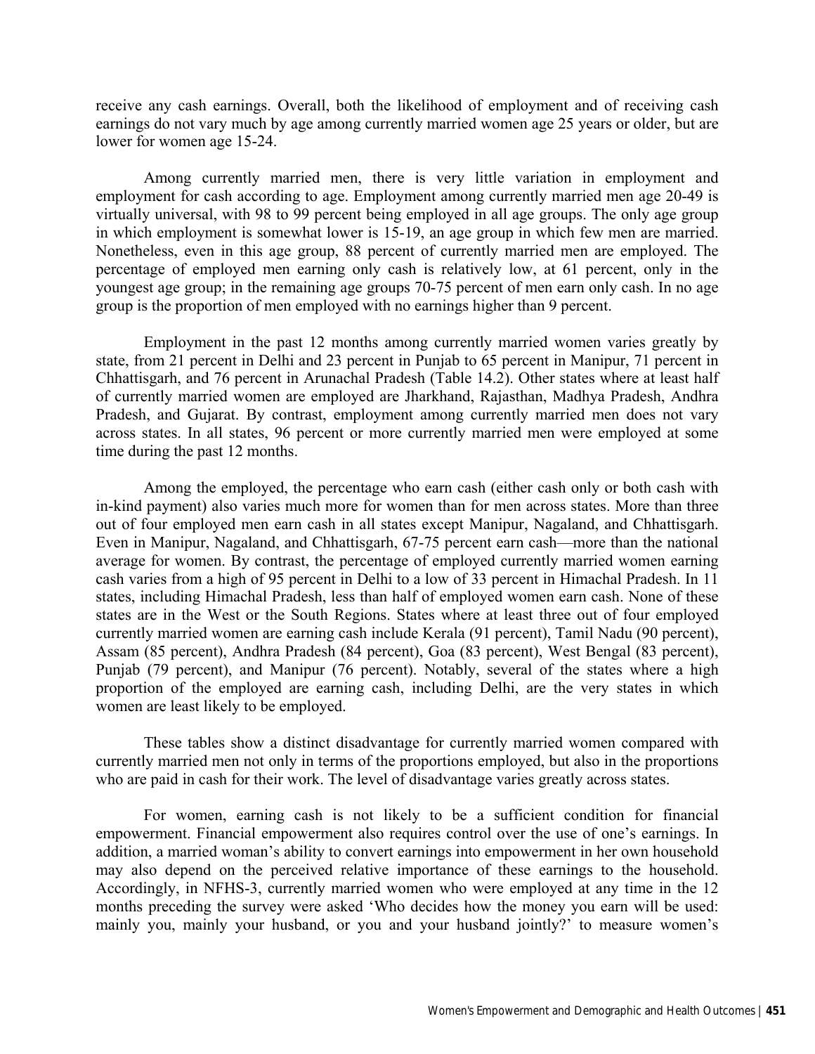receive any cash earnings. Overall, both the likelihood of employment and of receiving cash earnings do not vary much by age among currently married women age 25 years or older, but are lower for women age 15-24.

Among currently married men, there is very little variation in employment and employment for cash according to age. Employment among currently married men age 20-49 is virtually universal, with 98 to 99 percent being employed in all age groups. The only age group in which employment is somewhat lower is 15-19, an age group in which few men are married. Nonetheless, even in this age group, 88 percent of currently married men are employed. The percentage of employed men earning only cash is relatively low, at 61 percent, only in the youngest age group; in the remaining age groups 70-75 percent of men earn only cash. In no age group is the proportion of men employed with no earnings higher than 9 percent.

Employment in the past 12 months among currently married women varies greatly by state, from 21 percent in Delhi and 23 percent in Punjab to 65 percent in Manipur, 71 percent in Chhattisgarh, and 76 percent in Arunachal Pradesh (Table 14.2). Other states where at least half of currently married women are employed are Jharkhand, Rajasthan, Madhya Pradesh, Andhra Pradesh, and Gujarat. By contrast, employment among currently married men does not vary across states. In all states, 96 percent or more currently married men were employed at some time during the past 12 months.

Among the employed, the percentage who earn cash (either cash only or both cash with in-kind payment) also varies much more for women than for men across states. More than three out of four employed men earn cash in all states except Manipur, Nagaland, and Chhattisgarh. Even in Manipur, Nagaland, and Chhattisgarh, 67-75 percent earn cash—more than the national average for women. By contrast, the percentage of employed currently married women earning cash varies from a high of 95 percent in Delhi to a low of 33 percent in Himachal Pradesh. In 11 states, including Himachal Pradesh, less than half of employed women earn cash. None of these states are in the West or the South Regions. States where at least three out of four employed currently married women are earning cash include Kerala (91 percent), Tamil Nadu (90 percent), Assam (85 percent), Andhra Pradesh (84 percent), Goa (83 percent), West Bengal (83 percent), Punjab (79 percent), and Manipur (76 percent). Notably, several of the states where a high proportion of the employed are earning cash, including Delhi, are the very states in which women are least likely to be employed.

These tables show a distinct disadvantage for currently married women compared with currently married men not only in terms of the proportions employed, but also in the proportions who are paid in cash for their work. The level of disadvantage varies greatly across states.

For women, earning cash is not likely to be a sufficient condition for financial empowerment. Financial empowerment also requires control over the use of one's earnings. In addition, a married woman's ability to convert earnings into empowerment in her own household may also depend on the perceived relative importance of these earnings to the household. Accordingly, in NFHS-3, currently married women who were employed at any time in the 12 months preceding the survey were asked 'Who decides how the money you earn will be used: mainly you, mainly your husband, or you and your husband jointly?' to measure women's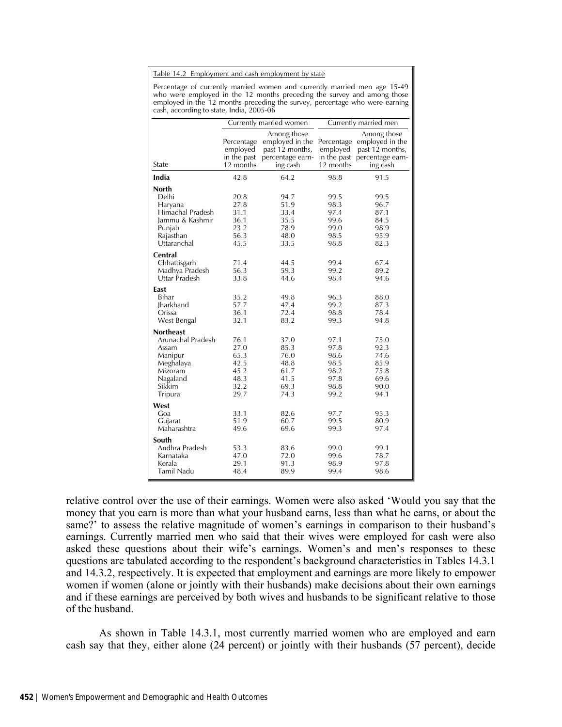Table 14.2 Employment and cash employment by state

Percentage of currently married women and currently married men age 15-49 who were employed in the 12 months preceding the survey and among those employed in the 12 months preceding the survey, percentage who were earning cash, according to state, India, 2005-06

| State | Currently married women | | Currently married men | |
|---|---|---|---|---|
| | Percentage employed in the past 12 months | Among those employed in the past 12 months, percentage earning cash | Percentage employed in the past 12 months | Among those employed in the past 12 months, percentage earning cash |
| **India** | 42.8 | 64.2 | 98.8 | 91.5 |
| **North** | | | | |
| Delhi | 20.8 | 94.7 | 99.5 | 99.5 |
| Haryana | 27.8 | 51.9 | 98.3 | 96.7 |
| Himachal Pradesh | 31.1 | 33.4 | 97.4 | 87.1 |
| Jammu & Kashmir | 36.1 | 35.5 | 99.6 | 84.5 |
| Punjab | 23.2 | 78.9 | 99.0 | 98.9 |
| Rajasthan | 56.3 | 48.0 | 98.5 | 95.9 |
| Uttaranchal | 45.5 | 33.5 | 98.8 | 82.3 |
| **Central** | | | | |
| Chhattisgarh | 71.4 | 44.5 | 99.4 | 67.4 |
| Madhya Pradesh | 56.3 | 59.3 | 99.2 | 89.2 |
| Uttar Pradesh | 33.8 | 44.6 | 98.4 | 94.6 |
| **East** | | | | |
| Bihar | 35.2 | 49.8 | 96.3 | 88.0 |
| Jharkhand | 57.7 | 47.4 | 99.2 | 87.3 |
| Orissa | 36.1 | 72.4 | 98.8 | 78.4 |
| West Bengal | 32.1 | 83.2 | 99.3 | 94.8 |
| **Northeast** | | | | |
| Arunachal Pradesh | 76.1 | 37.0 | 97.1 | 75.0 |
| Assam | 27.0 | 85.3 | 97.8 | 92.3 |
| Manipur | 65.3 | 76.0 | 98.6 | 74.6 |
| Meghalaya | 42.5 | 48.8 | 98.5 | 85.9 |
| Mizoram | 45.2 | 61.7 | 98.2 | 75.8 |
| Nagaland | 48.3 | 41.5 | 97.8 | 69.6 |
| Sikkim | 32.2 | 69.3 | 98.8 | 90.0 |
| Tripura | 29.7 | 74.3 | 99.2 | 94.1 |
| **West** | | | | |
| Goa | 33.1 | 82.6 | 97.7 | 95.3 |
| Gujarat | 51.9 | 60.7 | 99.5 | 80.9 |
| Maharashtra | 49.6 | 69.6 | 99.3 | 97.4 |
| **South** | | | | |
| Andhra Pradesh | 53.3 | 83.6 | 99.0 | 99.1 |
| Karnataka | 47.0 | 72.0 | 99.6 | 78.7 |
| Kerala | 29.1 | 91.3 | 98.9 | 97.8 |
| Tamil Nadu | 48.4 | 89.9 | 99.4 | 98.6 |

relative control over the use of their earnings. Women were also asked 'Would you say that the money that you earn is more than what your husband earns, less than what he earns, or about the same?' to assess the relative magnitude of women's earnings in comparison to their husband's earnings. Currently married men who said that their wives were employed for cash were also asked these questions about their wife's earnings. Women's and men's responses to these questions are tabulated according to the respondent's background characteristics in Tables 14.3.1 and 14.3.2, respectively. It is expected that employment and earnings are more likely to empower women if women (alone or jointly with their husbands) make decisions about their own earnings and if these earnings are perceived by both wives and husbands to be significant relative to those of the husband.

As shown in Table 14.3.1, most currently married women who are employed and earn cash say that they, either alone (24 percent) or jointly with their husbands (57 percent), decide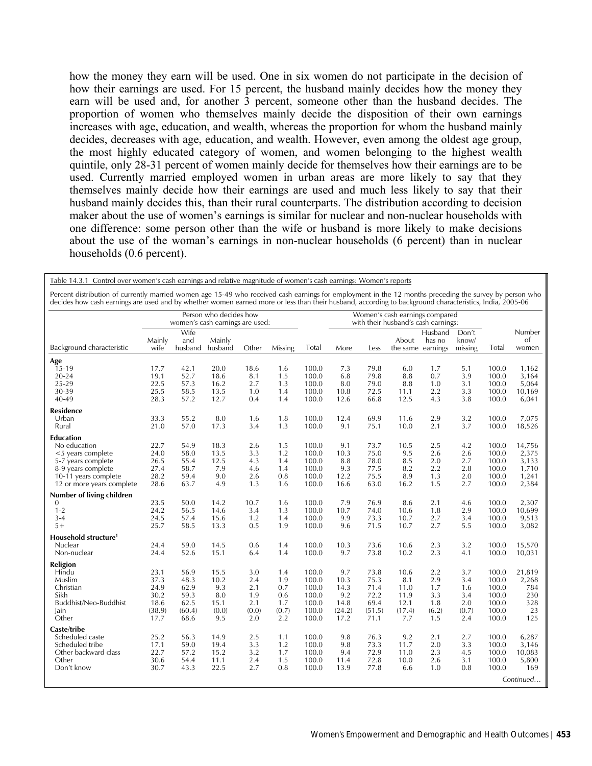how the money they earn will be used. One in six women do not participate in the decision of how their earnings are used. For 15 percent, the husband mainly decides how the money they earn will be used and, for another 3 percent, someone other than the husband decides. The proportion of women who themselves mainly decide the disposition of their own earnings increases with age, education, and wealth, whereas the proportion for whom the husband mainly decides, decreases with age, education, and wealth. However, even among the oldest age group, the most highly educated category of women, and women belonging to the highest wealth quintile, only 28-31 percent of women mainly decide for themselves how their earnings are to be used. Currently married employed women in urban areas are more likely to say that they themselves mainly decide how their earnings are used and much less likely to say that their husband mainly decides this, than their rural counterparts. The distribution according to decision maker about the use of women's earnings is similar for nuclear and non-nuclear households with one difference: some person other than the wife or husband is more likely to make decisions about the use of the woman's earnings in non-nuclear households (6 percent) than in nuclear households (0.6 percent).

Table 14.3.1 Control over women's cash earnings and relative magnitude of women's cash earnings: Women's reports

Percent distribution of currently married women age 15-49 who received cash earnings for employment in the 12 months preceding the survey by person who decides how cash earnings are used and by whether women earned more or less than their husband, according to background characteristics, India, 2005-06

| Background characteristic | Person who decides how women's cash earnings are used: | | | | | | Women's cash earnings compared with their husband's cash earnings: | | | | | | Number of women |
|---|---|---|---|---|---|---|---|---|---|---|---|---|---|
| | Mainly wife | Wife and husband | Mainly husband | Other | Missing | Total | More | Less | About the same | Husband has no earnings | Don't know/ missing | Total | |
| **Age** | | | | | | | | | | | | | |
| 15-19 | 17.7 | 42.1 | 20.0 | 18.6 | 1.6 | 100.0 | 7.3 | 79.8 | 6.0 | 1.7 | 5.1 | 100.0 | 1,162 |
| 20-24 | 19.1 | 52.7 | 18.6 | 8.1 | 1.5 | 100.0 | 6.8 | 79.8 | 8.8 | 0.7 | 3.9 | 100.0 | 3,164 |
| 25-29 | 22.5 | 57.3 | 16.2 | 2.7 | 1.3 | 100.0 | 8.0 | 79.0 | 8.8 | 1.0 | 3.1 | 100.0 | 5,064 |
| 30-39 | 25.5 | 58.5 | 13.5 | 1.0 | 1.4 | 100.0 | 10.8 | 72.5 | 11.1 | 2.2 | 3.3 | 100.0 | 10,169 |
| 40-49 | 28.3 | 57.2 | 12.7 | 0.4 | 1.4 | 100.0 | 12.6 | 66.8 | 12.5 | 4.3 | 3.8 | 100.0 | 6,041 |
| **Residence** | | | | | | | | | | | | | |
| Urban | 33.3 | 55.2 | 8.0 | 1.6 | 1.8 | 100.0 | 12.4 | 69.9 | 11.6 | 2.9 | 3.2 | 100.0 | 7,075 |
| Rural | 21.0 | 57.0 | 17.3 | 3.4 | 1.3 | 100.0 | 9.1 | 75.1 | 10.0 | 2.1 | 3.7 | 100.0 | 18,526 |
| **Education** | | | | | | | | | | | | | |
| No education | 22.7 | 54.9 | 18.3 | 2.6 | 1.5 | 100.0 | 9.1 | 73.7 | 10.5 | 2.5 | 4.2 | 100.0 | 14,756 |
| <5 years complete | 24.0 | 58.0 | 13.5 | 3.3 | 1.2 | 100.0 | 10.3 | 75.0 | 9.5 | 2.6 | 2.6 | 100.0 | 2,375 |
| 5-7 years complete | 26.5 | 55.4 | 12.5 | 4.3 | 1.4 | 100.0 | 8.8 | 78.0 | 8.5 | 2.0 | 2.7 | 100.0 | 3,133 |
| 8-9 years complete | 27.4 | 58.7 | 7.9 | 4.6 | 1.4 | 100.0 | 9.3 | 77.5 | 8.2 | 2.2 | 2.8 | 100.0 | 1,710 |
| 10-11 years complete | 28.2 | 59.4 | 9.0 | 2.6 | 0.8 | 100.0 | 12.2 | 75.5 | 8.9 | 1.3 | 2.0 | 100.0 | 1,241 |
| 12 or more years complete | 28.6 | 63.7 | 4.9 | 1.3 | 1.6 | 100.0 | 16.6 | 63.0 | 16.2 | 1.5 | 2.7 | 100.0 | 2,384 |
| **Number of living children** | | | | | | | | | | | | | |
| 0 | 23.5 | 50.0 | 14.2 | 10.7 | 1.6 | 100.0 | 7.9 | 76.9 | 8.6 | 2.1 | 4.6 | 100.0 | 2,307 |
| 1-2 | 24.2 | 56.5 | 14.6 | 3.4 | 1.3 | 100.0 | 10.7 | 74.0 | 10.6 | 1.8 | 2.9 | 100.0 | 10,699 |
| 3-4 | 24.5 | 57.4 | 15.6 | 1.2 | 1.4 | 100.0 | 9.9 | 73.3 | 10.7 | 2.7 | 3.4 | 100.0 | 9,513 |
| 5+ | 25.7 | 58.5 | 13.3 | 0.5 | 1.9 | 100.0 | 9.6 | 71.5 | 10.7 | 2.7 | 5.5 | 100.0 | 3,082 |
| **Household structure[1]** | | | | | | | | | | | | | |
| Nuclear | 24.4 | 59.0 | 14.5 | 0.6 | 1.4 | 100.0 | 10.3 | 73.6 | 10.6 | 2.3 | 3.2 | 100.0 | 15,570 |
| Non-nuclear | 24.4 | 52.6 | 15.1 | 6.4 | 1.4 | 100.0 | 9.7 | 73.8 | 10.2 | 2.3 | 4.1 | 100.0 | 10,031 |
| **Religion** | | | | | | | | | | | | | |
| Hindu | 23.1 | 56.9 | 15.5 | 3.0 | 1.4 | 100.0 | 9.7 | 73.8 | 10.6 | 2.2 | 3.7 | 100.0 | 21,819 |
| Muslim | 37.3 | 48.3 | 10.2 | 2.4 | 1.9 | 100.0 | 10.3 | 75.3 | 8.1 | 2.9 | 3.4 | 100.0 | 2,268 |
| Christian | 24.9 | 62.9 | 9.3 | 2.1 | 0.7 | 100.0 | 14.3 | 71.4 | 11.0 | 1.7 | 1.6 | 100.0 | 784 |
| Sikh | 30.2 | 59.3 | 8.0 | 1.9 | 0.6 | 100.0 | 9.2 | 72.2 | 11.9 | 3.3 | 3.4 | 100.0 | 230 |
| Buddhist/Neo-Buddhist | 18.6 | 62.5 | 15.1 | 2.1 | 1.7 | 100.0 | 14.8 | 69.4 | 12.1 | 1.8 | 2.0 | 100.0 | 328 |
| Jain | (38.9) | (60.4) | (0.0) | (0.0) | (0.7) | 100.0 | (24.2) | (51.5) | (17.4) | (6.2) | (0.7) | 100.0 | 23 |
| Other | 17.7 | 68.6 | 9.5 | 2.0 | 2.2 | 100.0 | 17.2 | 71.1 | 7.7 | 1.5 | 2.4 | 100.0 | 125 |
| **Caste/tribe** | | | | | | | | | | | | | |
| Scheduled caste | 25.2 | 56.3 | 14.9 | 2.5 | 1.1 | 100.0 | 9.8 | 76.3 | 9.2 | 2.1 | 2.7 | 100.0 | 6,287 |
| Scheduled tribe | 17.1 | 59.0 | 19.4 | 3.3 | 1.2 | 100.0 | 9.8 | 73.3 | 11.7 | 2.0 | 3.3 | 100.0 | 3,146 |
| Other backward class | 22.7 | 57.2 | 15.2 | 3.2 | 1.7 | 100.0 | 9.4 | 72.9 | 11.0 | 2.3 | 4.5 | 100.0 | 10,083 |
| Other | 30.6 | 54.4 | 11.1 | 2.4 | 1.5 | 100.0 | 11.4 | 72.8 | 10.0 | 2.6 | 3.1 | 100.0 | 5,800 |
| Don't know | 30.7 | 43.3 | 22.5 | 2.7 | 0.8 | 100.0 | 13.9 | 77.8 | 6.6 | 1.0 | 0.8 | 100.0 | 169 |

*Continued…*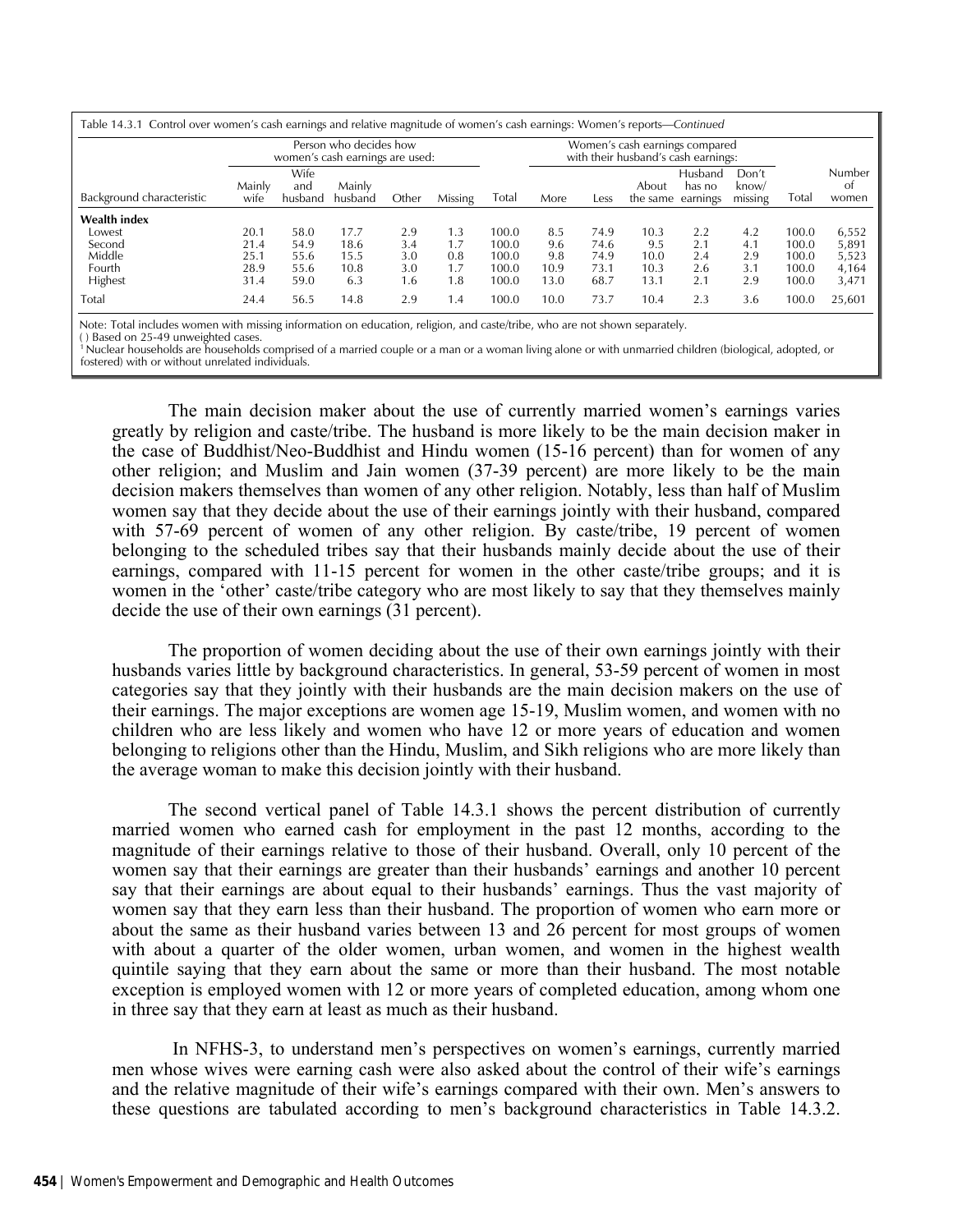Table 14.3.1 Control over women's cash earnings and relative magnitude of women's cash earnings: Women's reports—*Continued*

| Background characteristic | Person who decides how women's cash earnings are used: | | | | | | Women's cash earnings compared with their husband's cash earnings: | | | | | | Number of women |
|---|---|---|---|---|---|---|---|---|---|---|---|---|---|
| | Mainly wife | Wife and husband | Mainly husband | Other | Missing | Total | More | Less | About the same | Husband has no earnings | Don't know/ missing | Total | |
| **Wealth index** | | | | | | | | | | | | | |
| Lowest | 20.1 | 58.0 | 17.7 | 2.9 | 1.3 | 100.0 | 8.5 | 74.9 | 10.3 | 2.2 | 4.2 | 100.0 | 6,552 |
| Second | 21.4 | 54.9 | 18.6 | 3.4 | 1.7 | 100.0 | 9.6 | 74.6 | 9.5 | 2.1 | 4.1 | 100.0 | 5,891 |
| Middle | 25.1 | 55.6 | 15.5 | 3.0 | 0.8 | 100.0 | 9.8 | 74.9 | 10.0 | 2.4 | 2.9 | 100.0 | 5,523 |
| Fourth | 28.9 | 55.6 | 10.8 | 3.0 | 1.7 | 100.0 | 10.9 | 73.1 | 10.3 | 2.6 | 3.1 | 100.0 | 4,164 |
| Highest | 31.4 | 59.0 | 6.3 | 1.6 | 1.8 | 100.0 | 13.0 | 68.7 | 13.1 | 2.1 | 2.9 | 100.0 | 3,471 |
| Total | 24.4 | 56.5 | 14.8 | 2.9 | 1.4 | 100.0 | 10.0 | 73.7 | 10.4 | 2.3 | 3.6 | 100.0 | 25,601 |

Note: Total includes women with missing information on education, religion, and caste/tribe, who are not shown separately.
( ) Based on 25-49 unweighted cases.
[1] Nuclear households are households comprised of a married couple or a man or a woman living alone or with unmarried children (biological, adopted, or fostered) with or without unrelated individuals.

The main decision maker about the use of currently married women's earnings varies greatly by religion and caste/tribe. The husband is more likely to be the main decision maker in the case of Buddhist/Neo-Buddhist and Hindu women (15-16 percent) than for women of any other religion; and Muslim and Jain women (37-39 percent) are more likely to be the main decision makers themselves than women of any other religion. Notably, less than half of Muslim women say that they decide about the use of their earnings jointly with their husband, compared with 57-69 percent of women of any other religion. By caste/tribe, 19 percent of women belonging to the scheduled tribes say that their husbands mainly decide about the use of their earnings, compared with 11-15 percent for women in the other caste/tribe groups; and it is women in the 'other' caste/tribe category who are most likely to say that they themselves mainly decide the use of their own earnings (31 percent).

The proportion of women deciding about the use of their own earnings jointly with their husbands varies little by background characteristics. In general, 53-59 percent of women in most categories say that they jointly with their husbands are the main decision makers on the use of their earnings. The major exceptions are women age 15-19, Muslim women, and women with no children who are less likely and women who have 12 or more years of education and women belonging to religions other than the Hindu, Muslim, and Sikh religions who are more likely than the average woman to make this decision jointly with their husband.

The second vertical panel of Table 14.3.1 shows the percent distribution of currently married women who earned cash for employment in the past 12 months, according to the magnitude of their earnings relative to those of their husband. Overall, only 10 percent of the women say that their earnings are greater than their husbands' earnings and another 10 percent say that their earnings are about equal to their husbands' earnings. Thus the vast majority of women say that they earn less than their husband. The proportion of women who earn more or about the same as their husband varies between 13 and 26 percent for most groups of women with about a quarter of the older women, urban women, and women in the highest wealth quintile saying that they earn about the same or more than their husband. The most notable exception is employed women with 12 or more years of completed education, among whom one in three say that they earn at least as much as their husband.

In NFHS-3, to understand men's perspectives on women's earnings, currently married men whose wives were earning cash were also asked about the control of their wife's earnings and the relative magnitude of their wife's earnings compared with their own. Men's answers to these questions are tabulated according to men's background characteristics in Table 14.3.2.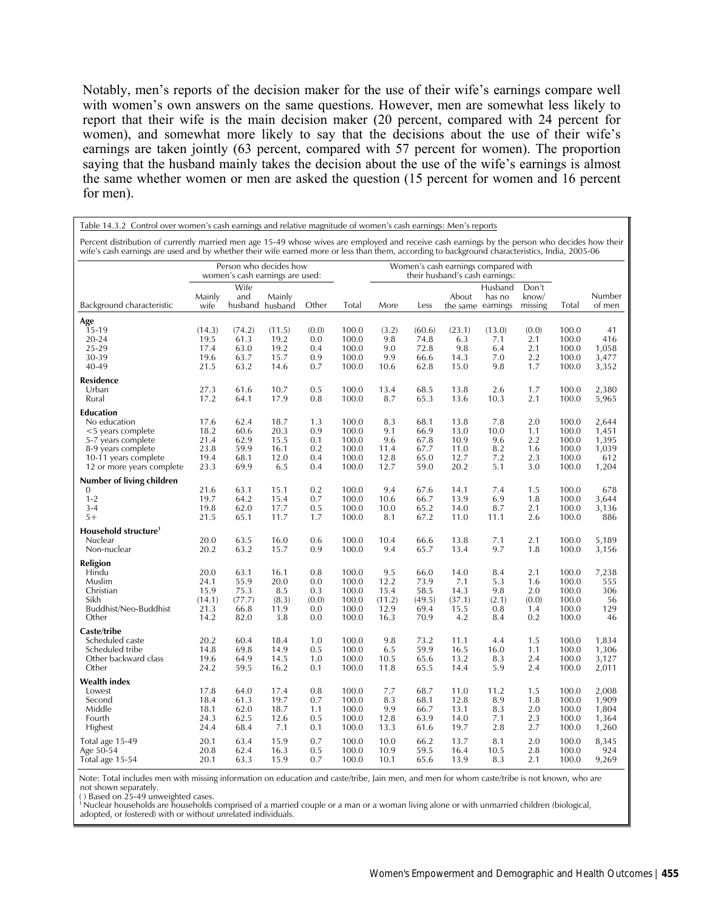Notably, men's reports of the decision maker for the use of their wife's earnings compare well with women's own answers on the same questions. However, men are somewhat less likely to report that their wife is the main decision maker (20 percent, compared with 24 percent for women), and somewhat more likely to say that the decisions about the use of their wife's earnings are taken jointly (63 percent, compared with 57 percent for women). The proportion saying that the husband mainly takes the decision about the use of the wife's earnings is almost the same whether women or men are asked the question (15 percent for women and 16 percent for men).

Table 14.3.2 Control over women's cash earnings and relative magnitude of women's cash earnings: Men's reports

Percent distribution of currently married men age 15-49 whose wives are employed and receive cash earnings by the person who decides how their wife's cash earnings are used and by whether their wife earned more or less than them, according to background characteristics, India, 2005-06

| Background characteristic | Person who decides how women's cash earnings are used: | | | | | Women's cash earnings compared with their husband's cash earnings: | | | | | | |
|---|---|---|---|---|---|---|---|---|---|---|---|---|
| | Mainly wife | Wife and husband | Mainly husband | Other | Total | More | Less | About the same | Husband has no earnings | Don't know/ missing | Total | Number of men |
| **Age** | | | | | | | | | | | | |
| 15-19 | (14.3) | (74.2) | (11.5) | (0.0) | 100.0 | (3.2) | (60.6) | (23.1) | (13.0) | (0.0) | 100.0 | 41 |
| 20-24 | 19.5 | 61.3 | 19.2 | 0.0 | 100.0 | 9.8 | 74.8 | 6.3 | 7.1 | 2.1 | 100.0 | 416 |
| 25-29 | 17.4 | 63.0 | 19.2 | 0.4 | 100.0 | 9.0 | 72.8 | 9.8 | 6.4 | 2.1 | 100.0 | 1,058 |
| 30-39 | 19.6 | 63.7 | 15.7 | 0.9 | 100.0 | 9.9 | 66.6 | 14.3 | 7.0 | 2.2 | 100.0 | 3,477 |
| 40-49 | 21.5 | 63.2 | 14.6 | 0.7 | 100.0 | 10.6 | 62.8 | 15.0 | 9.8 | 1.7 | 100.0 | 3,352 |
| **Residence** | | | | | | | | | | | | |
| Urban | 27.3 | 61.6 | 10.7 | 0.5 | 100.0 | 13.4 | 68.5 | 13.8 | 2.6 | 1.7 | 100.0 | 2,380 |
| Rural | 17.2 | 64.1 | 17.9 | 0.8 | 100.0 | 8.7 | 65.3 | 13.6 | 10.3 | 2.1 | 100.0 | 5,965 |
| **Education** | | | | | | | | | | | | |
| No education | 17.6 | 62.4 | 18.7 | 1.3 | 100.0 | 8.3 | 68.1 | 13.8 | 7.8 | 2.0 | 100.0 | 2,644 |
| <5 years complete | 18.2 | 60.6 | 20.3 | 0.9 | 100.0 | 9.1 | 66.9 | 13.0 | 10.0 | 1.1 | 100.0 | 1,451 |
| 5-7 years complete | 21.4 | 62.9 | 15.5 | 0.1 | 100.0 | 9.6 | 67.8 | 10.9 | 9.6 | 2.2 | 100.0 | 1,395 |
| 8-9 years complete | 23.8 | 59.9 | 16.1 | 0.2 | 100.0 | 11.4 | 67.7 | 11.0 | 8.2 | 1.6 | 100.0 | 1,039 |
| 10-11 years complete | 19.4 | 68.1 | 12.0 | 0.4 | 100.0 | 12.8 | 65.0 | 12.7 | 7.2 | 2.3 | 100.0 | 612 |
| 12 or more years complete | 23.3 | 69.9 | 6.5 | 0.4 | 100.0 | 12.7 | 59.0 | 20.2 | 5.1 | 3.0 | 100.0 | 1,204 |
| **Number of living children** | | | | | | | | | | | | |
| 0 | 21.6 | 63.1 | 15.1 | 0.2 | 100.0 | 9.4 | 67.6 | 14.1 | 7.4 | 1.5 | 100.0 | 678 |
| 1-2 | 19.7 | 64.2 | 15.4 | 0.7 | 100.0 | 10.6 | 66.7 | 13.9 | 6.9 | 1.8 | 100.0 | 3,644 |
| 3-4 | 19.8 | 62.0 | 17.7 | 0.5 | 100.0 | 10.0 | 65.2 | 14.0 | 8.7 | 2.1 | 100.0 | 3,136 |
| 5+ | 21.5 | 65.1 | 11.7 | 1.7 | 100.0 | 8.1 | 67.2 | 11.0 | 11.1 | 2.6 | 100.0 | 886 |
| **Household structure**[1] | | | | | | | | | | | | |
| Nuclear | 20.0 | 63.5 | 16.0 | 0.6 | 100.0 | 10.4 | 66.6 | 13.8 | 7.1 | 2.1 | 100.0 | 5,189 |
| Non-nuclear | 20.2 | 63.2 | 15.7 | 0.9 | 100.0 | 9.4 | 65.7 | 13.4 | 9.7 | 1.8 | 100.0 | 3,156 |
| **Religion** | | | | | | | | | | | | |
| Hindu | 20.0 | 63.1 | 16.1 | 0.8 | 100.0 | 9.5 | 66.0 | 14.0 | 8.4 | 2.1 | 100.0 | 7,238 |
| Muslim | 24.1 | 55.9 | 20.0 | 0.0 | 100.0 | 12.2 | 73.9 | 7.1 | 5.3 | 1.6 | 100.0 | 555 |
| Christian | 15.9 | 75.3 | 8.5 | 0.3 | 100.0 | 15.4 | 58.5 | 14.3 | 9.8 | 2.0 | 100.0 | 306 |
| Sikh | (14.1) | (77.7) | (8.3) | (0.0) | 100.0 | (11.2) | (49.5) | (37.1) | (2.1) | (0.0) | 100.0 | 56 |
| Buddhist/Neo-Buddhist | 21.3 | 66.8 | 11.9 | 0.0 | 100.0 | 12.9 | 69.4 | 15.5 | 0.8 | 1.4 | 100.0 | 129 |
| Other | 14.2 | 82.0 | 3.8 | 0.0 | 100.0 | 16.3 | 70.9 | 4.2 | 8.4 | 0.2 | 100.0 | 46 |
| **Caste/tribe** | | | | | | | | | | | | |
| Scheduled caste | 20.2 | 60.4 | 18.4 | 1.0 | 100.0 | 9.8 | 73.2 | 11.1 | 4.4 | 1.5 | 100.0 | 1,834 |
| Scheduled tribe | 14.8 | 69.8 | 14.9 | 0.5 | 100.0 | 6.5 | 59.9 | 16.5 | 16.0 | 1.1 | 100.0 | 1,306 |
| Other backward class | 19.6 | 64.9 | 14.5 | 1.0 | 100.0 | 10.5 | 65.6 | 13.2 | 8.3 | 2.4 | 100.0 | 3,127 |
| Other | 24.2 | 59.5 | 16.2 | 0.1 | 100.0 | 11.8 | 65.5 | 14.4 | 5.9 | 2.4 | 100.0 | 2,011 |
| **Wealth index** | | | | | | | | | | | | |
| Lowest | 17.8 | 64.0 | 17.4 | 0.8 | 100.0 | 7.7 | 68.7 | 11.0 | 11.2 | 1.5 | 100.0 | 2,008 |
| Second | 18.4 | 61.3 | 19.7 | 0.7 | 100.0 | 8.3 | 68.1 | 12.8 | 8.9 | 1.8 | 100.0 | 1,909 |
| Middle | 18.1 | 62.0 | 18.7 | 1.1 | 100.0 | 9.9 | 66.7 | 13.1 | 8.3 | 2.0 | 100.0 | 1,804 |
| Fourth | 24.3 | 62.5 | 12.6 | 0.5 | 100.0 | 12.8 | 63.9 | 14.0 | 7.1 | 2.3 | 100.0 | 1,364 |
| Highest | 24.4 | 68.4 | 7.1 | 0.1 | 100.0 | 13.3 | 61.6 | 19.7 | 2.8 | 2.7 | 100.0 | 1,260 |
| Total age 15-49 | 20.1 | 63.4 | 15.9 | 0.7 | 100.0 | 10.0 | 66.2 | 13.7 | 8.1 | 2.0 | 100.0 | 8,345 |
| Age 50-54 | 20.8 | 62.4 | 16.3 | 0.5 | 100.0 | 10.9 | 59.5 | 16.4 | 10.5 | 2.8 | 100.0 | 924 |
| Total age 15-54 | 20.1 | 63.3 | 15.9 | 0.7 | 100.0 | 10.1 | 65.6 | 13.9 | 8.3 | 2.1 | 100.0 | 9,269 |

Note: Total includes men with missing information on education and caste/tribe, Jain men, and men for whom caste/tribe is not known, who are not shown separately.
( ) Based on 25-49 unweighted cases.
[1] Nuclear households are households comprised of a married couple or a man or a woman living alone or with unmarried children (biological, adopted, or fostered) with or without unrelated individuals.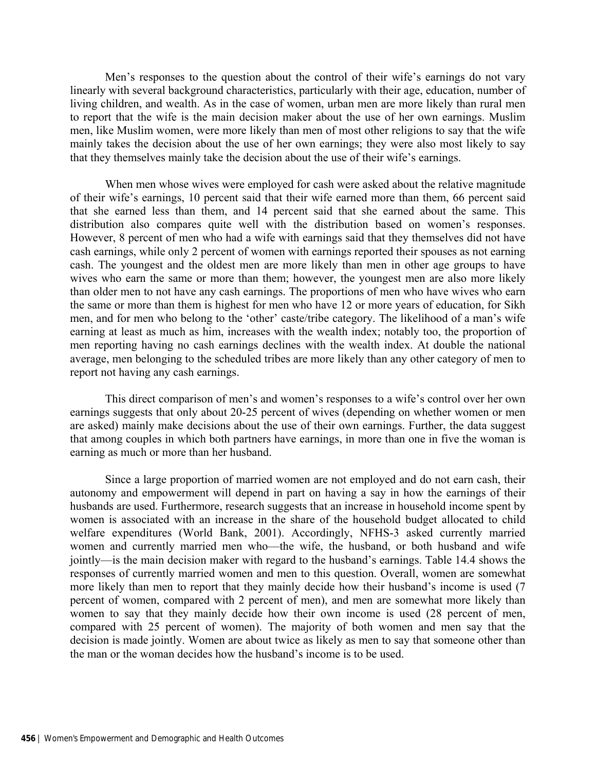Men's responses to the question about the control of their wife's earnings do not vary linearly with several background characteristics, particularly with their age, education, number of living children, and wealth. As in the case of women, urban men are more likely than rural men to report that the wife is the main decision maker about the use of her own earnings. Muslim men, like Muslim women, were more likely than men of most other religions to say that the wife mainly takes the decision about the use of her own earnings; they were also most likely to say that they themselves mainly take the decision about the use of their wife's earnings.

When men whose wives were employed for cash were asked about the relative magnitude of their wife's earnings, 10 percent said that their wife earned more than them, 66 percent said that she earned less than them, and 14 percent said that she earned about the same. This distribution also compares quite well with the distribution based on women's responses. However, 8 percent of men who had a wife with earnings said that they themselves did not have cash earnings, while only 2 percent of women with earnings reported their spouses as not earning cash. The youngest and the oldest men are more likely than men in other age groups to have wives who earn the same or more than them; however, the youngest men are also more likely than older men to not have any cash earnings. The proportions of men who have wives who earn the same or more than them is highest for men who have 12 or more years of education, for Sikh men, and for men who belong to the 'other' caste/tribe category. The likelihood of a man's wife earning at least as much as him, increases with the wealth index; notably too, the proportion of men reporting having no cash earnings declines with the wealth index. At double the national average, men belonging to the scheduled tribes are more likely than any other category of men to report not having any cash earnings.

This direct comparison of men's and women's responses to a wife's control over her own earnings suggests that only about 20-25 percent of wives (depending on whether women or men are asked) mainly make decisions about the use of their own earnings. Further, the data suggest that among couples in which both partners have earnings, in more than one in five the woman is earning as much or more than her husband.

Since a large proportion of married women are not employed and do not earn cash, their autonomy and empowerment will depend in part on having a say in how the earnings of their husbands are used. Furthermore, research suggests that an increase in household income spent by women is associated with an increase in the share of the household budget allocated to child welfare expenditures (World Bank, 2001). Accordingly, NFHS-3 asked currently married women and currently married men who—the wife, the husband, or both husband and wife jointly—is the main decision maker with regard to the husband's earnings. Table 14.4 shows the responses of currently married women and men to this question. Overall, women are somewhat more likely than men to report that they mainly decide how their husband's income is used (7 percent of women, compared with 2 percent of men), and men are somewhat more likely than women to say that they mainly decide how their own income is used (28 percent of men, compared with 25 percent of women). The majority of both women and men say that the decision is made jointly. Women are about twice as likely as men to say that someone other than the man or the woman decides how the husband's income is to be used.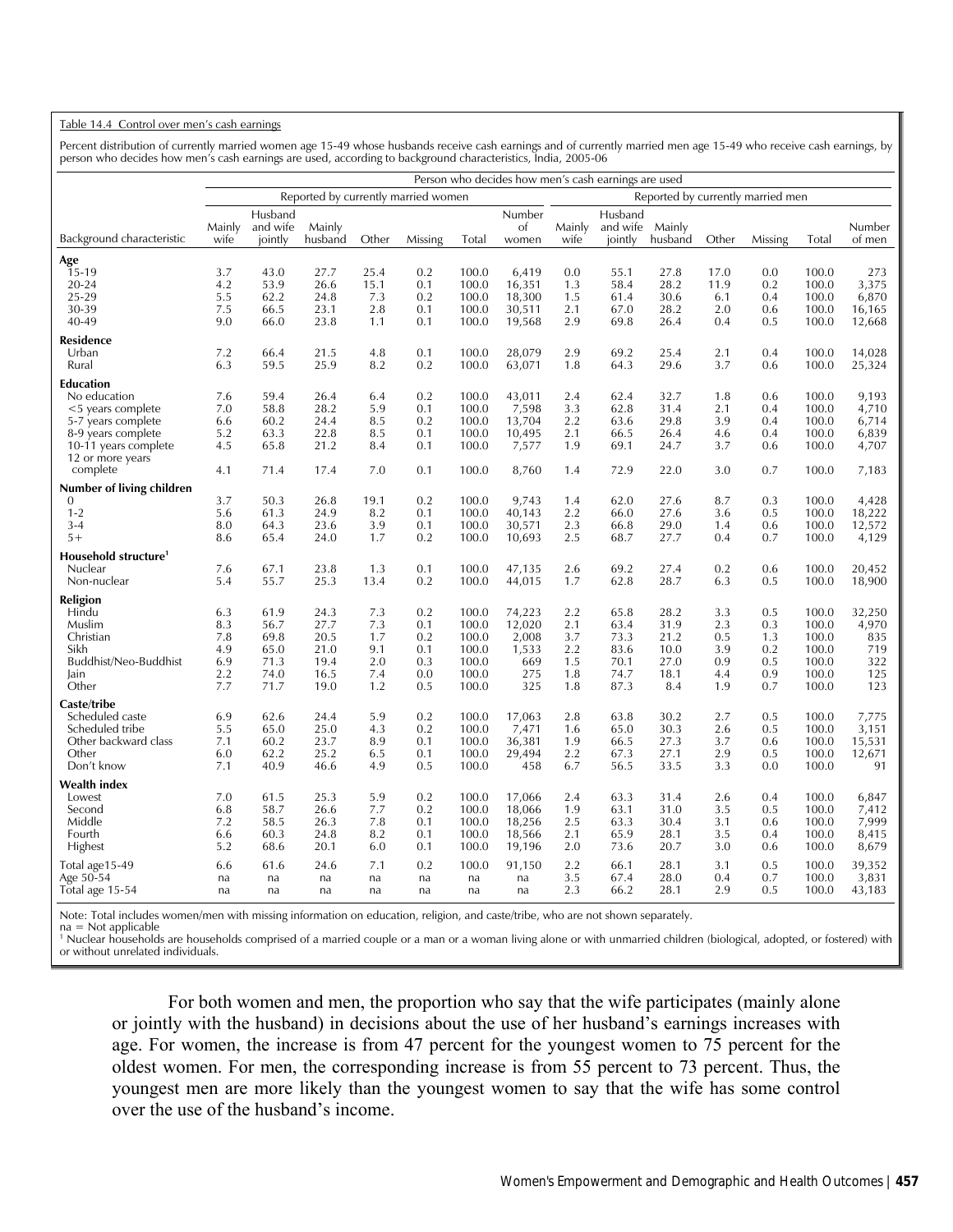Table 14.4 Control over men's cash earnings

Percent distribution of currently married women age 15-49 whose husbands receive cash earnings and of currently married men age 15-49 who receive cash earnings, by person who decides how men's cash earnings are used, according to background characteristics, India, 2005-06

| | Person who decides how men's cash earnings are used | | | | | | | | | | | | | |
|---|---|---|---|---|---|---|---|---|---|---|---|---|---|---|
| | Reported by currently married women | | | | | | | Reported by currently married men | | | | | | |
| Background characteristic | Mainly wife | Husband and wife jointly | Mainly husband | Other | Missing | Total | Number of women | Mainly wife | Husband and wife jointly | Mainly husband | Other | Missing | Total | Number of men |
| **Age** | | | | | | | | | | | | | | |
| 15-19 | 3.7 | 43.0 | 27.7 | 25.4 | 0.2 | 100.0 | 6,419 | 0.0 | 55.1 | 27.8 | 17.0 | 0.0 | 100.0 | 273 |
| 20-24 | 4.2 | 53.9 | 26.6 | 15.1 | 0.1 | 100.0 | 16,351 | 1.3 | 58.4 | 28.2 | 11.9 | 0.2 | 100.0 | 3,375 |
| 25-29 | 5.5 | 62.2 | 24.8 | 7.3 | 0.2 | 100.0 | 18,300 | 1.5 | 61.4 | 30.6 | 6.1 | 0.4 | 100.0 | 6,870 |
| 30-39 | 7.5 | 66.5 | 23.1 | 2.8 | 0.1 | 100.0 | 30,511 | 2.1 | 67.0 | 28.2 | 2.0 | 0.6 | 100.0 | 16,165 |
| 40-49 | 9.0 | 66.0 | 23.8 | 1.1 | 0.1 | 100.0 | 19,568 | 2.9 | 69.8 | 26.4 | 0.4 | 0.5 | 100.0 | 12,668 |
| **Residence** | | | | | | | | | | | | | | |
| Urban | 7.2 | 66.4 | 21.5 | 4.8 | 0.1 | 100.0 | 28,079 | 2.9 | 69.2 | 25.4 | 2.1 | 0.4 | 100.0 | 14,028 |
| Rural | 6.3 | 59.5 | 25.9 | 8.2 | 0.2 | 100.0 | 63,071 | 1.8 | 64.3 | 29.6 | 3.7 | 0.6 | 100.0 | 25,324 |
| **Education** | | | | | | | | | | | | | | |
| No education | 7.6 | 59.4 | 26.4 | 6.4 | 0.2 | 100.0 | 43,011 | 2.4 | 62.4 | 32.7 | 1.8 | 0.6 | 100.0 | 9,193 |
| <5 years complete | 7.0 | 58.8 | 28.2 | 5.9 | 0.1 | 100.0 | 7,598 | 3.3 | 62.8 | 31.4 | 2.1 | 0.4 | 100.0 | 4,710 |
| 5-7 years complete | 6.6 | 60.2 | 24.4 | 8.5 | 0.2 | 100.0 | 13,704 | 2.2 | 63.6 | 29.8 | 3.9 | 0.4 | 100.0 | 6,714 |
| 8-9 years complete | 5.2 | 63.3 | 22.8 | 8.5 | 0.1 | 100.0 | 10,495 | 2.1 | 66.5 | 26.4 | 4.6 | 0.4 | 100.0 | 6,839 |
| 10-11 years complete | 4.5 | 65.8 | 21.2 | 8.4 | 0.1 | 100.0 | 7,577 | 1.9 | 69.1 | 24.7 | 3.7 | 0.6 | 100.0 | 4,707 |
| 12 or more years complete | 4.1 | 71.4 | 17.4 | 7.0 | 0.1 | 100.0 | 8,760 | 1.4 | 72.9 | 22.0 | 3.0 | 0.7 | 100.0 | 7,183 |
| **Number of living children** | | | | | | | | | | | | | | |
| 0 | 3.7 | 50.3 | 26.8 | 19.1 | 0.2 | 100.0 | 9,743 | 1.4 | 62.0 | 27.6 | 8.7 | 0.3 | 100.0 | 4,428 |
| 1-2 | 5.6 | 61.3 | 24.9 | 8.2 | 0.1 | 100.0 | 40,143 | 2.2 | 66.0 | 27.6 | 3.6 | 0.5 | 100.0 | 18,222 |
| 3-4 | 8.0 | 64.3 | 23.6 | 3.9 | 0.1 | 100.0 | 30,571 | 2.3 | 66.8 | 29.0 | 1.4 | 0.6 | 100.0 | 12,572 |
| 5+ | 8.6 | 65.4 | 24.0 | 1.7 | 0.2 | 100.0 | 10,693 | 2.5 | 68.7 | 27.7 | 0.4 | 0.7 | 100.0 | 4,129 |
| **Household structure**[1] | | | | | | | | | | | | | | |
| Nuclear | 7.6 | 67.1 | 23.8 | 1.3 | 0.1 | 100.0 | 47,135 | 2.6 | 69.2 | 27.4 | 0.2 | 0.6 | 100.0 | 20,452 |
| Non-nuclear | 5.4 | 55.7 | 25.3 | 13.4 | 0.2 | 100.0 | 44,015 | 1.7 | 62.8 | 28.7 | 6.3 | 0.5 | 100.0 | 18,900 |
| **Religion** | | | | | | | | | | | | | | |
| Hindu | 6.3 | 61.9 | 24.3 | 7.3 | 0.2 | 100.0 | 74,223 | 2.2 | 65.8 | 28.2 | 3.3 | 0.5 | 100.0 | 32,250 |
| Muslim | 8.3 | 56.7 | 27.7 | 7.3 | 0.1 | 100.0 | 12,020 | 2.1 | 63.4 | 31.9 | 2.3 | 0.3 | 100.0 | 4,970 |
| Christian | 7.8 | 69.8 | 20.5 | 1.7 | 0.2 | 100.0 | 2,008 | 3.7 | 73.3 | 21.2 | 0.5 | 1.3 | 100.0 | 835 |
| Sikh | 4.9 | 65.0 | 21.0 | 9.1 | 0.1 | 100.0 | 1,533 | 2.2 | 83.6 | 10.0 | 3.9 | 0.2 | 100.0 | 719 |
| Buddhist/Neo-Buddhist | 6.9 | 71.3 | 19.4 | 2.0 | 0.3 | 100.0 | 669 | 1.5 | 70.1 | 27.0 | 0.9 | 0.5 | 100.0 | 322 |
| Jain | 2.2 | 74.0 | 16.5 | 7.4 | 0.0 | 100.0 | 275 | 1.8 | 74.7 | 18.1 | 4.4 | 0.9 | 100.0 | 125 |
| Other | 7.7 | 71.7 | 19.0 | 1.2 | 0.5 | 100.0 | 325 | 1.8 | 87.3 | 8.4 | 1.9 | 0.7 | 100.0 | 123 |
| **Caste/tribe** | | | | | | | | | | | | | | |
| Scheduled caste | 6.9 | 62.6 | 24.4 | 5.9 | 0.2 | 100.0 | 17,063 | 2.8 | 63.8 | 30.2 | 2.7 | 0.5 | 100.0 | 7,775 |
| Scheduled tribe | 5.5 | 65.0 | 25.0 | 4.3 | 0.2 | 100.0 | 7,471 | 1.6 | 65.0 | 30.3 | 2.6 | 0.5 | 100.0 | 3,151 |
| Other backward class | 7.1 | 60.2 | 23.7 | 8.9 | 0.1 | 100.0 | 36,381 | 1.9 | 66.5 | 27.3 | 3.7 | 0.6 | 100.0 | 15,531 |
| Other | 6.0 | 62.2 | 25.2 | 6.5 | 0.1 | 100.0 | 29,494 | 2.2 | 67.3 | 27.1 | 2.9 | 0.5 | 100.0 | 12,671 |
| Don't know | 7.1 | 40.9 | 46.6 | 4.9 | 0.5 | 100.0 | 458 | 6.7 | 56.5 | 33.5 | 3.3 | 0.0 | 100.0 | 91 |
| **Wealth index** | | | | | | | | | | | | | | |
| Lowest | 7.0 | 61.5 | 25.3 | 5.9 | 0.2 | 100.0 | 17,066 | 2.4 | 63.3 | 31.4 | 2.6 | 0.4 | 100.0 | 6,847 |
| Second | 6.8 | 58.7 | 26.6 | 7.7 | 0.2 | 100.0 | 18,066 | 1.9 | 63.1 | 31.0 | 3.5 | 0.5 | 100.0 | 7,412 |
| Middle | 7.2 | 58.5 | 26.3 | 7.8 | 0.1 | 100.0 | 18,256 | 2.5 | 63.3 | 30.4 | 3.1 | 0.6 | 100.0 | 7,999 |
| Fourth | 6.6 | 60.3 | 24.8 | 8.2 | 0.1 | 100.0 | 18,566 | 2.1 | 65.9 | 28.1 | 3.5 | 0.4 | 100.0 | 8,415 |
| Highest | 5.2 | 68.6 | 20.1 | 6.0 | 0.1 | 100.0 | 19,196 | 2.0 | 73.6 | 20.7 | 3.0 | 0.6 | 100.0 | 8,679 |
| Total age15-49 | 6.6 | 61.6 | 24.6 | 7.1 | 0.2 | 100.0 | 91,150 | 2.2 | 66.1 | 28.1 | 3.1 | 0.5 | 100.0 | 39,352 |
| Age 50-54 | na | na | na | na | na | na | na | 3.5 | 67.4 | 28.0 | 0.4 | 0.7 | 100.0 | 3,831 |
| Total age 15-54 | na | na | na | na | na | na | na | 2.3 | 66.2 | 28.1 | 2.9 | 0.5 | 100.0 | 43,183 |

Note: Total includes women/men with missing information on education, religion, and caste/tribe, who are not shown separately.
na = Not applicable
[1] Nuclear households are households comprised of a married couple or a man or a woman living alone or with unmarried children (biological, adopted, or fostered) with or without unrelated individuals.

For both women and men, the proportion who say that the wife participates (mainly alone or jointly with the husband) in decisions about the use of her husband's earnings increases with age. For women, the increase is from 47 percent for the youngest women to 75 percent for the oldest women. For men, the corresponding increase is from 55 percent to 73 percent. Thus, the youngest men are more likely than the youngest women to say that the wife has some control over the use of the husband's income.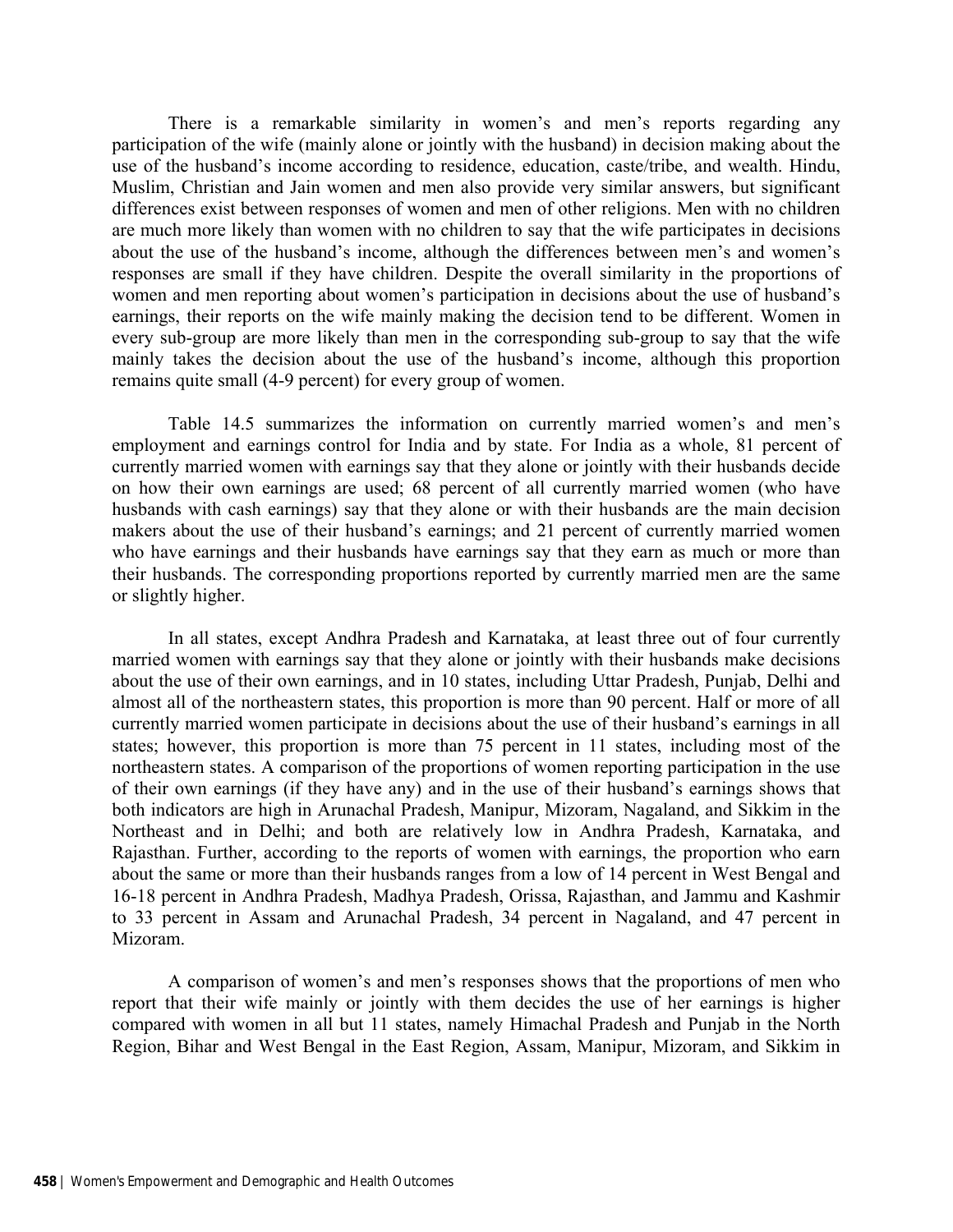There is a remarkable similarity in women's and men's reports regarding any participation of the wife (mainly alone or jointly with the husband) in decision making about the use of the husband's income according to residence, education, caste/tribe, and wealth. Hindu, Muslim, Christian and Jain women and men also provide very similar answers, but significant differences exist between responses of women and men of other religions. Men with no children are much more likely than women with no children to say that the wife participates in decisions about the use of the husband's income, although the differences between men's and women's responses are small if they have children. Despite the overall similarity in the proportions of women and men reporting about women's participation in decisions about the use of husband's earnings, their reports on the wife mainly making the decision tend to be different. Women in every sub-group are more likely than men in the corresponding sub-group to say that the wife mainly takes the decision about the use of the husband's income, although this proportion remains quite small (4-9 percent) for every group of women.

Table 14.5 summarizes the information on currently married women's and men's employment and earnings control for India and by state. For India as a whole, 81 percent of currently married women with earnings say that they alone or jointly with their husbands decide on how their own earnings are used; 68 percent of all currently married women (who have husbands with cash earnings) say that they alone or with their husbands are the main decision makers about the use of their husband's earnings; and 21 percent of currently married women who have earnings and their husbands have earnings say that they earn as much or more than their husbands. The corresponding proportions reported by currently married men are the same or slightly higher.

In all states, except Andhra Pradesh and Karnataka, at least three out of four currently married women with earnings say that they alone or jointly with their husbands make decisions about the use of their own earnings, and in 10 states, including Uttar Pradesh, Punjab, Delhi and almost all of the northeastern states, this proportion is more than 90 percent. Half or more of all currently married women participate in decisions about the use of their husband's earnings in all states; however, this proportion is more than 75 percent in 11 states, including most of the northeastern states. A comparison of the proportions of women reporting participation in the use of their own earnings (if they have any) and in the use of their husband's earnings shows that both indicators are high in Arunachal Pradesh, Manipur, Mizoram, Nagaland, and Sikkim in the Northeast and in Delhi; and both are relatively low in Andhra Pradesh, Karnataka, and Rajasthan. Further, according to the reports of women with earnings, the proportion who earn about the same or more than their husbands ranges from a low of 14 percent in West Bengal and 16-18 percent in Andhra Pradesh, Madhya Pradesh, Orissa, Rajasthan, and Jammu and Kashmir to 33 percent in Assam and Arunachal Pradesh, 34 percent in Nagaland, and 47 percent in Mizoram.

A comparison of women's and men's responses shows that the proportions of men who report that their wife mainly or jointly with them decides the use of her earnings is higher compared with women in all but 11 states, namely Himachal Pradesh and Punjab in the North Region, Bihar and West Bengal in the East Region, Assam, Manipur, Mizoram, and Sikkim in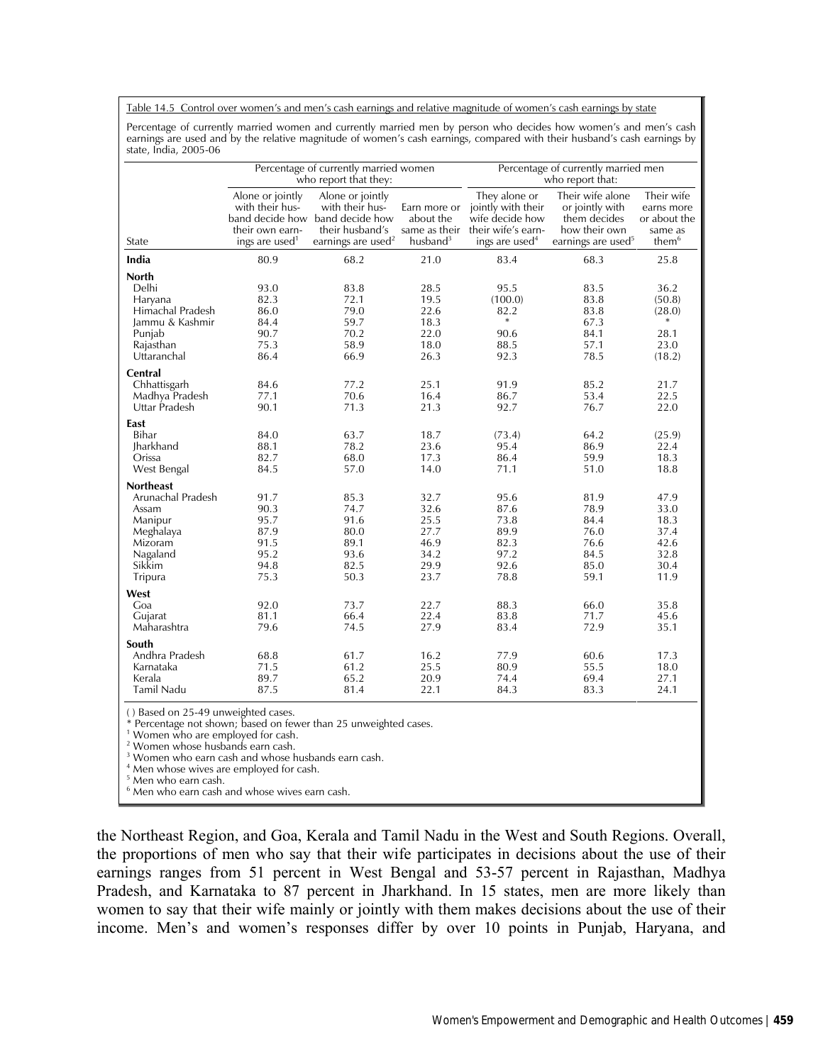Table 14.5 Control over women's and men's cash earnings and relative magnitude of women's cash earnings by state

Percentage of currently married women and currently married men by person who decides how women's and men's cash earnings are used and by the relative magnitude of women's cash earnings, compared with their husband's cash earnings by state, India, 2005-06

| State | Percentage of currently married women who report that they: | | | Percentage of currently married men who report that: | | |
|---|---|---|---|---|---|---|
| | Alone or jointly with their husband decide how their own earnings are used[1] | Alone or jointly with their husband decide how their husband's earnings are used[2] | Earn more or about the same as their husband[3] | They alone or jointly with their wife decide how their wife's earnings are used[4] | Their wife alone or jointly with them decides how their own earnings are used[5] | Their wife earns more or about the same as them[6] |
| **India** | 80.9 | 68.2 | 21.0 | 83.4 | 68.3 | 25.8 |
| **North** | | | | | | |
| Delhi | 93.0 | 83.8 | 28.5 | 95.5 | 83.5 | 36.2 |
| Haryana | 82.3 | 72.1 | 19.5 | (100.0) | 83.8 | (50.8) |
| Himachal Pradesh | 86.0 | 79.0 | 22.6 | 82.2 | 83.8 | (28.0) |
| Jammu & Kashmir | 84.4 | 59.7 | 18.3 | * | 67.3 | * |
| Punjab | 90.7 | 70.2 | 22.0 | 90.6 | 84.1 | 28.1 |
| Rajasthan | 75.3 | 58.9 | 18.0 | 88.5 | 57.1 | 23.0 |
| Uttaranchal | 86.4 | 66.9 | 26.3 | 92.3 | 78.5 | (18.2) |
| **Central** | | | | | | |
| Chhattisgarh | 84.6 | 77.2 | 25.1 | 91.9 | 85.2 | 21.7 |
| Madhya Pradesh | 77.1 | 70.6 | 16.4 | 86.7 | 53.4 | 22.5 |
| Uttar Pradesh | 90.1 | 71.3 | 21.3 | 92.7 | 76.7 | 22.0 |
| **East** | | | | | | |
| Bihar | 84.0 | 63.7 | 18.7 | (73.4) | 64.2 | (25.9) |
| Jharkhand | 88.1 | 78.2 | 23.6 | 95.4 | 86.9 | 22.4 |
| Orissa | 82.7 | 68.0 | 17.3 | 86.4 | 59.9 | 18.3 |
| West Bengal | 84.5 | 57.0 | 14.0 | 71.1 | 51.0 | 18.8 |
| **Northeast** | | | | | | |
| Arunachal Pradesh | 91.7 | 85.3 | 32.7 | 95.6 | 81.9 | 47.9 |
| Assam | 90.3 | 74.7 | 32.6 | 87.6 | 78.9 | 33.0 |
| Manipur | 95.7 | 91.6 | 25.5 | 73.8 | 84.4 | 18.3 |
| Meghalaya | 87.9 | 80.0 | 27.7 | 89.9 | 76.0 | 37.4 |
| Mizoram | 91.5 | 89.1 | 46.9 | 82.3 | 76.6 | 42.6 |
| Nagaland | 95.2 | 93.6 | 34.2 | 97.2 | 84.5 | 32.8 |
| Sikkim | 94.8 | 82.5 | 29.9 | 92.6 | 85.0 | 30.4 |
| Tripura | 75.3 | 50.3 | 23.7 | 78.8 | 59.1 | 11.9 |
| **West** | | | | | | |
| Goa | 92.0 | 73.7 | 22.7 | 88.3 | 66.0 | 35.8 |
| Gujarat | 81.1 | 66.4 | 22.4 | 83.8 | 71.7 | 45.6 |
| Maharashtra | 79.6 | 74.5 | 27.9 | 83.4 | 72.9 | 35.1 |
| **South** | | | | | | |
| Andhra Pradesh | 68.8 | 61.7 | 16.2 | 77.9 | 60.6 | 17.3 |
| Karnataka | 71.5 | 61.2 | 25.5 | 80.9 | 55.5 | 18.0 |
| Kerala | 89.7 | 65.2 | 20.9 | 74.4 | 69.4 | 27.1 |
| Tamil Nadu | 87.5 | 81.4 | 22.1 | 84.3 | 83.3 | 24.1 |

( ) Based on 25-49 unweighted cases.
* Percentage not shown; based on fewer than 25 unweighted cases.
[1] Women who are employed for cash.
[2] Women whose husbands earn cash.
[3] Women who earn cash and whose husbands earn cash.
[4] Men whose wives are employed for cash.
[5] Men who earn cash.
[6] Men who earn cash and whose wives earn cash.

the Northeast Region, and Goa, Kerala and Tamil Nadu in the West and South Regions. Overall, the proportions of men who say that their wife participates in decisions about the use of their earnings ranges from 51 percent in West Bengal and 53-57 percent in Rajasthan, Madhya Pradesh, and Karnataka to 87 percent in Jharkhand. In 15 states, men are more likely than women to say that their wife mainly or jointly with them makes decisions about the use of their income. Men's and women's responses differ by over 10 points in Punjab, Haryana, and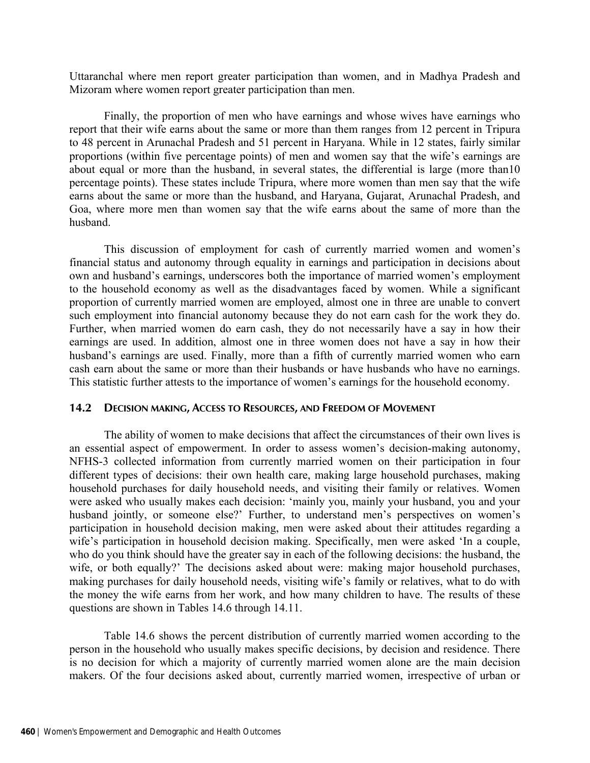Uttaranchal where men report greater participation than women, and in Madhya Pradesh and Mizoram where women report greater participation than men.

Finally, the proportion of men who have earnings and whose wives have earnings who report that their wife earns about the same or more than them ranges from 12 percent in Tripura to 48 percent in Arunachal Pradesh and 51 percent in Haryana. While in 12 states, fairly similar proportions (within five percentage points) of men and women say that the wife's earnings are about equal or more than the husband, in several states, the differential is large (more than10 percentage points). These states include Tripura, where more women than men say that the wife earns about the same or more than the husband, and Haryana, Gujarat, Arunachal Pradesh, and Goa, where more men than women say that the wife earns about the same of more than the husband.

This discussion of employment for cash of currently married women and women's financial status and autonomy through equality in earnings and participation in decisions about own and husband's earnings, underscores both the importance of married women's employment to the household economy as well as the disadvantages faced by women. While a significant proportion of currently married women are employed, almost one in three are unable to convert such employment into financial autonomy because they do not earn cash for the work they do. Further, when married women do earn cash, they do not necessarily have a say in how their earnings are used. In addition, almost one in three women does not have a say in how their husband's earnings are used. Finally, more than a fifth of currently married women who earn cash earn about the same or more than their husbands or have husbands who have no earnings. This statistic further attests to the importance of women's earnings for the household economy.

## 14.2 Decision Making, Access to Resources, and Freedom of Movement

The ability of women to make decisions that affect the circumstances of their own lives is an essential aspect of empowerment. In order to assess women's decision-making autonomy, NFHS-3 collected information from currently married women on their participation in four different types of decisions: their own health care, making large household purchases, making household purchases for daily household needs, and visiting their family or relatives. Women were asked who usually makes each decision: 'mainly you, mainly your husband, you and your husband jointly, or someone else?' Further, to understand men's perspectives on women's participation in household decision making, men were asked about their attitudes regarding a wife's participation in household decision making. Specifically, men were asked 'In a couple, who do you think should have the greater say in each of the following decisions: the husband, the wife, or both equally?' The decisions asked about were: making major household purchases, making purchases for daily household needs, visiting wife's family or relatives, what to do with the money the wife earns from her work, and how many children to have. The results of these questions are shown in Tables 14.6 through 14.11.

Table 14.6 shows the percent distribution of currently married women according to the person in the household who usually makes specific decisions, by decision and residence. There is no decision for which a majority of currently married women alone are the main decision makers. Of the four decisions asked about, currently married women, irrespective of urban or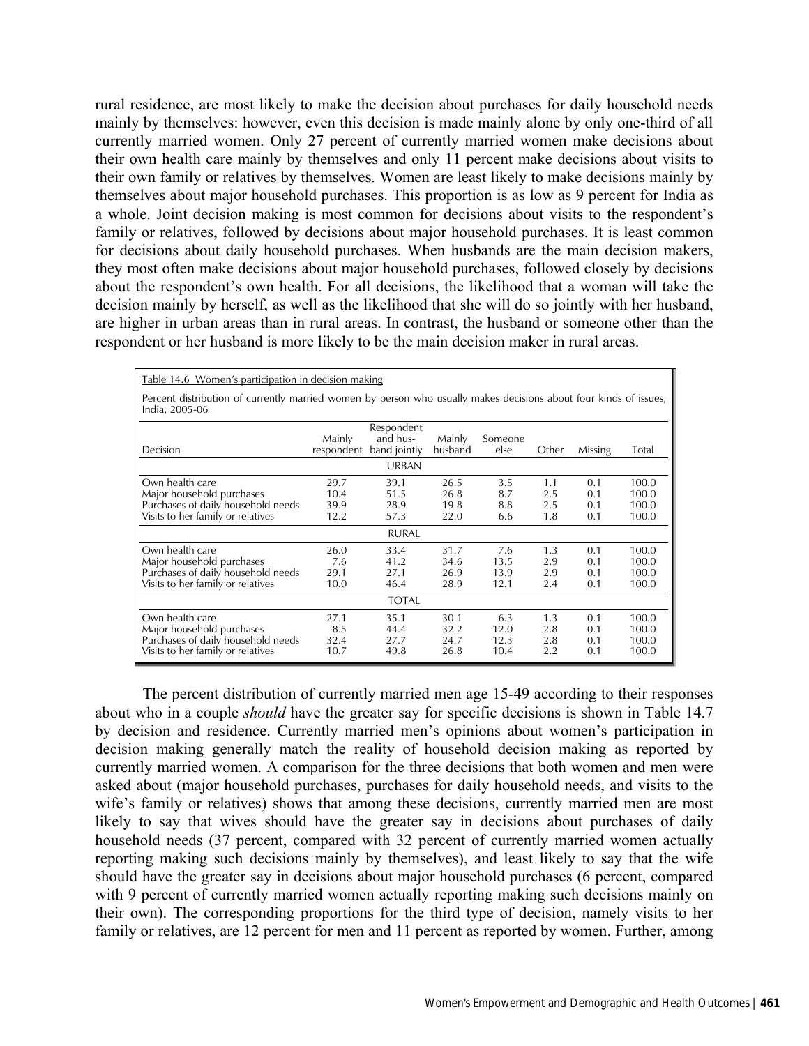rural residence, are most likely to make the decision about purchases for daily household needs mainly by themselves: however, even this decision is made mainly alone by only one-third of all currently married women. Only 27 percent of currently married women make decisions about their own health care mainly by themselves and only 11 percent make decisions about visits to their own family or relatives by themselves. Women are least likely to make decisions mainly by themselves about major household purchases. This proportion is as low as 9 percent for India as a whole. Joint decision making is most common for decisions about visits to the respondent's family or relatives, followed by decisions about major household purchases. It is least common for decisions about daily household purchases. When husbands are the main decision makers, they most often make decisions about major household purchases, followed closely by decisions about the respondent's own health. For all decisions, the likelihood that a woman will take the decision mainly by herself, as well as the likelihood that she will do so jointly with her husband, are higher in urban areas than in rural areas. In contrast, the husband or someone other than the respondent or her husband is more likely to be the main decision maker in rural areas.

Table 14.6 Women's participation in decision making

Percent distribution of currently married women by person who usually makes decisions about four kinds of issues, India, 2005-06

| Decision | Mainly respondent | Respondent and husband jointly | Mainly husband | Someone else | Other | Missing | Total |
|---|---|---|---|---|---|---|---|
| **URBAN** | | | | | | | |
| Own health care | 29.7 | 39.1 | 26.5 | 3.5 | 1.1 | 0.1 | 100.0 |
| Major household purchases | 10.4 | 51.5 | 26.8 | 8.7 | 2.5 | 0.1 | 100.0 |
| Purchases of daily household needs | 39.9 | 28.9 | 19.8 | 8.8 | 2.5 | 0.1 | 100.0 |
| Visits to her family or relatives | 12.2 | 57.3 | 22.0 | 6.6 | 1.8 | 0.1 | 100.0 |
| **RURAL** | | | | | | | |
| Own health care | 26.0 | 33.4 | 31.7 | 7.6 | 1.3 | 0.1 | 100.0 |
| Major household purchases | 7.6 | 41.2 | 34.6 | 13.5 | 2.9 | 0.1 | 100.0 |
| Purchases of daily household needs | 29.1 | 27.1 | 26.9 | 13.9 | 2.9 | 0.1 | 100.0 |
| Visits to her family or relatives | 10.0 | 46.4 | 28.9 | 12.1 | 2.4 | 0.1 | 100.0 |
| **TOTAL** | | | | | | | |
| Own health care | 27.1 | 35.1 | 30.1 | 6.3 | 1.3 | 0.1 | 100.0 |
| Major household purchases | 8.5 | 44.4 | 32.2 | 12.0 | 2.8 | 0.1 | 100.0 |
| Purchases of daily household needs | 32.4 | 27.7 | 24.7 | 12.3 | 2.8 | 0.1 | 100.0 |
| Visits to her family or relatives | 10.7 | 49.8 | 26.8 | 10.4 | 2.2 | 0.1 | 100.0 |

The percent distribution of currently married men age 15-49 according to their responses about who in a couple *should* have the greater say for specific decisions is shown in Table 14.7 by decision and residence. Currently married men's opinions about women's participation in decision making generally match the reality of household decision making as reported by currently married women. A comparison for the three decisions that both women and men were asked about (major household purchases, purchases for daily household needs, and visits to the wife's family or relatives) shows that among these decisions, currently married men are most likely to say that wives should have the greater say in decisions about purchases of daily household needs (37 percent, compared with 32 percent of currently married women actually reporting making such decisions mainly by themselves), and least likely to say that the wife should have the greater say in decisions about major household purchases (6 percent, compared with 9 percent of currently married women actually reporting making such decisions mainly on their own). The corresponding proportions for the third type of decision, namely visits to her family or relatives, are 12 percent for men and 11 percent as reported by women. Further, among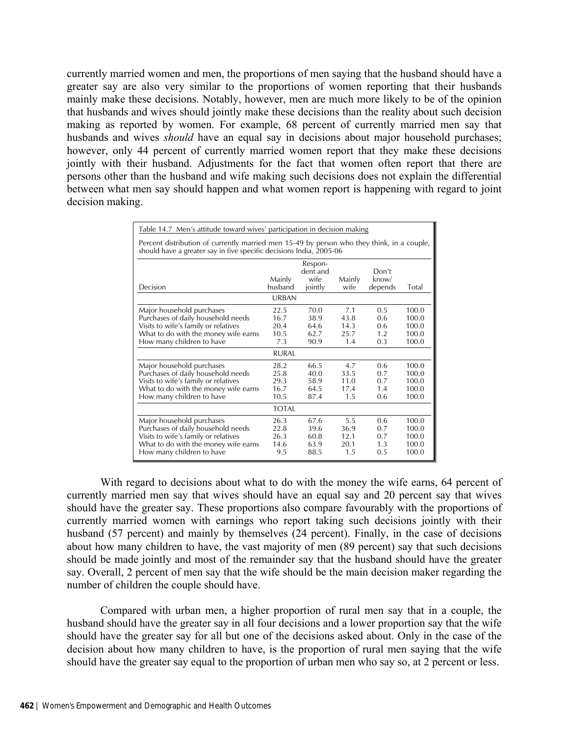currently married women and men, the proportions of men saying that the husband should have a greater say are also very similar to the proportions of women reporting that their husbands mainly make these decisions. Notably, however, men are much more likely to be of the opinion that husbands and wives should jointly make these decisions than the reality about such decision making as reported by women. For example, 68 percent of currently married men say that husbands and wives *should* have an equal say in decisions about major household purchases; however, only 44 percent of currently married women report that they make these decisions jointly with their husband. Adjustments for the fact that women often report that there are persons other than the husband and wife making such decisions does not explain the differential between what men say should happen and what women report is happening with regard to joint decision making.

Table 14.7 Men's attitude toward wives' participation in decision making

Percent distribution of currently married men 15-49 by person who they think, in a couple, should have a greater say in five specific decisions India, 2005-06

| Decision | Mainly husband | Respondent and wife jointly | Mainly wife | Don't know/ depends | Total |
|---|---|---|---|---|---|
| URBAN | | | | | |
| Major household purchases | 22.5 | 70.0 | 7.1 | 0.5 | 100.0 |
| Purchases of daily household needs | 16.7 | 38.9 | 43.8 | 0.6 | 100.0 |
| Visits to wife's family or relatives | 20.4 | 64.6 | 14.3 | 0.6 | 100.0 |
| What to do with the money wife earns | 10.5 | 62.7 | 25.7 | 1.2 | 100.0 |
| How many children to have | 7.3 | 90.9 | 1.4 | 0.3 | 100.0 |
| RURAL | | | | | |
| Major household purchases | 28.2 | 66.5 | 4.7 | 0.6 | 100.0 |
| Purchases of daily household needs | 25.8 | 40.0 | 33.5 | 0.7 | 100.0 |
| Visits to wife's family or relatives | 29.3 | 58.9 | 11.0 | 0.7 | 100.0 |
| What to do with the money wife earns | 16.7 | 64.5 | 17.4 | 1.4 | 100.0 |
| How many children to have | 10.5 | 87.4 | 1.5 | 0.6 | 100.0 |
| TOTAL | | | | | |
| Major household purchases | 26.3 | 67.6 | 5.5 | 0.6 | 100.0 |
| Purchases of daily household needs | 22.8 | 39.6 | 36.9 | 0.7 | 100.0 |
| Visits to wife's family or relatives | 26.3 | 60.8 | 12.1 | 0.7 | 100.0 |
| What to do with the money wife earns | 14.6 | 63.9 | 20.1 | 1.3 | 100.0 |
| How many children to have | 9.5 | 88.5 | 1.5 | 0.5 | 100.0 |

With regard to decisions about what to do with the money the wife earns, 64 percent of currently married men say that wives should have an equal say and 20 percent say that wives should have the greater say. These proportions also compare favourably with the proportions of currently married women with earnings who report taking such decisions jointly with their husband (57 percent) and mainly by themselves (24 percent). Finally, in the case of decisions about how many children to have, the vast majority of men (89 percent) say that such decisions should be made jointly and most of the remainder say that the husband should have the greater say. Overall, 2 percent of men say that the wife should be the main decision maker regarding the number of children the couple should have.

Compared with urban men, a higher proportion of rural men say that in a couple, the husband should have the greater say in all four decisions and a lower proportion say that the wife should have the greater say for all but one of the decisions asked about. Only in the case of the decision about how many children to have, is the proportion of rural men saying that the wife should have the greater say equal to the proportion of urban men who say so, at 2 percent or less.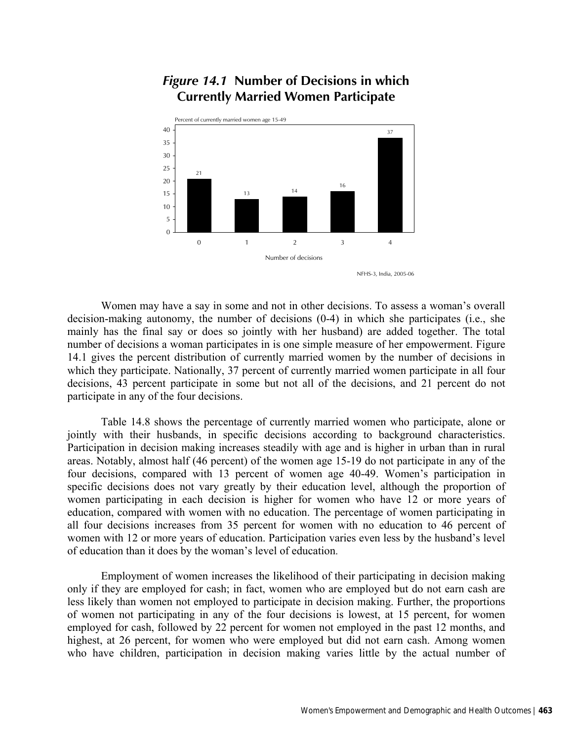## *Figure 14.1* Number of Decisions in which Currently Married Women Participate

Percent of currently married women age 15-49

| Number of decisions | Percent |
|---|---|
| 0 | 21 |
| 1 | 13 |
| 2 | 14 |
| 3 | 16 |
| 4 | 37 |

NFHS-3, India, 2005-06

Women may have a say in some and not in other decisions. To assess a woman's overall decision-making autonomy, the number of decisions (0-4) in which she participates (i.e., she mainly has the final say or does so jointly with her husband) are added together. The total number of decisions a woman participates in is one simple measure of her empowerment. Figure 14.1 gives the percent distribution of currently married women by the number of decisions in which they participate. Nationally, 37 percent of currently married women participate in all four decisions, 43 percent participate in some but not all of the decisions, and 21 percent do not participate in any of the four decisions.

Table 14.8 shows the percentage of currently married women who participate, alone or jointly with their husbands, in specific decisions according to background characteristics. Participation in decision making increases steadily with age and is higher in urban than in rural areas. Notably, almost half (46 percent) of the women age 15-19 do not participate in any of the four decisions, compared with 13 percent of women age 40-49. Women's participation in specific decisions does not vary greatly by their education level, although the proportion of women participating in each decision is higher for women who have 12 or more years of education, compared with women with no education. The percentage of women participating in all four decisions increases from 35 percent for women with no education to 46 percent of women with 12 or more years of education. Participation varies even less by the husband's level of education than it does by the woman's level of education.

Employment of women increases the likelihood of their participating in decision making only if they are employed for cash; in fact, women who are employed but do not earn cash are less likely than women not employed to participate in decision making. Further, the proportions of women not participating in any of the four decisions is lowest, at 15 percent, for women employed for cash, followed by 22 percent for women not employed in the past 12 months, and highest, at 26 percent, for women who were employed but did not earn cash. Among women who have children, participation in decision making varies little by the actual number of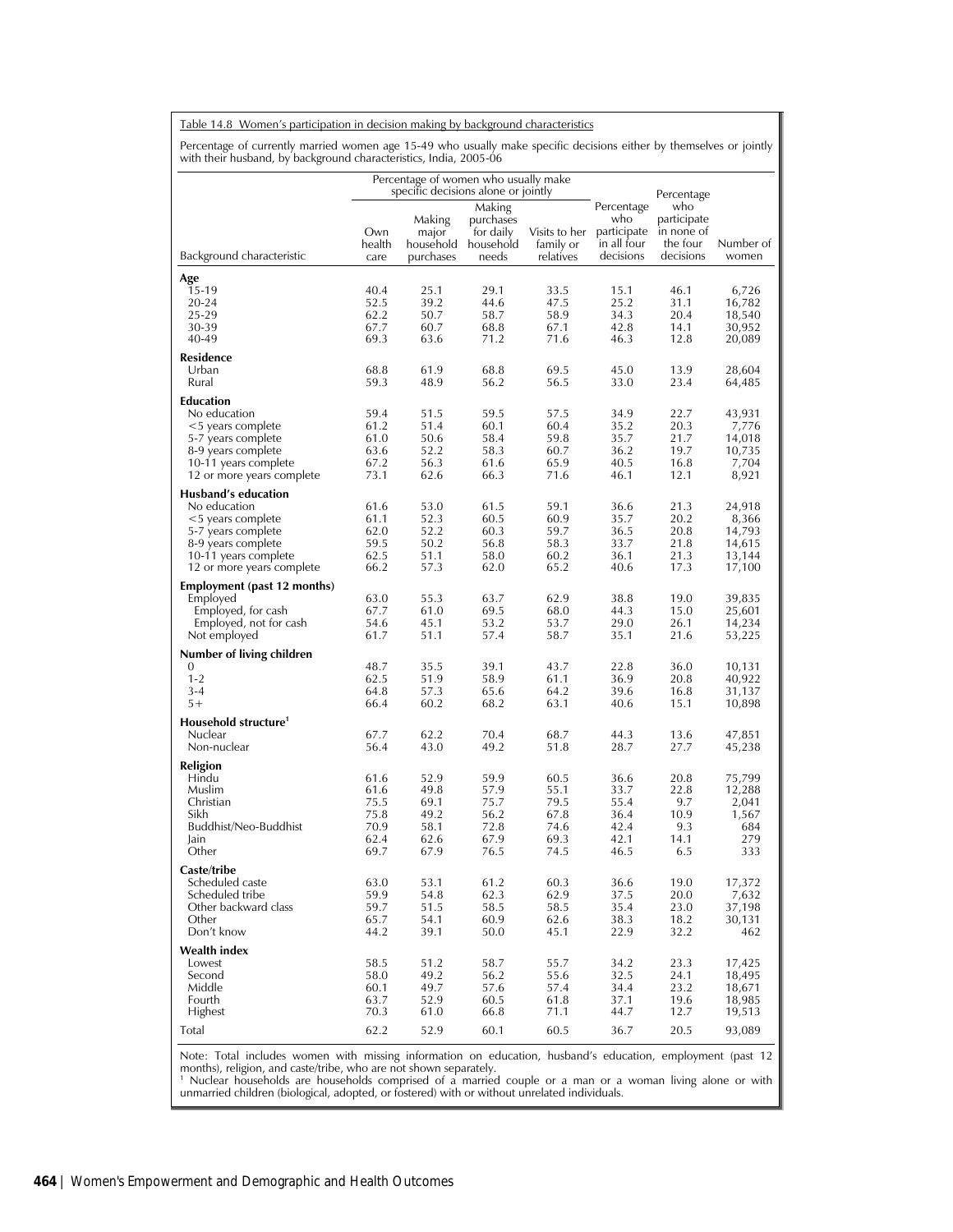Table 14.8 Women's participation in decision making by background characteristics

Percentage of currently married women age 15-49 who usually make specific decisions either by themselves or jointly with their husband, by background characteristics, India, 2005-06

| Background characteristic | Percentage of women who usually make specific decisions alone or jointly | | | | Percentage who participate in all four decisions | Percentage who participate in none of the four decisions | Number of women |
|---|---|---|---|---|---|---|---|
| | Own health care | Making major household purchases | Making purchases for daily household needs | Visits to her family or relatives | | | |
| **Age** | | | | | | | |
| 15-19 | 40.4 | 25.1 | 29.1 | 33.5 | 15.1 | 46.1 | 6,726 |
| 20-24 | 52.5 | 39.2 | 44.6 | 47.5 | 25.2 | 31.1 | 16,782 |
| 25-29 | 62.2 | 50.7 | 58.7 | 58.9 | 34.3 | 20.4 | 18,540 |
| 30-39 | 67.7 | 60.7 | 68.8 | 67.1 | 42.8 | 14.1 | 30,952 |
| 40-49 | 69.3 | 63.6 | 71.2 | 71.6 | 46.3 | 12.8 | 20,089 |
| **Residence** | | | | | | | |
| Urban | 68.8 | 61.9 | 68.8 | 69.5 | 45.0 | 13.9 | 28,604 |
| Rural | 59.3 | 48.9 | 56.2 | 56.5 | 33.0 | 23.4 | 64,485 |
| **Education** | | | | | | | |
| No education | 59.4 | 51.5 | 59.5 | 57.5 | 34.9 | 22.7 | 43,931 |
| <5 years complete | 61.2 | 51.4 | 60.1 | 60.4 | 35.2 | 20.3 | 7,776 |
| 5-7 years complete | 61.0 | 50.6 | 58.4 | 59.8 | 35.7 | 21.7 | 14,018 |
| 8-9 years complete | 63.6 | 52.2 | 58.3 | 60.7 | 36.2 | 19.7 | 10,735 |
| 10-11 years complete | 67.2 | 56.3 | 61.6 | 65.9 | 40.5 | 16.8 | 7,704 |
| 12 or more years complete | 73.1 | 62.6 | 66.3 | 71.6 | 46.1 | 12.1 | 8,921 |
| **Husband's education** | | | | | | | |
| No education | 61.6 | 53.0 | 61.5 | 59.1 | 36.6 | 21.3 | 24,918 |
| <5 years complete | 61.1 | 52.3 | 60.5 | 60.9 | 35.7 | 20.2 | 8,366 |
| 5-7 years complete | 62.0 | 52.2 | 60.3 | 59.7 | 36.5 | 20.8 | 14,793 |
| 8-9 years complete | 59.5 | 50.2 | 56.8 | 58.3 | 33.7 | 21.8 | 14,615 |
| 10-11 years complete | 62.5 | 51.1 | 58.0 | 60.2 | 36.1 | 21.3 | 13,144 |
| 12 or more years complete | 66.2 | 57.3 | 62.0 | 65.2 | 40.6 | 17.3 | 17,100 |
| **Employment (past 12 months)** | | | | | | | |
| Employed | 63.0 | 55.3 | 63.7 | 62.9 | 38.8 | 19.0 | 39,835 |
| Employed, for cash | 67.7 | 61.0 | 69.5 | 68.0 | 44.3 | 15.0 | 25,601 |
| Employed, not for cash | 54.6 | 45.1 | 53.2 | 53.7 | 29.0 | 26.1 | 14,234 |
| Not employed | 61.7 | 51.1 | 57.4 | 58.7 | 35.1 | 21.6 | 53,225 |
| **Number of living children** | | | | | | | |
| 0 | 48.7 | 35.5 | 39.1 | 43.7 | 22.8 | 36.0 | 10,131 |
| 1-2 | 62.5 | 51.9 | 58.9 | 61.1 | 36.9 | 20.8 | 40,922 |
| 3-4 | 64.8 | 57.3 | 65.6 | 64.2 | 39.6 | 16.8 | 31,137 |
| 5+ | 66.4 | 60.2 | 68.2 | 63.1 | 40.6 | 15.1 | 10,898 |
| **Household structure[1]** | | | | | | | |
| Nuclear | 67.7 | 62.2 | 70.4 | 68.7 | 44.3 | 13.6 | 47,851 |
| Non-nuclear | 56.4 | 43.0 | 49.2 | 51.8 | 28.7 | 27.7 | 45,238 |
| **Religion** | | | | | | | |
| Hindu | 61.6 | 52.9 | 59.9 | 60.5 | 36.6 | 20.8 | 75,799 |
| Muslim | 61.6 | 49.8 | 57.9 | 55.1 | 33.7 | 22.8 | 12,288 |
| Christian | 75.5 | 69.1 | 75.7 | 79.5 | 55.4 | 9.7 | 2,041 |
| Sikh | 75.8 | 49.2 | 56.2 | 67.8 | 36.4 | 10.9 | 1,567 |
| Buddhist/Neo-Buddhist | 70.9 | 58.1 | 72.8 | 74.6 | 42.4 | 9.3 | 684 |
| Jain | 62.4 | 62.6 | 67.9 | 69.3 | 42.1 | 14.1 | 279 |
| Other | 69.7 | 67.9 | 76.5 | 74.5 | 46.5 | 6.5 | 333 |
| **Caste/tribe** | | | | | | | |
| Scheduled caste | 63.0 | 53.1 | 61.2 | 60.3 | 36.6 | 19.0 | 17,372 |
| Scheduled tribe | 59.9 | 54.8 | 62.3 | 62.9 | 37.5 | 20.0 | 7,632 |
| Other backward class | 59.7 | 51.5 | 58.5 | 58.5 | 35.4 | 23.0 | 37,198 |
| Other | 65.7 | 54.1 | 60.9 | 62.6 | 38.3 | 18.2 | 30,131 |
| Don't know | 44.2 | 39.1 | 50.0 | 45.1 | 22.9 | 32.2 | 462 |
| **Wealth index** | | | | | | | |
| Lowest | 58.5 | 51.2 | 58.7 | 55.7 | 34.2 | 23.3 | 17,425 |
| Second | 58.0 | 49.2 | 56.2 | 55.6 | 32.5 | 24.1 | 18,495 |
| Middle | 60.1 | 49.7 | 57.6 | 57.4 | 34.4 | 23.2 | 18,671 |
| Fourth | 63.7 | 52.9 | 60.5 | 61.8 | 37.1 | 19.6 | 18,985 |
| Highest | 70.3 | 61.0 | 66.8 | 71.1 | 44.7 | 12.7 | 19,513 |
| Total | 62.2 | 52.9 | 60.1 | 60.5 | 36.7 | 20.5 | 93,089 |

Note: Total includes women with missing information on education, husband's education, employment (past 12 months), religion, and caste/tribe, who are not shown separately.

[1] Nuclear households are households comprised of a married couple or a man or a woman living alone or with unmarried children (biological, adopted, or fostered) with or without unrelated individuals.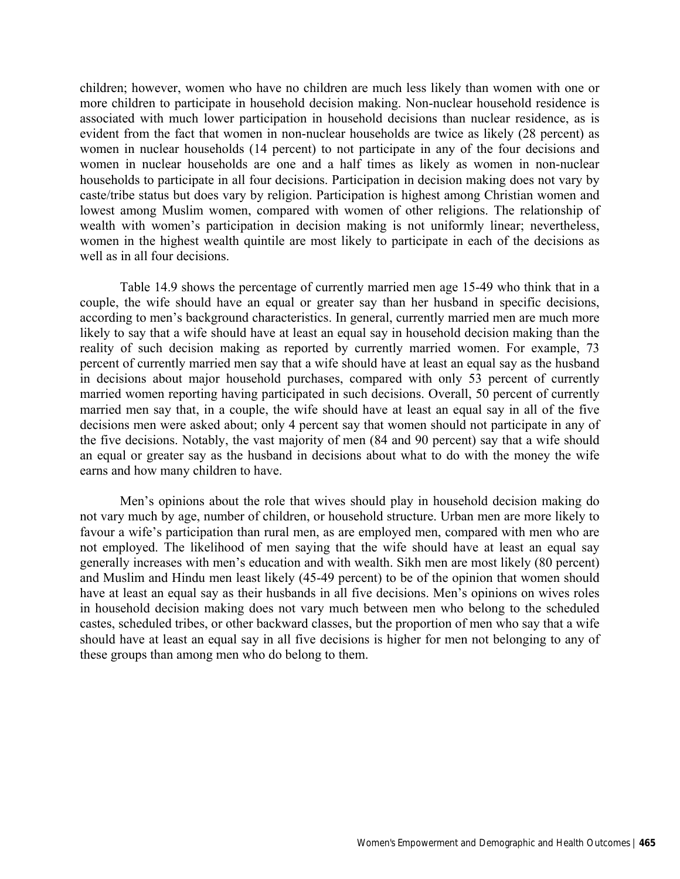children; however, women who have no children are much less likely than women with one or more children to participate in household decision making. Non-nuclear household residence is associated with much lower participation in household decisions than nuclear residence, as is evident from the fact that women in non-nuclear households are twice as likely (28 percent) as women in nuclear households (14 percent) to not participate in any of the four decisions and women in nuclear households are one and a half times as likely as women in non-nuclear households to participate in all four decisions. Participation in decision making does not vary by caste/tribe status but does vary by religion. Participation is highest among Christian women and lowest among Muslim women, compared with women of other religions. The relationship of wealth with women's participation in decision making is not uniformly linear; nevertheless, women in the highest wealth quintile are most likely to participate in each of the decisions as well as in all four decisions.

Table 14.9 shows the percentage of currently married men age 15-49 who think that in a couple, the wife should have an equal or greater say than her husband in specific decisions, according to men's background characteristics. In general, currently married men are much more likely to say that a wife should have at least an equal say in household decision making than the reality of such decision making as reported by currently married women. For example, 73 percent of currently married men say that a wife should have at least an equal say as the husband in decisions about major household purchases, compared with only 53 percent of currently married women reporting having participated in such decisions. Overall, 50 percent of currently married men say that, in a couple, the wife should have at least an equal say in all of the five decisions men were asked about; only 4 percent say that women should not participate in any of the five decisions. Notably, the vast majority of men (84 and 90 percent) say that a wife should an equal or greater say as the husband in decisions about what to do with the money the wife earns and how many children to have.

Men's opinions about the role that wives should play in household decision making do not vary much by age, number of children, or household structure. Urban men are more likely to favour a wife's participation than rural men, as are employed men, compared with men who are not employed. The likelihood of men saying that the wife should have at least an equal say generally increases with men's education and with wealth. Sikh men are most likely (80 percent) and Muslim and Hindu men least likely (45-49 percent) to be of the opinion that women should have at least an equal say as their husbands in all five decisions. Men's opinions on wives roles in household decision making does not vary much between men who belong to the scheduled castes, scheduled tribes, or other backward classes, but the proportion of men who say that a wife should have at least an equal say in all five decisions is higher for men not belonging to any of these groups than among men who do belong to them.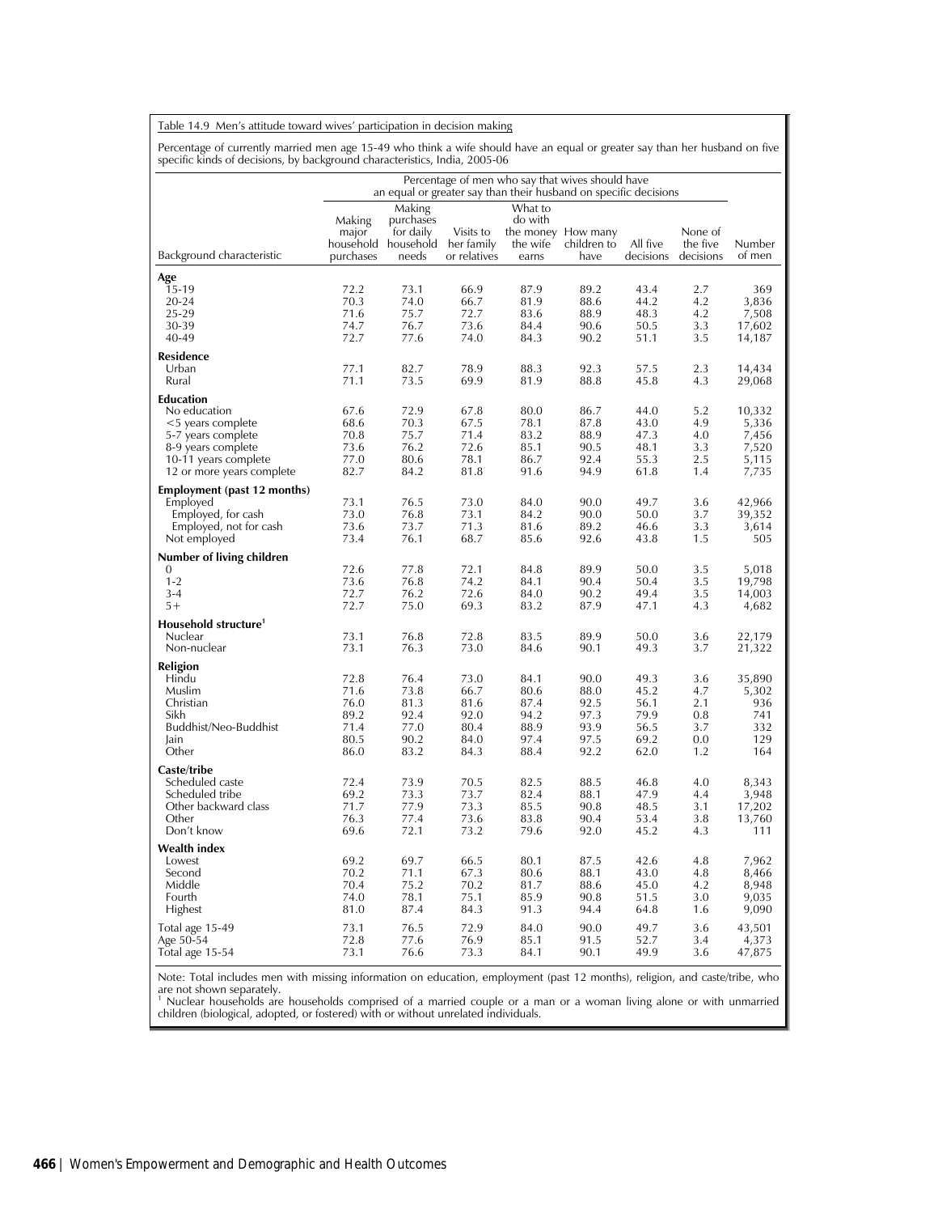Table 14.9 Men's attitude toward wives' participation in decision making

Percentage of currently married men age 15-49 who think a wife should have an equal or greater say than her husband on five specific kinds of decisions, by background characteristics, India, 2005-06

| Background characteristic | Percentage of men who say that wives should have an equal or greater say than their husband on specific decisions | | | | | | | Number of men |
|---|---|---|---|---|---|---|---|---|
| | Making major household purchases | Making purchases for daily household needs | Visits to her family or relatives | What to do with the money the wife earns | How many children to have | All five decisions | None of the five decisions | |
| **Age** | | | | | | | | |
| 15-19 | 72.2 | 73.1 | 66.9 | 87.9 | 89.2 | 43.4 | 2.7 | 369 |
| 20-24 | 70.3 | 74.0 | 66.7 | 81.9 | 88.6 | 44.2 | 4.2 | 3,836 |
| 25-29 | 71.6 | 75.7 | 72.7 | 83.6 | 88.9 | 48.3 | 4.2 | 7,508 |
| 30-39 | 74.7 | 76.7 | 73.6 | 84.4 | 90.6 | 50.5 | 3.3 | 17,602 |
| 40-49 | 72.7 | 77.6 | 74.0 | 84.3 | 90.2 | 51.1 | 3.5 | 14,187 |
| **Residence** | | | | | | | | |
| Urban | 77.1 | 82.7 | 78.9 | 88.3 | 92.3 | 57.5 | 2.3 | 14,434 |
| Rural | 71.1 | 73.5 | 69.9 | 81.9 | 88.8 | 45.8 | 4.3 | 29,068 |
| **Education** | | | | | | | | |
| No education | 67.6 | 72.9 | 67.8 | 80.0 | 86.7 | 44.0 | 5.2 | 10,332 |
| <5 years complete | 68.6 | 70.3 | 67.5 | 78.1 | 87.8 | 43.0 | 4.9 | 5,336 |
| 5-7 years complete | 70.8 | 75.7 | 71.4 | 83.2 | 88.9 | 47.3 | 4.0 | 7,456 |
| 8-9 years complete | 73.6 | 76.2 | 72.6 | 85.1 | 90.5 | 48.1 | 3.3 | 7,520 |
| 10-11 years complete | 77.0 | 80.6 | 78.1 | 86.7 | 92.4 | 55.3 | 2.5 | 5,115 |
| 12 or more years complete | 82.7 | 84.2 | 81.8 | 91.6 | 94.9 | 61.8 | 1.4 | 7,735 |
| **Employment (past 12 months)** | | | | | | | | |
| Employed | 73.1 | 76.5 | 73.0 | 84.0 | 90.0 | 49.7 | 3.6 | 42,966 |
| Employed, for cash | 73.0 | 76.8 | 73.1 | 84.2 | 90.0 | 50.0 | 3.7 | 39,352 |
| Employed, not for cash | 73.6 | 73.7 | 71.3 | 81.6 | 89.2 | 46.6 | 3.3 | 3,614 |
| Not employed | 73.4 | 76.1 | 68.7 | 85.6 | 92.6 | 43.8 | 1.5 | 505 |
| **Number of living children** | | | | | | | | |
| 0 | 72.6 | 77.8 | 72.1 | 84.8 | 89.9 | 50.0 | 3.5 | 5,018 |
| 1-2 | 73.6 | 76.8 | 74.2 | 84.1 | 90.4 | 50.4 | 3.5 | 19,798 |
| 3-4 | 72.7 | 76.2 | 72.6 | 84.0 | 90.2 | 49.4 | 3.5 | 14,003 |
| 5+ | 72.7 | 75.0 | 69.3 | 83.2 | 87.9 | 47.1 | 4.3 | 4,682 |
| **Household structure[1]** | | | | | | | | |
| Nuclear | 73.1 | 76.8 | 72.8 | 83.5 | 89.9 | 50.0 | 3.6 | 22,179 |
| Non-nuclear | 73.1 | 76.3 | 73.0 | 84.6 | 90.1 | 49.3 | 3.7 | 21,322 |
| **Religion** | | | | | | | | |
| Hindu | 72.8 | 76.4 | 73.0 | 84.1 | 90.0 | 49.3 | 3.6 | 35,890 |
| Muslim | 71.6 | 73.8 | 66.7 | 80.6 | 88.0 | 45.2 | 4.7 | 5,302 |
| Christian | 76.0 | 81.3 | 81.6 | 87.4 | 92.5 | 56.1 | 2.1 | 936 |
| Sikh | 89.2 | 92.4 | 92.0 | 94.2 | 97.3 | 79.9 | 0.8 | 741 |
| Buddhist/Neo-Buddhist | 71.4 | 77.0 | 80.4 | 88.9 | 93.9 | 56.5 | 3.7 | 332 |
| Jain | 80.5 | 90.2 | 84.0 | 97.4 | 97.5 | 69.2 | 0.0 | 129 |
| Other | 86.0 | 83.2 | 84.3 | 88.4 | 92.2 | 62.0 | 1.2 | 164 |
| **Caste/tribe** | | | | | | | | |
| Scheduled caste | 72.4 | 73.9 | 70.5 | 82.5 | 88.5 | 46.8 | 4.0 | 8,343 |
| Scheduled tribe | 69.2 | 73.3 | 73.7 | 82.4 | 88.1 | 47.9 | 4.4 | 3,948 |
| Other backward class | 71.7 | 77.9 | 73.3 | 85.5 | 90.8 | 48.5 | 3.1 | 17,202 |
| Other | 76.3 | 77.4 | 73.6 | 83.8 | 90.4 | 53.4 | 3.8 | 13,760 |
| Don't know | 69.6 | 72.1 | 73.2 | 79.6 | 92.0 | 45.2 | 4.3 | 111 |
| **Wealth index** | | | | | | | | |
| Lowest | 69.2 | 69.7 | 66.5 | 80.1 | 87.5 | 42.6 | 4.8 | 7,962 |
| Second | 70.2 | 71.1 | 67.3 | 80.6 | 88.1 | 43.0 | 4.8 | 8,466 |
| Middle | 70.4 | 75.2 | 70.2 | 81.7 | 88.6 | 45.0 | 4.2 | 8,948 |
| Fourth | 74.0 | 78.1 | 75.1 | 85.9 | 90.8 | 51.5 | 3.0 | 9,035 |
| Highest | 81.0 | 87.4 | 84.3 | 91.3 | 94.4 | 64.8 | 1.6 | 9,090 |
| Total age 15-49 | 73.1 | 76.5 | 72.9 | 84.0 | 90.0 | 49.7 | 3.6 | 43,501 |
| Age 50-54 | 72.8 | 77.6 | 76.9 | 85.1 | 91.5 | 52.7 | 3.4 | 4,373 |
| Total age 15-54 | 73.1 | 76.6 | 73.3 | 84.1 | 90.1 | 49.9 | 3.6 | 47,875 |

Note: Total includes men with missing information on education, employment (past 12 months), religion, and caste/tribe, who are not shown separately.
[1] Nuclear households are households comprised of a married couple or a man or a woman living alone or with unmarried children (biological, adopted, or fostered) with or without unrelated individuals.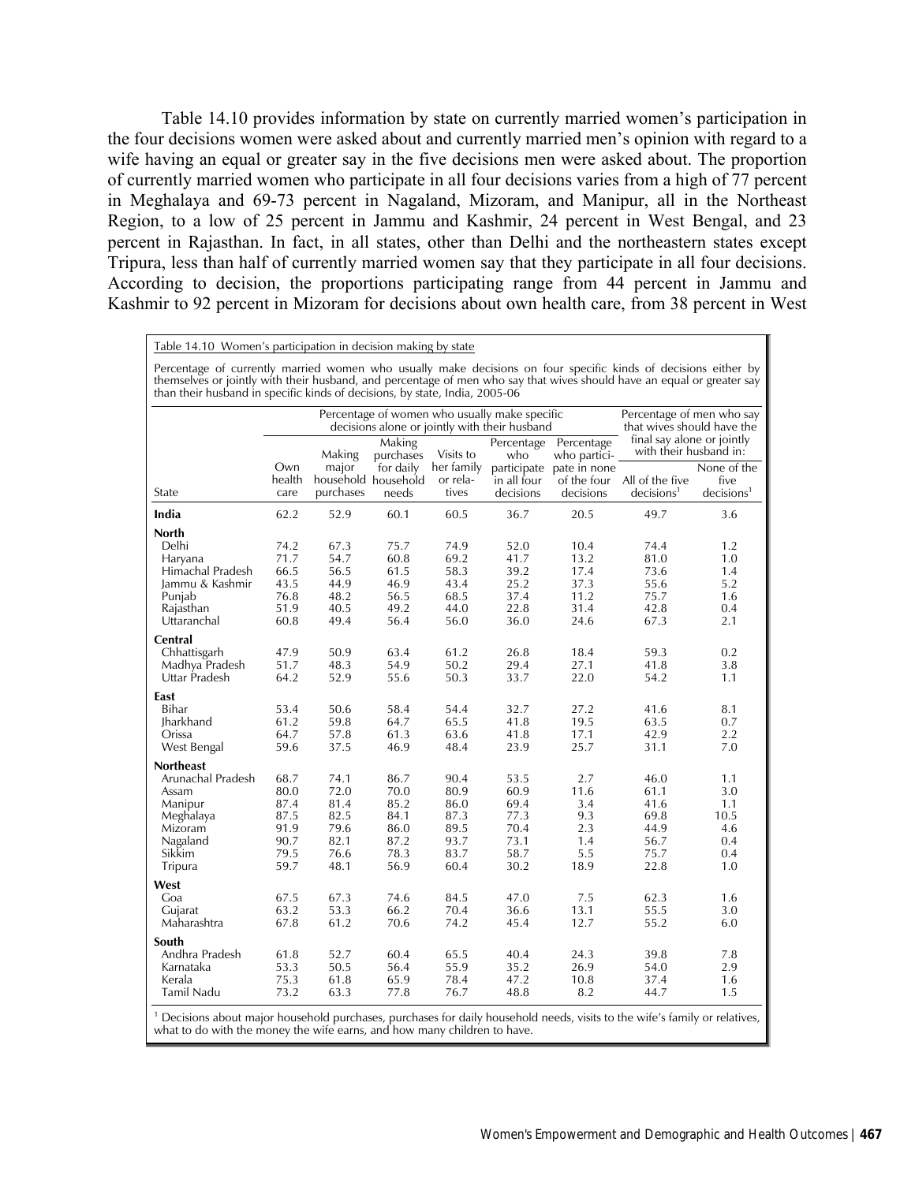Table 14.10 provides information by state on currently married women's participation in the four decisions women were asked about and currently married men's opinion with regard to a wife having an equal or greater say in the five decisions men were asked about. The proportion of currently married women who participate in all four decisions varies from a high of 77 percent in Meghalaya and 69-73 percent in Nagaland, Mizoram, and Manipur, all in the Northeast Region, to a low of 25 percent in Jammu and Kashmir, 24 percent in West Bengal, and 23 percent in Rajasthan. In fact, in all states, other than Delhi and the northeastern states except Tripura, less than half of currently married women say that they participate in all four decisions. According to decision, the proportions participating range from 44 percent in Jammu and Kashmir to 92 percent in Mizoram for decisions about own health care, from 38 percent in West

Table 14.10 Women's participation in decision making by state

Percentage of currently married women who usually make decisions on four specific kinds of decisions either by themselves or jointly with their husband, and percentage of men who say that wives should have an equal or greater say than their husband in specific kinds of decisions, by state, India, 2005-06

| | Percentage of women who usually make specific decisions alone or jointly with their husband | | | | | | Percentage of men who say that wives should have the final say alone or jointly with their husband in: | |
|---|---|---|---|---|---|---|---|---|
| State | Own health care | Making major household purchases | Making purchases for daily household needs | Visits to her family or relatives | Percentage who participate in all four decisions | Percentage who participate in none of the four decisions | All of the five decisions[1] | None of the five decisions[1] |
| **India** | 62.2 | 52.9 | 60.1 | 60.5 | 36.7 | 20.5 | 49.7 | 3.6 |
| **North** | | | | | | | | |
| Delhi | 74.2 | 67.3 | 75.7 | 74.9 | 52.0 | 10.4 | 74.4 | 1.2 |
| Haryana | 71.7 | 54.7 | 60.8 | 69.2 | 41.7 | 13.2 | 81.0 | 1.0 |
| Himachal Pradesh | 66.5 | 56.5 | 61.5 | 58.3 | 39.2 | 17.4 | 73.6 | 1.4 |
| Jammu & Kashmir | 43.5 | 44.9 | 46.9 | 43.4 | 25.2 | 37.3 | 55.6 | 5.2 |
| Punjab | 76.8 | 48.2 | 56.5 | 68.5 | 37.4 | 11.2 | 75.7 | 1.6 |
| Rajasthan | 51.9 | 40.5 | 49.2 | 44.0 | 22.8 | 31.4 | 42.8 | 0.4 |
| Uttaranchal | 60.8 | 49.4 | 56.4 | 56.0 | 36.0 | 24.6 | 67.3 | 2.1 |
| **Central** | | | | | | | | |
| Chhattisgarh | 47.9 | 50.9 | 63.4 | 61.2 | 26.8 | 18.4 | 59.3 | 0.2 |
| Madhya Pradesh | 51.7 | 48.3 | 54.9 | 50.2 | 29.4 | 27.1 | 41.8 | 3.8 |
| Uttar Pradesh | 64.2 | 52.9 | 55.6 | 50.3 | 33.7 | 22.0 | 54.2 | 1.1 |
| **East** | | | | | | | | |
| Bihar | 53.4 | 50.6 | 58.4 | 54.4 | 32.7 | 27.2 | 41.6 | 8.1 |
| Jharkhand | 61.2 | 59.8 | 64.7 | 65.5 | 41.8 | 19.5 | 63.5 | 0.7 |
| Orissa | 64.7 | 57.8 | 61.3 | 63.6 | 41.8 | 17.1 | 42.9 | 2.2 |
| West Bengal | 59.6 | 37.5 | 46.9 | 48.4 | 23.9 | 25.7 | 31.1 | 7.0 |
| **Northeast** | | | | | | | | |
| Arunachal Pradesh | 68.7 | 74.1 | 86.7 | 90.4 | 53.5 | 2.7 | 46.0 | 1.1 |
| Assam | 80.0 | 72.0 | 70.0 | 80.9 | 60.9 | 11.6 | 61.1 | 3.0 |
| Manipur | 87.4 | 81.4 | 85.2 | 86.0 | 69.4 | 3.4 | 41.6 | 1.1 |
| Meghalaya | 87.5 | 82.5 | 84.1 | 87.3 | 77.3 | 9.3 | 69.8 | 10.5 |
| Mizoram | 91.9 | 79.6 | 86.0 | 89.5 | 70.4 | 2.3 | 44.9 | 4.6 |
| Nagaland | 90.7 | 82.1 | 87.2 | 93.7 | 73.1 | 1.4 | 56.7 | 0.4 |
| Sikkim | 79.5 | 76.6 | 78.3 | 83.7 | 58.7 | 5.5 | 75.7 | 0.4 |
| Tripura | 59.7 | 48.1 | 56.9 | 60.4 | 30.2 | 18.9 | 22.8 | 1.0 |
| **West** | | | | | | | | |
| Goa | 67.5 | 67.3 | 74.6 | 84.5 | 47.0 | 7.5 | 62.3 | 1.6 |
| Gujarat | 63.2 | 53.3 | 66.2 | 70.4 | 36.6 | 13.1 | 55.5 | 3.0 |
| Maharashtra | 67.8 | 61.2 | 70.6 | 74.2 | 45.4 | 12.7 | 55.2 | 6.0 |
| **South** | | | | | | | | |
| Andhra Pradesh | 61.8 | 52.7 | 60.4 | 65.5 | 40.4 | 24.3 | 39.8 | 7.8 |
| Karnataka | 53.3 | 50.5 | 56.4 | 55.9 | 35.2 | 26.9 | 54.0 | 2.9 |
| Kerala | 75.3 | 61.8 | 65.9 | 78.4 | 47.2 | 10.8 | 37.4 | 1.6 |
| Tamil Nadu | 73.2 | 63.3 | 77.8 | 76.7 | 48.8 | 8.2 | 44.7 | 1.5 |

[1] Decisions about major household purchases, purchases for daily household needs, visits to the wife's family or relatives, what to do with the money the wife earns, and how many children to have.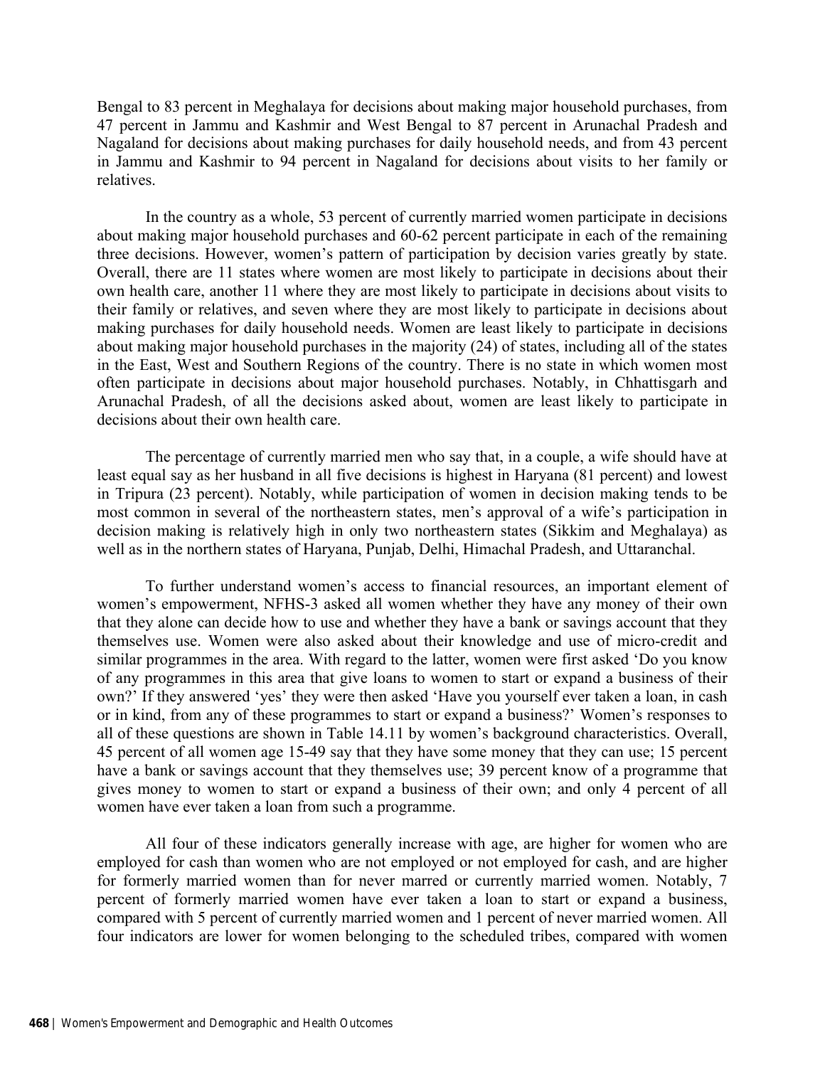Bengal to 83 percent in Meghalaya for decisions about making major household purchases, from 47 percent in Jammu and Kashmir and West Bengal to 87 percent in Arunachal Pradesh and Nagaland for decisions about making purchases for daily household needs, and from 43 percent in Jammu and Kashmir to 94 percent in Nagaland for decisions about visits to her family or relatives.

In the country as a whole, 53 percent of currently married women participate in decisions about making major household purchases and 60-62 percent participate in each of the remaining three decisions. However, women's pattern of participation by decision varies greatly by state. Overall, there are 11 states where women are most likely to participate in decisions about their own health care, another 11 where they are most likely to participate in decisions about visits to their family or relatives, and seven where they are most likely to participate in decisions about making purchases for daily household needs. Women are least likely to participate in decisions about making major household purchases in the majority (24) of states, including all of the states in the East, West and Southern Regions of the country. There is no state in which women most often participate in decisions about major household purchases. Notably, in Chhattisgarh and Arunachal Pradesh, of all the decisions asked about, women are least likely to participate in decisions about their own health care.

The percentage of currently married men who say that, in a couple, a wife should have at least equal say as her husband in all five decisions is highest in Haryana (81 percent) and lowest in Tripura (23 percent). Notably, while participation of women in decision making tends to be most common in several of the northeastern states, men's approval of a wife's participation in decision making is relatively high in only two northeastern states (Sikkim and Meghalaya) as well as in the northern states of Haryana, Punjab, Delhi, Himachal Pradesh, and Uttaranchal.

To further understand women's access to financial resources, an important element of women's empowerment, NFHS-3 asked all women whether they have any money of their own that they alone can decide how to use and whether they have a bank or savings account that they themselves use. Women were also asked about their knowledge and use of micro-credit and similar programmes in the area. With regard to the latter, women were first asked 'Do you know of any programmes in this area that give loans to women to start or expand a business of their own?' If they answered 'yes' they were then asked 'Have you yourself ever taken a loan, in cash or in kind, from any of these programmes to start or expand a business?' Women's responses to all of these questions are shown in Table 14.11 by women's background characteristics. Overall, 45 percent of all women age 15-49 say that they have some money that they can use; 15 percent have a bank or savings account that they themselves use; 39 percent know of a programme that gives money to women to start or expand a business of their own; and only 4 percent of all women have ever taken a loan from such a programme.

All four of these indicators generally increase with age, are higher for women who are employed for cash than women who are not employed or not employed for cash, and are higher for formerly married women than for never marred or currently married women. Notably, 7 percent of formerly married women have ever taken a loan to start or expand a business, compared with 5 percent of currently married women and 1 percent of never married women. All four indicators are lower for women belonging to the scheduled tribes, compared with women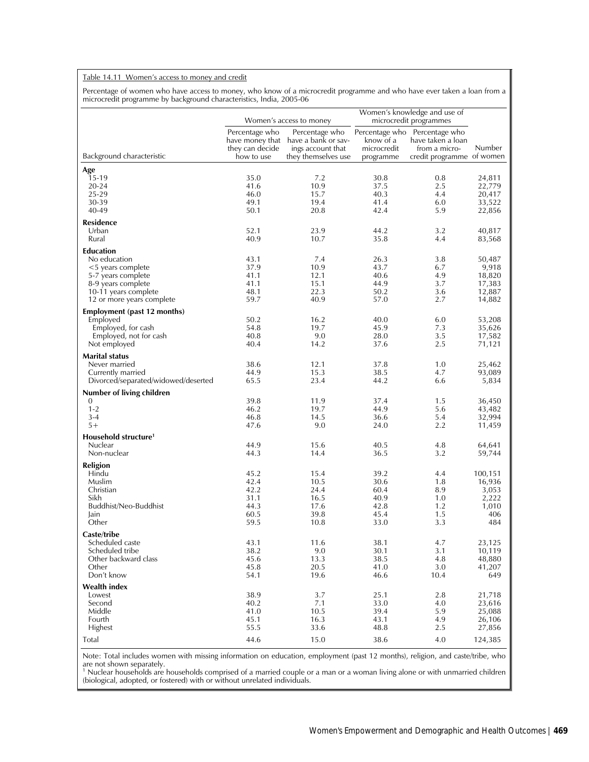Table 14.11 Women's access to money and credit

Percentage of women who have access to money, who know of a microcredit programme and who have ever taken a loan from a microcredit programme by background characteristics, India, 2005-06

| Background characteristic | Women's access to money | | Women's knowledge and use of microcredit programmes | | |
|---|---|---|---|---|---|
| | Percentage who have money that they can decide how to use | Percentage who have a bank or savings account that they themselves use | Percentage who know of a microcredit programme | Percentage who have taken a loan from a microcredit programme | Number of women |
| **Age** | | | | | |
| 15-19 | 35.0 | 7.2 | 30.8 | 0.8 | 24,811 |
| 20-24 | 41.6 | 10.9 | 37.5 | 2.5 | 22,779 |
| 25-29 | 46.0 | 15.7 | 40.3 | 4.4 | 20,417 |
| 30-39 | 49.1 | 19.4 | 41.4 | 6.0 | 33,522 |
| 40-49 | 50.1 | 20.8 | 42.4 | 5.9 | 22,856 |
| **Residence** | | | | | |
| Urban | 52.1 | 23.9 | 44.2 | 3.2 | 40,817 |
| Rural | 40.9 | 10.7 | 35.8 | 4.4 | 83,568 |
| **Education** | | | | | |
| No education | 43.1 | 7.4 | 26.3 | 3.8 | 50,487 |
| <5 years complete | 37.9 | 10.9 | 43.7 | 6.7 | 9,918 |
| 5-7 years complete | 41.1 | 12.1 | 40.6 | 4.9 | 18,820 |
| 8-9 years complete | 41.1 | 15.1 | 44.9 | 3.7 | 17,383 |
| 10-11 years complete | 48.1 | 22.3 | 50.2 | 3.6 | 12,887 |
| 12 or more years complete | 59.7 | 40.9 | 57.0 | 2.7 | 14,882 |
| **Employment (past 12 months)** | | | | | |
| Employed | 50.2 | 16.2 | 40.0 | 6.0 | 53,208 |
| Employed, for cash | 54.8 | 19.7 | 45.9 | 7.3 | 35,626 |
| Employed, not for cash | 40.8 | 9.0 | 28.0 | 3.5 | 17,582 |
| Not employed | 40.4 | 14.2 | 37.6 | 2.5 | 71,121 |
| **Marital status** | | | | | |
| Never married | 38.6 | 12.1 | 37.8 | 1.0 | 25,462 |
| Currently married | 44.9 | 15.3 | 38.5 | 4.7 | 93,089 |
| Divorced/separated/widowed/deserted | 65.5 | 23.4 | 44.2 | 6.6 | 5,834 |
| **Number of living children** | | | | | |
| 0 | 39.8 | 11.9 | 37.4 | 1.5 | 36,450 |
| 1-2 | 46.2 | 19.7 | 44.9 | 5.6 | 43,482 |
| 3-4 | 46.8 | 14.5 | 36.6 | 5.4 | 32,994 |
| 5+ | 47.6 | 9.0 | 24.0 | 2.2 | 11,459 |
| **Household structure[1]** | | | | | |
| Nuclear | 44.9 | 15.6 | 40.5 | 4.8 | 64,641 |
| Non-nuclear | 44.3 | 14.4 | 36.5 | 3.2 | 59,744 |
| **Religion** | | | | | |
| Hindu | 45.2 | 15.4 | 39.2 | 4.4 | 100,151 |
| Muslim | 42.4 | 10.5 | 30.6 | 1.8 | 16,936 |
| Christian | 42.2 | 24.4 | 60.4 | 8.9 | 3,053 |
| Sikh | 31.1 | 16.5 | 40.9 | 1.0 | 2,222 |
| Buddhist/Neo-Buddhist | 44.3 | 17.6 | 42.8 | 1.2 | 1,010 |
| Jain | 60.5 | 39.8 | 45.4 | 1.5 | 406 |
| Other | 59.5 | 10.8 | 33.0 | 3.3 | 484 |
| **Caste/tribe** | | | | | |
| Scheduled caste | 43.1 | 11.6 | 38.1 | 4.7 | 23,125 |
| Scheduled tribe | 38.2 | 9.0 | 30.1 | 3.1 | 10,119 |
| Other backward class | 45.6 | 13.3 | 38.5 | 4.8 | 48,880 |
| Other | 45.8 | 20.5 | 41.0 | 3.0 | 41,207 |
| Don't know | 54.1 | 19.6 | 46.6 | 10.4 | 649 |
| **Wealth index** | | | | | |
| Lowest | 38.9 | 3.7 | 25.1 | 2.8 | 21,718 |
| Second | 40.2 | 7.1 | 33.0 | 4.0 | 23,616 |
| Middle | 41.0 | 10.5 | 39.4 | 5.9 | 25,088 |
| Fourth | 45.1 | 16.3 | 43.1 | 4.9 | 26,106 |
| Highest | 55.5 | 33.6 | 48.8 | 2.5 | 27,856 |
| Total | 44.6 | 15.0 | 38.6 | 4.0 | 124,385 |

Note: Total includes women with missing information on education, employment (past 12 months), religion, and caste/tribe, who are not shown separately.
[1] Nuclear households are households comprised of a married couple or a man or a woman living alone or with unmarried children (biological, adopted, or fostered) with or without unrelated individuals.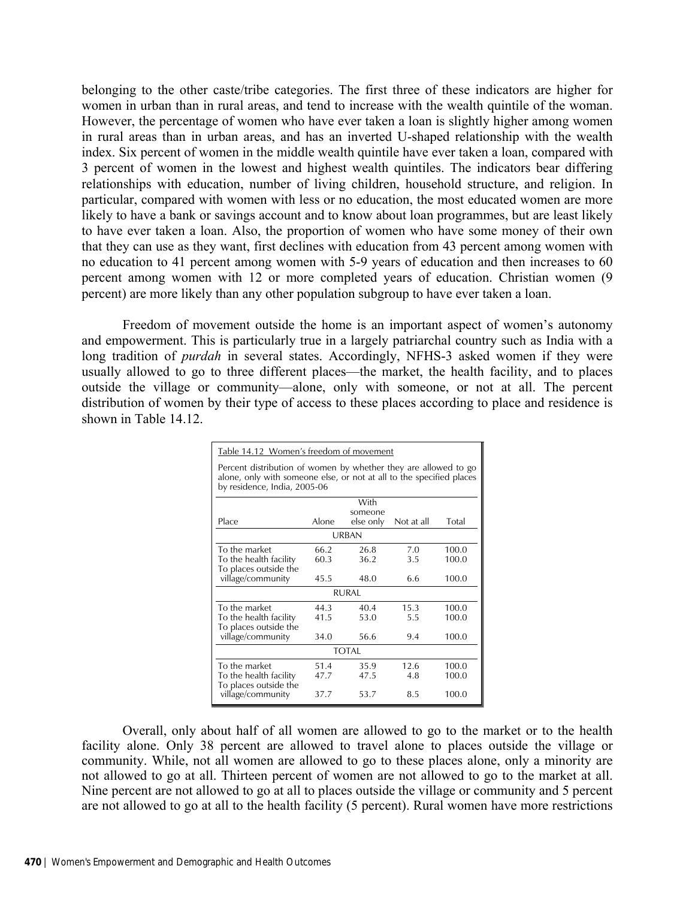belonging to the other caste/tribe categories. The first three of these indicators are higher for women in urban than in rural areas, and tend to increase with the wealth quintile of the woman. However, the percentage of women who have ever taken a loan is slightly higher among women in rural areas than in urban areas, and has an inverted U-shaped relationship with the wealth index. Six percent of women in the middle wealth quintile have ever taken a loan, compared with 3 percent of women in the lowest and highest wealth quintiles. The indicators bear differing relationships with education, number of living children, household structure, and religion. In particular, compared with women with less or no education, the most educated women are more likely to have a bank or savings account and to know about loan programmes, but are least likely to have ever taken a loan. Also, the proportion of women who have some money of their own that they can use as they want, first declines with education from 43 percent among women with no education to 41 percent among women with 5-9 years of education and then increases to 60 percent among women with 12 or more completed years of education. Christian women (9 percent) are more likely than any other population subgroup to have ever taken a loan.

Freedom of movement outside the home is an important aspect of women's autonomy and empowerment. This is particularly true in a largely patriarchal country such as India with a long tradition of *purdah* in several states. Accordingly, NFHS-3 asked women if they were usually allowed to go to three different places—the market, the health facility, and to places outside the village or community—alone, only with someone, or not at all. The percent distribution of women by their type of access to these places according to place and residence is shown in Table 14.12.

Table 14.12 Women's freedom of movement

Percent distribution of women by whether they are allowed to go alone, only with someone else, or not at all to the specified places by residence, India, 2005-06

| Place | Alone | With someone else only | Not at all | Total |
|---|---|---|---|---|
| | | URBAN | | |
| To the market | 66.2 | 26.8 | 7.0 | 100.0 |
| To the health facility | 60.3 | 36.2 | 3.5 | 100.0 |
| To places outside the village/community | 45.5 | 48.0 | 6.6 | 100.0 |
| | | RURAL | | |
| To the market | 44.3 | 40.4 | 15.3 | 100.0 |
| To the health facility | 41.5 | 53.0 | 5.5 | 100.0 |
| To places outside the village/community | 34.0 | 56.6 | 9.4 | 100.0 |
| | | TOTAL | | |
| To the market | 51.4 | 35.9 | 12.6 | 100.0 |
| To the health facility | 47.7 | 47.5 | 4.8 | 100.0 |
| To places outside the village/community | 37.7 | 53.7 | 8.5 | 100.0 |

Overall, only about half of all women are allowed to go to the market or to the health facility alone. Only 38 percent are allowed to travel alone to places outside the village or community. While, not all women are allowed to go to these places alone, only a minority are not allowed to go at all. Thirteen percent of women are not allowed to go to the market at all. Nine percent are not allowed to go at all to places outside the village or community and 5 percent are not allowed to go at all to the health facility (5 percent). Rural women have more restrictions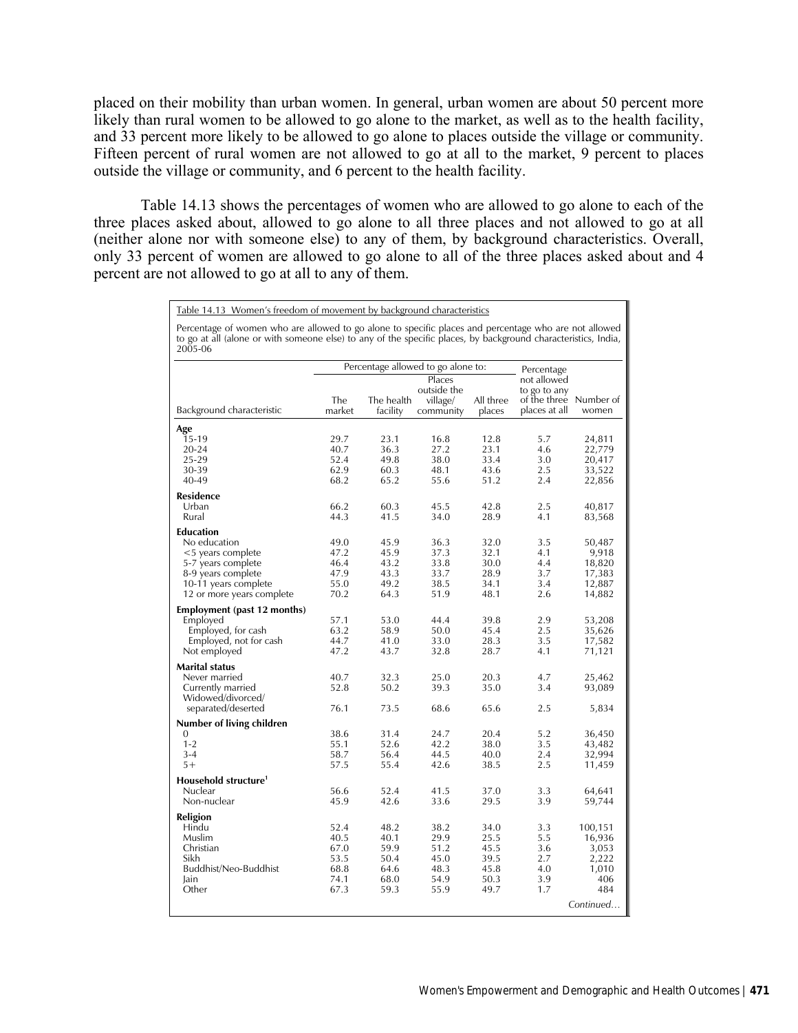placed on their mobility than urban women. In general, urban women are about 50 percent more likely than rural women to be allowed to go alone to the market, as well as to the health facility, and 33 percent more likely to be allowed to go alone to places outside the village or community. Fifteen percent of rural women are not allowed to go at all to the market, 9 percent to places outside the village or community, and 6 percent to the health facility.

Table 14.13 shows the percentages of women who are allowed to go alone to each of the three places asked about, allowed to go alone to all three places and not allowed to go at all (neither alone nor with someone else) to any of them, by background characteristics. Overall, only 33 percent of women are allowed to go alone to all of the three places asked about and 4 percent are not allowed to go at all to any of them.

Table 14.13 Women's freedom of movement by background characteristics

Percentage of women who are allowed to go alone to specific places and percentage who are not allowed to go at all (alone or with someone else) to any of the specific places, by background characteristics, India, 2005-06

| Background characteristic | Percentage allowed to go alone to: | | | | Percentage not allowed to go to any of the three places at all | Number of women |
|---|---|---|---|---|---|---|
| | The market | The health facility | Places outside the village/ community | All three places | | |
| **Age** | | | | | | |
| 15-19 | 29.7 | 23.1 | 16.8 | 12.8 | 5.7 | 24,811 |
| 20-24 | 40.7 | 36.3 | 27.2 | 23.1 | 4.6 | 22,779 |
| 25-29 | 52.4 | 49.8 | 38.0 | 33.4 | 3.0 | 20,417 |
| 30-39 | 62.9 | 60.3 | 48.1 | 43.6 | 2.5 | 33,522 |
| 40-49 | 68.2 | 65.2 | 55.6 | 51.2 | 2.4 | 22,856 |
| **Residence** | | | | | | |
| Urban | 66.2 | 60.3 | 45.5 | 42.8 | 2.5 | 40,817 |
| Rural | 44.3 | 41.5 | 34.0 | 28.9 | 4.1 | 83,568 |
| **Education** | | | | | | |
| No education | 49.0 | 45.9 | 36.3 | 32.0 | 3.5 | 50,487 |
| <5 years complete | 47.2 | 45.9 | 37.3 | 32.1 | 4.1 | 9,918 |
| 5-7 years complete | 46.4 | 43.2 | 33.8 | 30.0 | 4.4 | 18,820 |
| 8-9 years complete | 47.9 | 43.3 | 33.7 | 28.9 | 3.7 | 17,383 |
| 10-11 years complete | 55.0 | 49.2 | 38.5 | 34.1 | 3.4 | 12,887 |
| 12 or more years complete | 70.2 | 64.3 | 51.9 | 48.1 | 2.6 | 14,882 |
| **Employment (past 12 months)** | | | | | | |
| Employed | 57.1 | 53.0 | 44.4 | 39.8 | 2.9 | 53,208 |
| Employed, for cash | 63.2 | 58.9 | 50.0 | 45.4 | 2.5 | 35,626 |
| Employed, not for cash | 44.7 | 41.0 | 33.0 | 28.3 | 3.5 | 17,582 |
| Not employed | 47.2 | 43.7 | 32.8 | 28.7 | 4.1 | 71,121 |
| **Marital status** | | | | | | |
| Never married | 40.7 | 32.3 | 25.0 | 20.3 | 4.7 | 25,462 |
| Currently married | 52.8 | 50.2 | 39.3 | 35.0 | 3.4 | 93,089 |
| Widowed/divorced/ separated/deserted | 76.1 | 73.5 | 68.6 | 65.6 | 2.5 | 5,834 |
| **Number of living children** | | | | | | |
| 0 | 38.6 | 31.4 | 24.7 | 20.4 | 5.2 | 36,450 |
| 1-2 | 55.1 | 52.6 | 42.2 | 38.0 | 3.5 | 43,482 |
| 3-4 | 58.7 | 56.4 | 44.5 | 40.0 | 2.4 | 32,994 |
| 5+ | 57.5 | 55.4 | 42.6 | 38.5 | 2.5 | 11,459 |
| **Household structure**[1] | | | | | | |
| Nuclear | 56.6 | 52.4 | 41.5 | 37.0 | 3.3 | 64,641 |
| Non-nuclear | 45.9 | 42.6 | 33.6 | 29.5 | 3.9 | 59,744 |
| **Religion** | | | | | | |
| Hindu | 52.4 | 48.2 | 38.2 | 34.0 | 3.3 | 100,151 |
| Muslim | 40.5 | 40.1 | 29.9 | 25.5 | 5.5 | 16,936 |
| Christian | 67.0 | 59.9 | 51.2 | 45.5 | 3.6 | 3,053 |
| Sikh | 53.5 | 50.4 | 45.0 | 39.5 | 2.7 | 2,222 |
| Buddhist/Neo-Buddhist | 68.8 | 64.6 | 48.3 | 45.8 | 4.0 | 1,010 |
| Jain | 74.1 | 68.0 | 54.9 | 50.3 | 3.9 | 406 |
| Other | 67.3 | 59.3 | 55.9 | 49.7 | 1.7 | 484 |

*Continued…*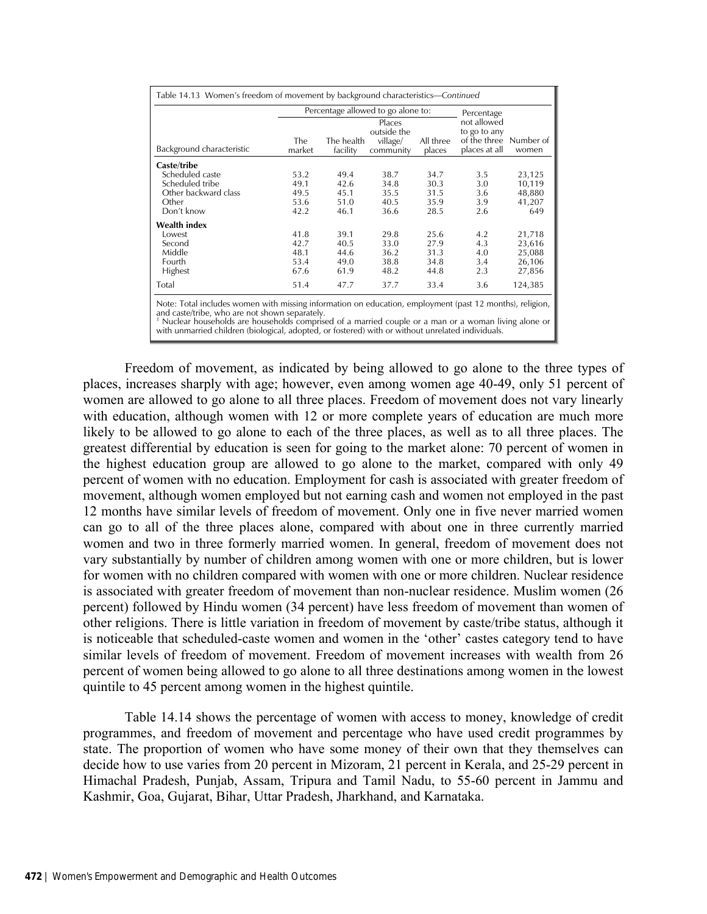Table 14.13 Women's freedom of movement by background characteristics—*Continued*

| Background characteristic | Percentage allowed to go alone to: The market | The health facility | Places outside the village/ community | All three places | Percentage not allowed to go to any of the three places at all | Number of women |
|---|---|---|---|---|---|---|
| **Caste/tribe** | | | | | | |
| Scheduled caste | 53.2 | 49.4 | 38.7 | 34.7 | 3.5 | 23,125 |
| Scheduled tribe | 49.1 | 42.6 | 34.8 | 30.3 | 3.0 | 10,119 |
| Other backward class | 49.5 | 45.1 | 35.5 | 31.5 | 3.6 | 48,880 |
| Other | 53.6 | 51.0 | 40.5 | 35.9 | 3.9 | 41,207 |
| Don't know | 42.2 | 46.1 | 36.6 | 28.5 | 2.6 | 649 |
| **Wealth index** | | | | | | |
| Lowest | 41.8 | 39.1 | 29.8 | 25.6 | 4.2 | 21,718 |
| Second | 42.7 | 40.5 | 33.0 | 27.9 | 4.3 | 23,616 |
| Middle | 48.1 | 44.6 | 36.2 | 31.3 | 4.0 | 25,088 |
| Fourth | 53.4 | 49.0 | 38.8 | 34.8 | 3.4 | 26,106 |
| Highest | 67.6 | 61.9 | 48.2 | 44.8 | 2.3 | 27,856 |
| Total | 51.4 | 47.7 | 37.7 | 33.4 | 3.6 | 124,385 |

Note: Total includes women with missing information on education, employment (past 12 months), religion, and caste/tribe, who are not shown separately.
[1] Nuclear households are households comprised of a married couple or a man or a woman living alone or with unmarried children (biological, adopted, or fostered) with or without unrelated individuals.

Freedom of movement, as indicated by being allowed to go alone to the three types of places, increases sharply with age; however, even among women age 40-49, only 51 percent of women are allowed to go alone to all three places. Freedom of movement does not vary linearly with education, although women with 12 or more complete years of education are much more likely to be allowed to go alone to each of the three places, as well as to all three places. The greatest differential by education is seen for going to the market alone: 70 percent of women in the highest education group are allowed to go alone to the market, compared with only 49 percent of women with no education. Employment for cash is associated with greater freedom of movement, although women employed but not earning cash and women not employed in the past 12 months have similar levels of freedom of movement. Only one in five never married women can go to all of the three places alone, compared with about one in three currently married women and two in three formerly married women. In general, freedom of movement does not vary substantially by number of children among women with one or more children, but is lower for women with no children compared with women with one or more children. Nuclear residence is associated with greater freedom of movement than non-nuclear residence. Muslim women (26 percent) followed by Hindu women (34 percent) have less freedom of movement than women of other religions. There is little variation in freedom of movement by caste/tribe status, although it is noticeable that scheduled-caste women and women in the 'other' castes category tend to have similar levels of freedom of movement. Freedom of movement increases with wealth from 26 percent of women being allowed to go alone to all three destinations among women in the lowest quintile to 45 percent among women in the highest quintile.

Table 14.14 shows the percentage of women with access to money, knowledge of credit programmes, and freedom of movement and percentage who have used credit programmes by state. The proportion of women who have some money of their own that they themselves can decide how to use varies from 20 percent in Mizoram, 21 percent in Kerala, and 25-29 percent in Himachal Pradesh, Punjab, Assam, Tripura and Tamil Nadu, to 55-60 percent in Jammu and Kashmir, Goa, Gujarat, Bihar, Uttar Pradesh, Jharkhand, and Karnataka.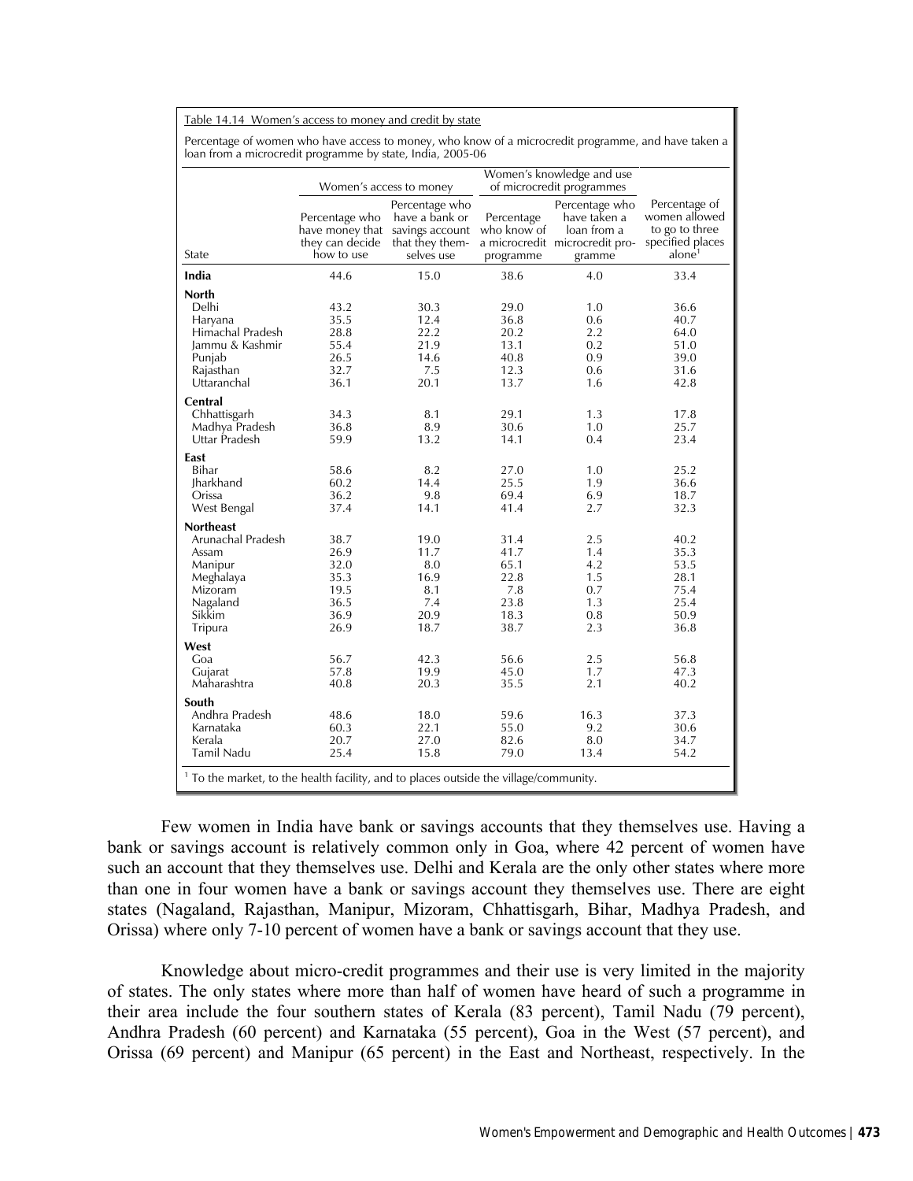Table 14.14 Women's access to money and credit by state

Percentage of women who have access to money, who know of a microcredit programme, and have taken a loan from a microcredit programme by state, India, 2005-06

| | Women's access to money | | Women's knowledge and use of microcredit programmes | | |
|---|---|---|---|---|---|
| State | Percentage who have money that they can decide how to use | Percentage who have a bank or savings account that they themselves use | Percentage who know of a microcredit programme | Percentage who have taken a loan from a microcredit programme | Percentage of women allowed to go to three specified places alone[1] |
| **India** | 44.6 | 15.0 | 38.6 | 4.0 | 33.4 |
| **North** | | | | | |
| Delhi | 43.2 | 30.3 | 29.0 | 1.0 | 36.6 |
| Haryana | 35.5 | 12.4 | 36.8 | 0.6 | 40.7 |
| Himachal Pradesh | 28.8 | 22.2 | 20.2 | 2.2 | 64.0 |
| Jammu & Kashmir | 55.4 | 21.9 | 13.1 | 0.2 | 51.0 |
| Punjab | 26.5 | 14.6 | 40.8 | 0.9 | 39.0 |
| Rajasthan | 32.7 | 7.5 | 12.3 | 0.6 | 31.6 |
| Uttaranchal | 36.1 | 20.1 | 13.7 | 1.6 | 42.8 |
| **Central** | | | | | |
| Chhattisgarh | 34.3 | 8.1 | 29.1 | 1.3 | 17.8 |
| Madhya Pradesh | 36.8 | 8.9 | 30.6 | 1.0 | 25.7 |
| Uttar Pradesh | 59.9 | 13.2 | 14.1 | 0.4 | 23.4 |
| **East** | | | | | |
| Bihar | 58.6 | 8.2 | 27.0 | 1.0 | 25.2 |
| Jharkhand | 60.2 | 14.4 | 25.5 | 1.9 | 36.6 |
| Orissa | 36.2 | 9.8 | 69.4 | 6.9 | 18.7 |
| West Bengal | 37.4 | 14.1 | 41.4 | 2.7 | 32.3 |
| **Northeast** | | | | | |
| Arunachal Pradesh | 38.7 | 19.0 | 31.4 | 2.5 | 40.2 |
| Assam | 26.9 | 11.7 | 41.7 | 1.4 | 35.3 |
| Manipur | 32.0 | 8.0 | 65.1 | 4.2 | 53.5 |
| Meghalaya | 35.3 | 16.9 | 22.8 | 1.5 | 28.1 |
| Mizoram | 19.5 | 8.1 | 7.8 | 0.7 | 75.4 |
| Nagaland | 36.5 | 7.4 | 23.8 | 1.3 | 25.4 |
| Sikkim | 36.9 | 20.9 | 18.3 | 0.8 | 50.9 |
| Tripura | 26.9 | 18.7 | 38.7 | 2.3 | 36.8 |
| **West** | | | | | |
| Goa | 56.7 | 42.3 | 56.6 | 2.5 | 56.8 |
| Gujarat | 57.8 | 19.9 | 45.0 | 1.7 | 47.3 |
| Maharashtra | 40.8 | 20.3 | 35.5 | 2.1 | 40.2 |
| **South** | | | | | |
| Andhra Pradesh | 48.6 | 18.0 | 59.6 | 16.3 | 37.3 |
| Karnataka | 60.3 | 22.1 | 55.0 | 9.2 | 30.6 |
| Kerala | 20.7 | 27.0 | 82.6 | 8.0 | 34.7 |
| Tamil Nadu | 25.4 | 15.8 | 79.0 | 13.4 | 54.2 |

[1] To the market, to the health facility, and to places outside the village/community.

Few women in India have bank or savings accounts that they themselves use. Having a bank or savings account is relatively common only in Goa, where 42 percent of women have such an account that they themselves use. Delhi and Kerala are the only other states where more than one in four women have a bank or savings account they themselves use. There are eight states (Nagaland, Rajasthan, Manipur, Mizoram, Chhattisgarh, Bihar, Madhya Pradesh, and Orissa) where only 7-10 percent of women have a bank or savings account that they use.

Knowledge about micro-credit programmes and their use is very limited in the majority of states. The only states where more than half of women have heard of such a programme in their area include the four southern states of Kerala (83 percent), Tamil Nadu (79 percent), Andhra Pradesh (60 percent) and Karnataka (55 percent), Goa in the West (57 percent), and Orissa (69 percent) and Manipur (65 percent) in the East and Northeast, respectively. In the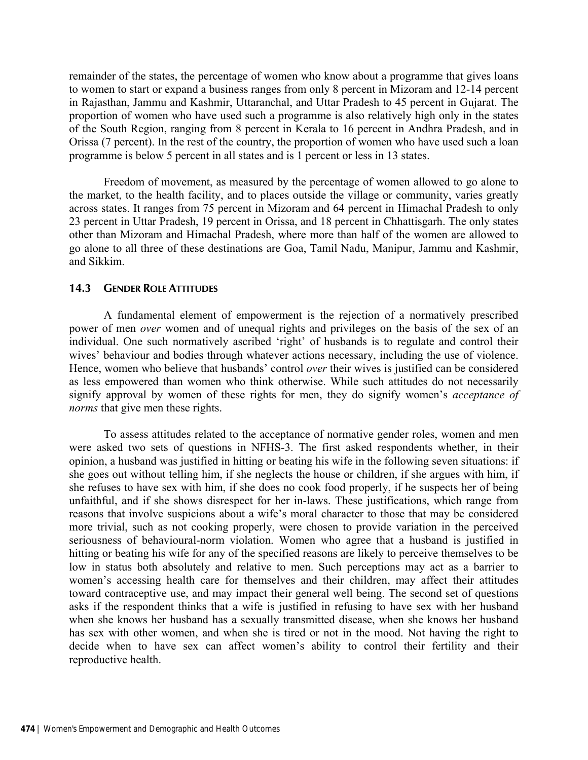remainder of the states, the percentage of women who know about a programme that gives loans to women to start or expand a business ranges from only 8 percent in Mizoram and 12-14 percent in Rajasthan, Jammu and Kashmir, Uttaranchal, and Uttar Pradesh to 45 percent in Gujarat. The proportion of women who have used such a programme is also relatively high only in the states of the South Region, ranging from 8 percent in Kerala to 16 percent in Andhra Pradesh, and in Orissa (7 percent). In the rest of the country, the proportion of women who have used such a loan programme is below 5 percent in all states and is 1 percent or less in 13 states.

Freedom of movement, as measured by the percentage of women allowed to go alone to the market, to the health facility, and to places outside the village or community, varies greatly across states. It ranges from 75 percent in Mizoram and 64 percent in Himachal Pradesh to only 23 percent in Uttar Pradesh, 19 percent in Orissa, and 18 percent in Chhattisgarh. The only states other than Mizoram and Himachal Pradesh, where more than half of the women are allowed to go alone to all three of these destinations are Goa, Tamil Nadu, Manipur, Jammu and Kashmir, and Sikkim.

### 14.3 Gender Role Attitudes

A fundamental element of empowerment is the rejection of a normatively prescribed power of men *over* women and of unequal rights and privileges on the basis of the sex of an individual. One such normatively ascribed 'right' of husbands is to regulate and control their wives' behaviour and bodies through whatever actions necessary, including the use of violence. Hence, women who believe that husbands' control *over* their wives is justified can be considered as less empowered than women who think otherwise. While such attitudes do not necessarily signify approval by women of these rights for men, they do signify women's *acceptance of norms* that give men these rights.

To assess attitudes related to the acceptance of normative gender roles, women and men were asked two sets of questions in NFHS-3. The first asked respondents whether, in their opinion, a husband was justified in hitting or beating his wife in the following seven situations: if she goes out without telling him, if she neglects the house or children, if she argues with him, if she refuses to have sex with him, if she does no cook food properly, if he suspects her of being unfaithful, and if she shows disrespect for her in-laws. These justifications, which range from reasons that involve suspicions about a wife's moral character to those that may be considered more trivial, such as not cooking properly, were chosen to provide variation in the perceived seriousness of behavioural-norm violation. Women who agree that a husband is justified in hitting or beating his wife for any of the specified reasons are likely to perceive themselves to be low in status both absolutely and relative to men. Such perceptions may act as a barrier to women's accessing health care for themselves and their children, may affect their attitudes toward contraceptive use, and may impact their general well being. The second set of questions asks if the respondent thinks that a wife is justified in refusing to have sex with her husband when she knows her husband has a sexually transmitted disease, when she knows her husband has sex with other women, and when she is tired or not in the mood. Not having the right to decide when to have sex can affect women's ability to control their fertility and their reproductive health.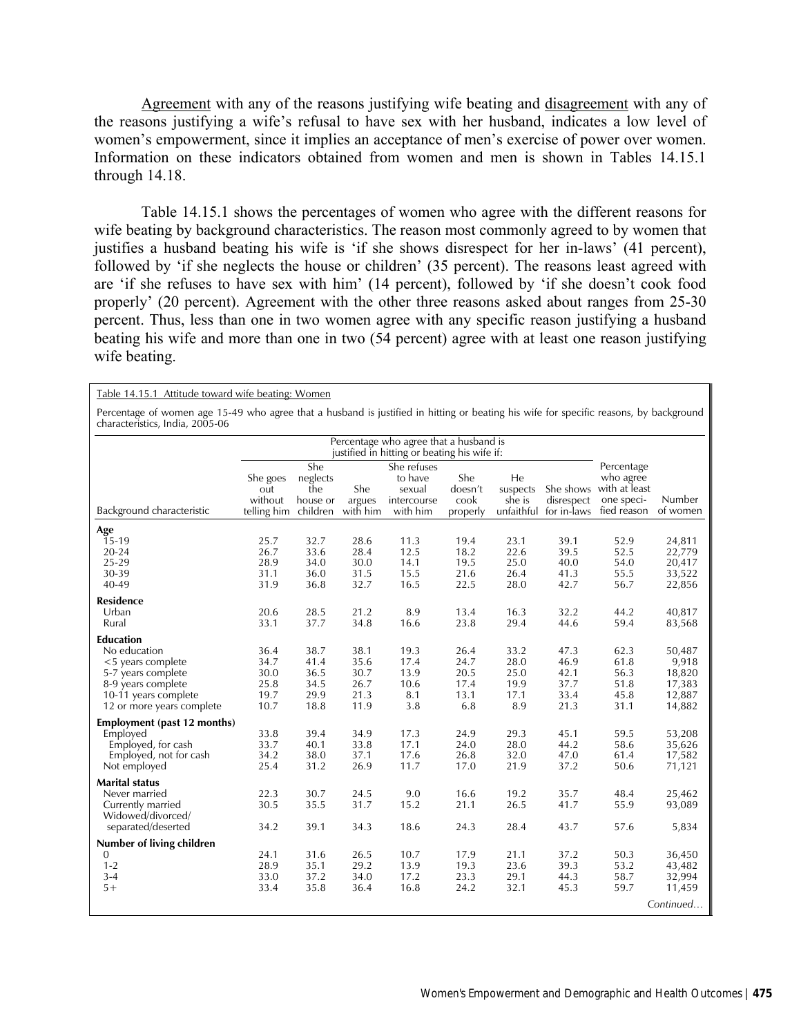<u>Agreement</u> with any of the reasons justifying wife beating and <u>disagreement</u> with any of the reasons justifying a wife's refusal to have sex with her husband, indicates a low level of women's empowerment, since it implies an acceptance of men's exercise of power over women. Information on these indicators obtained from women and men is shown in Tables 14.15.1 through 14.18.

Table 14.15.1 shows the percentages of women who agree with the different reasons for wife beating by background characteristics. The reason most commonly agreed to by women that justifies a husband beating his wife is 'if she shows disrespect for her in-laws' (41 percent), followed by 'if she neglects the house or children' (35 percent). The reasons least agreed with are 'if she refuses to have sex with him' (14 percent), followed by 'if she doesn't cook food properly' (20 percent). Agreement with the other three reasons asked about ranges from 25-30 percent. Thus, less than one in two women agree with any specific reason justifying a husband beating his wife and more than one in two (54 percent) agree with at least one reason justifying wife beating.

Table 14.15.1 Attitude toward wife beating: Women

Percentage of women age 15-49 who agree that a husband is justified in hitting or beating his wife for specific reasons, by background characteristics, India, 2005-06

| Background characteristic | Percentage who agree that a husband is justified in hitting or beating his wife if: She goes out without telling him | She neglects the house or children | She argues with him | She refuses to have sexual intercourse with him | She doesn't cook properly | He suspects she is unfaithful | She shows disrespect for in-laws | Percentage who agree with at least one specified reason | Number of women |
|---|---|---|---|---|---|---|---|---|---|
| **Age** | | | | | | | | | |
| 15-19 | 25.7 | 32.7 | 28.6 | 11.3 | 19.4 | 23.1 | 39.1 | 52.9 | 24,811 |
| 20-24 | 26.7 | 33.6 | 28.4 | 12.5 | 18.2 | 22.6 | 39.5 | 52.5 | 22,779 |
| 25-29 | 28.9 | 34.0 | 30.0 | 14.1 | 19.5 | 25.0 | 40.0 | 54.0 | 20,417 |
| 30-39 | 31.1 | 36.0 | 31.5 | 15.5 | 21.6 | 26.4 | 41.3 | 55.5 | 33,522 |
| 40-49 | 31.9 | 36.8 | 32.7 | 16.5 | 22.5 | 28.0 | 42.7 | 56.7 | 22,856 |
| **Residence** | | | | | | | | | |
| Urban | 20.6 | 28.5 | 21.2 | 8.9 | 13.4 | 16.3 | 32.2 | 44.2 | 40,817 |
| Rural | 33.1 | 37.7 | 34.8 | 16.6 | 23.8 | 29.4 | 44.6 | 59.4 | 83,568 |
| **Education** | | | | | | | | | |
| No education | 36.4 | 38.7 | 38.1 | 19.3 | 26.4 | 33.2 | 47.3 | 62.3 | 50,487 |
| <5 years complete | 34.7 | 41.4 | 35.6 | 17.4 | 24.7 | 28.0 | 46.9 | 61.8 | 9,918 |
| 5-7 years complete | 30.0 | 36.5 | 30.7 | 13.9 | 20.5 | 25.0 | 42.1 | 56.3 | 18,820 |
| 8-9 years complete | 25.8 | 34.5 | 26.7 | 10.6 | 17.4 | 19.9 | 37.7 | 51.8 | 17,383 |
| 10-11 years complete | 19.7 | 29.9 | 21.3 | 8.1 | 13.1 | 17.1 | 33.4 | 45.8 | 12,887 |
| 12 or more years complete | 10.7 | 18.8 | 11.9 | 3.8 | 6.8 | 8.9 | 21.3 | 31.1 | 14,882 |
| **Employment (past 12 months)** | | | | | | | | | |
| Employed | 33.8 | 39.4 | 34.9 | 17.3 | 24.9 | 29.3 | 45.1 | 59.5 | 53,208 |
| Employed, for cash | 33.7 | 40.1 | 33.8 | 17.1 | 24.0 | 28.0 | 44.2 | 58.6 | 35,626 |
| Employed, not for cash | 34.2 | 38.0 | 37.1 | 17.6 | 26.8 | 32.0 | 47.0 | 61.4 | 17,582 |
| Not employed | 25.4 | 31.2 | 26.9 | 11.7 | 17.0 | 21.9 | 37.2 | 50.6 | 71,121 |
| **Marital status** | | | | | | | | | |
| Never married | 22.3 | 30.7 | 24.5 | 9.0 | 16.6 | 19.2 | 35.7 | 48.4 | 25,462 |
| Currently married | 30.5 | 35.5 | 31.7 | 15.2 | 21.1 | 26.5 | 41.7 | 55.9 | 93,089 |
| Widowed/divorced/ separated/deserted | 34.2 | 39.1 | 34.3 | 18.6 | 24.3 | 28.4 | 43.7 | 57.6 | 5,834 |
| **Number of living children** | | | | | | | | | |
| 0 | 24.1 | 31.6 | 26.5 | 10.7 | 17.9 | 21.1 | 37.2 | 50.3 | 36,450 |
| 1-2 | 28.9 | 35.1 | 29.2 | 13.9 | 19.3 | 23.6 | 39.3 | 53.2 | 43,482 |
| 3-4 | 33.0 | 37.2 | 34.0 | 17.2 | 23.3 | 29.1 | 44.3 | 58.7 | 32,994 |
| 5+ | 33.4 | 35.8 | 36.4 | 16.8 | 24.2 | 32.1 | 45.3 | 59.7 | 11,459 |

*Continued…*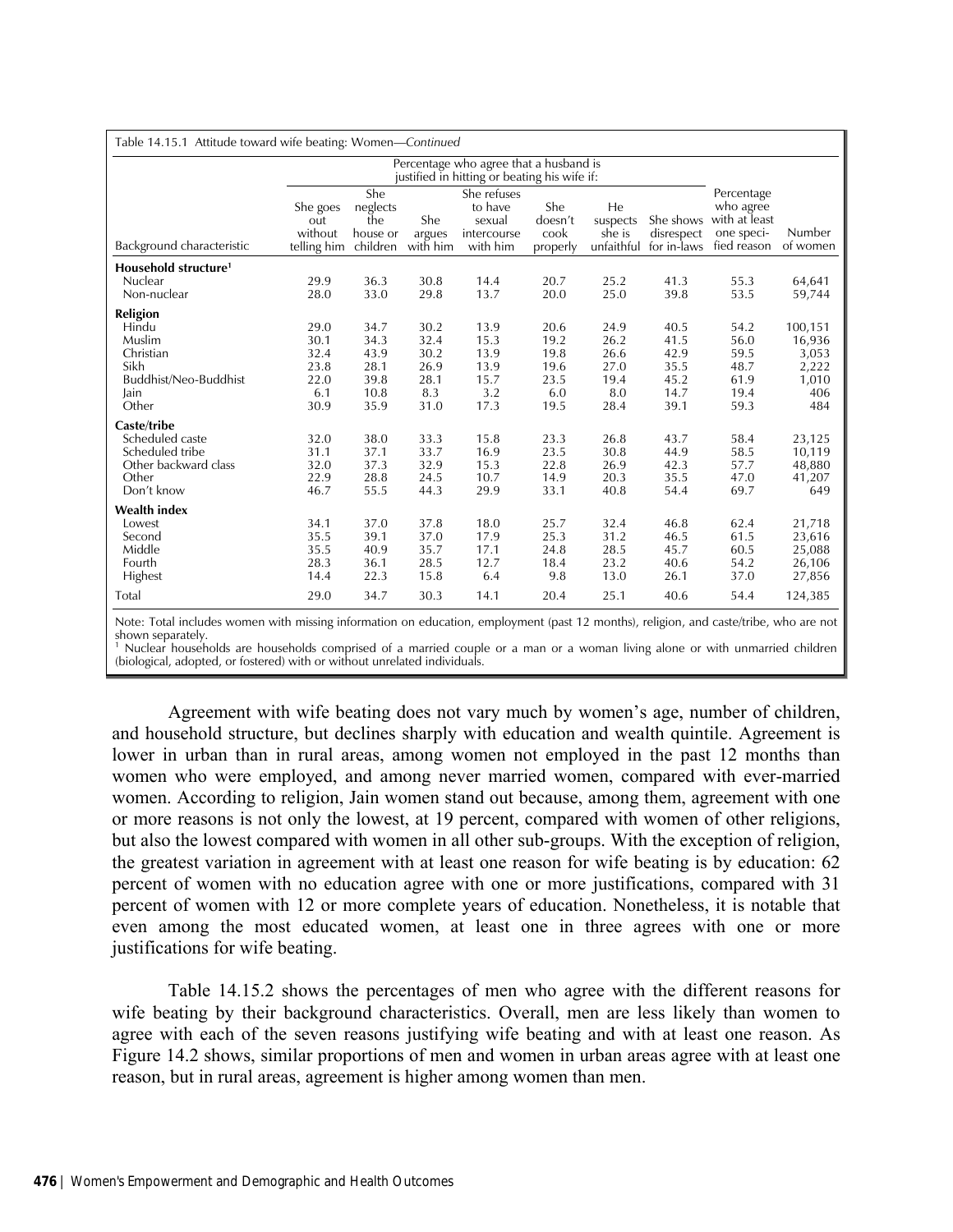Table 14.15.1 Attitude toward wife beating: Women—*Continued*

| Background characteristic | Percentage who agree that a husband is justified in hitting or beating his wife if: She goes out without telling him | She neglects the house or children | She argues with him | She refuses to have sexual intercourse with him | She doesn't cook properly | He suspects she is unfaithful | She shows disrespect for in-laws | Percentage who agree with at least one specified reason | Number of women |
|---|---|---|---|---|---|---|---|---|---|
| **Household structure[1]** | | | | | | | | | |
| Nuclear | 29.9 | 36.3 | 30.8 | 14.4 | 20.7 | 25.2 | 41.3 | 55.3 | 64,641 |
| Non-nuclear | 28.0 | 33.0 | 29.8 | 13.7 | 20.0 | 25.0 | 39.8 | 53.5 | 59,744 |
| **Religion** | | | | | | | | | |
| Hindu | 29.0 | 34.7 | 30.2 | 13.9 | 20.6 | 24.9 | 40.5 | 54.2 | 100,151 |
| Muslim | 30.1 | 34.3 | 32.4 | 15.3 | 19.2 | 26.2 | 41.5 | 56.0 | 16,936 |
| Christian | 32.4 | 43.9 | 30.2 | 13.9 | 19.8 | 26.6 | 42.9 | 59.5 | 3,053 |
| Sikh | 23.8 | 28.1 | 26.9 | 13.9 | 19.6 | 27.0 | 35.5 | 48.7 | 2,222 |
| Buddhist/Neo-Buddhist | 22.0 | 39.8 | 28.1 | 15.7 | 23.5 | 19.4 | 45.2 | 61.9 | 1,010 |
| Jain | 6.1 | 10.8 | 8.3 | 3.2 | 6.0 | 8.0 | 14.7 | 19.4 | 406 |
| Other | 30.9 | 35.9 | 31.0 | 17.3 | 19.5 | 28.4 | 39.1 | 59.3 | 484 |
| **Caste/tribe** | | | | | | | | | |
| Scheduled caste | 32.0 | 38.0 | 33.3 | 15.8 | 23.3 | 26.8 | 43.7 | 58.4 | 23,125 |
| Scheduled tribe | 31.1 | 37.1 | 33.7 | 16.9 | 23.5 | 30.8 | 44.9 | 58.5 | 10,119 |
| Other backward class | 32.0 | 37.3 | 32.9 | 15.3 | 22.8 | 26.9 | 42.3 | 57.7 | 48,880 |
| Other | 22.9 | 28.8 | 24.5 | 10.7 | 14.9 | 20.3 | 35.5 | 47.0 | 41,207 |
| Don't know | 46.7 | 55.5 | 44.3 | 29.9 | 33.1 | 40.8 | 54.4 | 69.7 | 649 |
| **Wealth index** | | | | | | | | | |
| Lowest | 34.1 | 37.0 | 37.8 | 18.0 | 25.7 | 32.4 | 46.8 | 62.4 | 21,718 |
| Second | 35.5 | 39.1 | 37.0 | 17.9 | 25.3 | 31.2 | 46.5 | 61.5 | 23,616 |
| Middle | 35.5 | 40.9 | 35.7 | 17.1 | 24.8 | 28.5 | 45.7 | 60.5 | 25,088 |
| Fourth | 28.3 | 36.1 | 28.5 | 12.7 | 18.4 | 23.2 | 40.6 | 54.2 | 26,106 |
| Highest | 14.4 | 22.3 | 15.8 | 6.4 | 9.8 | 13.0 | 26.1 | 37.0 | 27,856 |
| Total | 29.0 | 34.7 | 30.3 | 14.1 | 20.4 | 25.1 | 40.6 | 54.4 | 124,385 |

Note: Total includes women with missing information on education, employment (past 12 months), religion, and caste/tribe, who are not shown separately.
[1] Nuclear households are households comprised of a married couple or a man or a woman living alone or with unmarried children (biological, adopted, or fostered) with or without unrelated individuals.

Agreement with wife beating does not vary much by women's age, number of children, and household structure, but declines sharply with education and wealth quintile. Agreement is lower in urban than in rural areas, among women not employed in the past 12 months than women who were employed, and among never married women, compared with ever-married women. According to religion, Jain women stand out because, among them, agreement with one or more reasons is not only the lowest, at 19 percent, compared with women of other religions, but also the lowest compared with women in all other sub-groups. With the exception of religion, the greatest variation in agreement with at least one reason for wife beating is by education: 62 percent of women with no education agree with one or more justifications, compared with 31 percent of women with 12 or more complete years of education. Nonetheless, it is notable that even among the most educated women, at least one in three agrees with one or more justifications for wife beating.

Table 14.15.2 shows the percentages of men who agree with the different reasons for wife beating by their background characteristics. Overall, men are less likely than women to agree with each of the seven reasons justifying wife beating and with at least one reason. As Figure 14.2 shows, similar proportions of men and women in urban areas agree with at least one reason, but in rural areas, agreement is higher among women than men.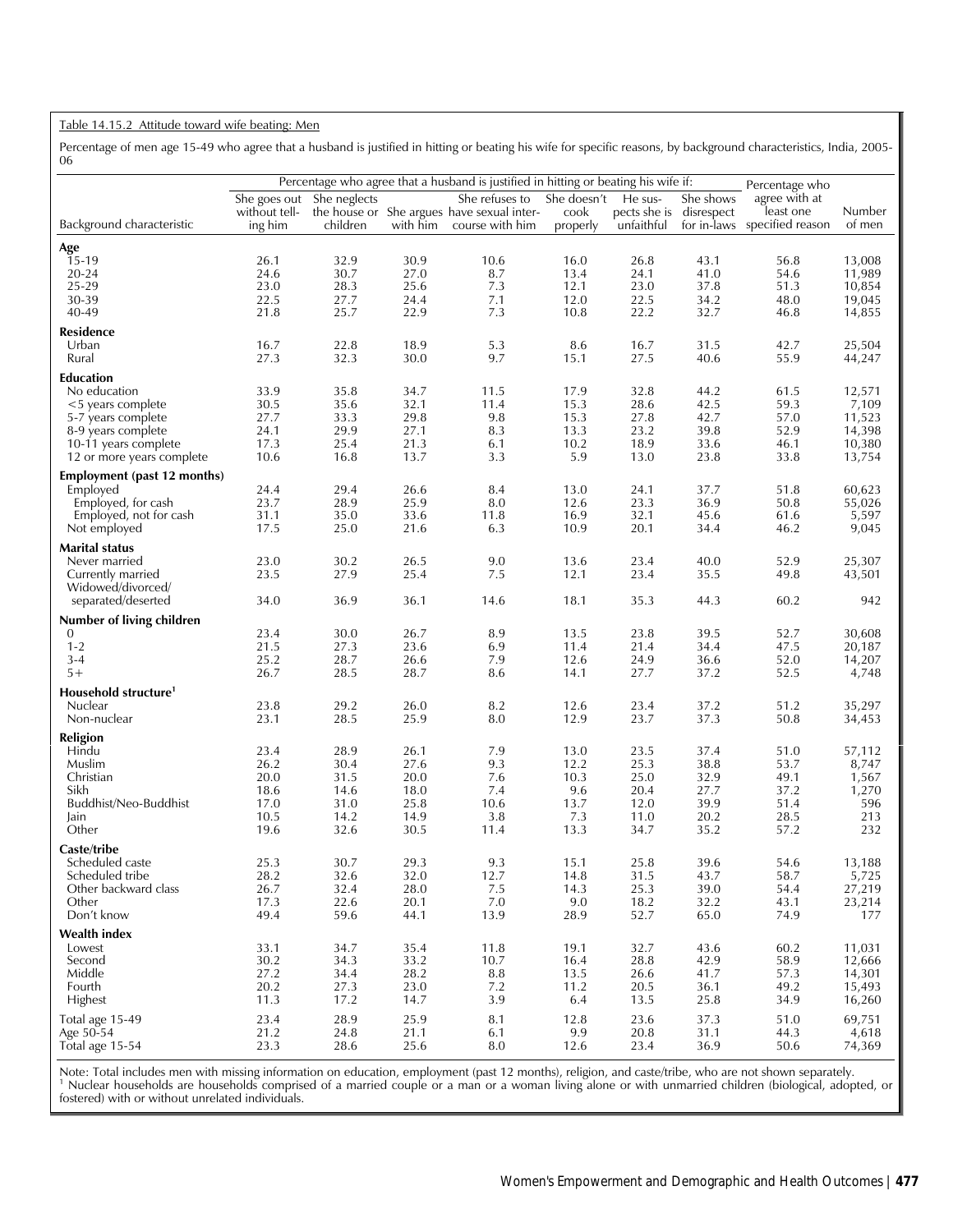Table 14.15.2 Attitude toward wife beating: Men

Percentage of men age 15-49 who agree that a husband is justified in hitting or beating his wife for specific reasons, by background characteristics, India, 2005-06

| Background characteristic | Percentage who agree that a husband is justified in hitting or beating his wife if: | | | | | | | Percentage who agree with at least one specified reason | Number of men |
|---|---|---|---|---|---|---|---|---|---|
| | She goes out without telling him | She neglects the house or children | She argues with him | She refuses to have sexual intercourse with him | She doesn't cook properly | He suspects she is unfaithful | She shows disrespect for in-laws | | |
| **Age** | | | | | | | | | |
| 15-19 | 26.1 | 32.9 | 30.9 | 10.6 | 16.0 | 26.8 | 43.1 | 56.8 | 13,008 |
| 20-24 | 24.6 | 30.7 | 27.0 | 8.7 | 13.4 | 24.1 | 41.0 | 54.6 | 11,989 |
| 25-29 | 23.0 | 28.3 | 25.6 | 7.3 | 12.1 | 23.0 | 37.8 | 51.3 | 10,854 |
| 30-39 | 22.5 | 27.7 | 24.4 | 7.1 | 12.0 | 22.5 | 34.2 | 48.0 | 19,045 |
| 40-49 | 21.8 | 25.7 | 22.9 | 7.3 | 10.8 | 22.2 | 32.7 | 46.8 | 14,855 |
| **Residence** | | | | | | | | | |
| Urban | 16.7 | 22.8 | 18.9 | 5.3 | 8.6 | 16.7 | 31.5 | 42.7 | 25,504 |
| Rural | 27.3 | 32.3 | 30.0 | 9.7 | 15.1 | 27.5 | 40.6 | 55.9 | 44,247 |
| **Education** | | | | | | | | | |
| No education | 33.9 | 35.8 | 34.7 | 11.5 | 17.9 | 32.8 | 44.2 | 61.5 | 12,571 |
| <5 years complete | 30.5 | 35.6 | 32.1 | 11.4 | 15.3 | 28.6 | 42.5 | 59.3 | 7,109 |
| 5-7 years complete | 27.7 | 33.3 | 29.8 | 9.8 | 15.3 | 27.8 | 42.7 | 57.0 | 11,523 |
| 8-9 years complete | 24.1 | 29.9 | 27.1 | 8.3 | 13.3 | 23.2 | 39.8 | 52.9 | 14,398 |
| 10-11 years complete | 17.3 | 25.4 | 21.3 | 6.1 | 10.2 | 18.9 | 33.6 | 46.1 | 10,380 |
| 12 or more years complete | 10.6 | 16.8 | 13.7 | 3.3 | 5.9 | 13.0 | 23.8 | 33.8 | 13,754 |
| **Employment (past 12 months)** | | | | | | | | | |
| Employed | 24.4 | 29.4 | 26.6 | 8.4 | 13.0 | 24.1 | 37.7 | 51.8 | 60,623 |
| Employed, for cash | 23.7 | 28.9 | 25.9 | 8.0 | 12.6 | 23.3 | 36.9 | 50.8 | 55,026 |
| Employed, not for cash | 31.1 | 35.0 | 33.6 | 11.8 | 16.9 | 32.1 | 45.6 | 61.6 | 5,597 |
| Not employed | 17.5 | 25.0 | 21.6 | 6.3 | 10.9 | 20.1 | 34.4 | 46.2 | 9,045 |
| **Marital status** | | | | | | | | | |
| Never married | 23.0 | 30.2 | 26.5 | 9.0 | 13.6 | 23.4 | 40.0 | 52.9 | 25,307 |
| Currently married | 23.5 | 27.9 | 25.4 | 7.5 | 12.1 | 23.4 | 35.5 | 49.8 | 43,501 |
| Widowed/divorced/ separated/deserted | 34.0 | 36.9 | 36.1 | 14.6 | 18.1 | 35.3 | 44.3 | 60.2 | 942 |
| **Number of living children** | | | | | | | | | |
| 0 | 23.4 | 30.0 | 26.7 | 8.9 | 13.5 | 23.8 | 39.5 | 52.7 | 30,608 |
| 1-2 | 21.5 | 27.3 | 23.6 | 6.9 | 11.4 | 21.4 | 34.4 | 47.5 | 20,187 |
| 3-4 | 25.2 | 28.7 | 26.6 | 7.9 | 12.6 | 24.9 | 36.6 | 52.0 | 14,207 |
| 5+ | 26.7 | 28.5 | 28.7 | 8.6 | 14.1 | 27.7 | 37.2 | 52.5 | 4,748 |
| **Household structure**[1] | | | | | | | | | |
| Nuclear | 23.8 | 29.2 | 26.0 | 8.2 | 12.6 | 23.4 | 37.2 | 51.2 | 35,297 |
| Non-nuclear | 23.1 | 28.5 | 25.9 | 8.0 | 12.9 | 23.7 | 37.3 | 50.8 | 34,453 |
| **Religion** | | | | | | | | | |
| Hindu | 23.4 | 28.9 | 26.1 | 7.9 | 13.0 | 23.5 | 37.4 | 51.0 | 57,112 |
| Muslim | 26.2 | 30.4 | 27.6 | 9.3 | 12.2 | 25.3 | 38.8 | 53.7 | 8,747 |
| Christian | 20.0 | 31.5 | 20.0 | 7.6 | 10.3 | 25.0 | 32.9 | 49.1 | 1,567 |
| Sikh | 18.6 | 14.6 | 18.0 | 7.4 | 9.6 | 20.4 | 27.7 | 37.2 | 1,270 |
| Buddhist/Neo-Buddhist | 17.0 | 31.0 | 25.8 | 10.6 | 13.7 | 12.0 | 39.9 | 51.4 | 596 |
| Jain | 10.5 | 14.2 | 14.9 | 3.8 | 7.3 | 11.0 | 20.2 | 28.5 | 213 |
| Other | 19.6 | 32.6 | 30.5 | 11.4 | 13.3 | 34.7 | 35.2 | 57.2 | 232 |
| **Caste/tribe** | | | | | | | | | |
| Scheduled caste | 25.3 | 30.7 | 29.3 | 9.3 | 15.1 | 25.8 | 39.6 | 54.6 | 13,188 |
| Scheduled tribe | 28.2 | 32.6 | 32.0 | 12.7 | 14.8 | 31.5 | 43.7 | 58.7 | 5,725 |
| Other backward class | 26.7 | 32.4 | 28.0 | 7.5 | 14.3 | 25.3 | 39.0 | 54.4 | 27,219 |
| Other | 17.3 | 22.6 | 20.1 | 7.0 | 9.0 | 18.2 | 32.2 | 43.1 | 23,214 |
| Don't know | 49.4 | 59.6 | 44.1 | 13.9 | 28.9 | 52.7 | 65.0 | 74.9 | 177 |
| **Wealth index** | | | | | | | | | |
| Lowest | 33.1 | 34.7 | 35.4 | 11.8 | 19.1 | 32.7 | 43.6 | 60.2 | 11,031 |
| Second | 30.2 | 34.3 | 33.2 | 10.7 | 16.4 | 28.8 | 42.9 | 58.9 | 12,666 |
| Middle | 27.2 | 34.4 | 28.2 | 8.8 | 13.5 | 26.6 | 41.7 | 57.3 | 14,301 |
| Fourth | 20.2 | 27.3 | 23.0 | 7.2 | 11.2 | 20.5 | 36.1 | 49.2 | 15,493 |
| Highest | 11.3 | 17.2 | 14.7 | 3.9 | 6.4 | 13.5 | 25.8 | 34.9 | 16,260 |
| Total age 15-49 | 23.4 | 28.9 | 25.9 | 8.1 | 12.8 | 23.6 | 37.3 | 51.0 | 69,751 |
| Age 50-54 | 21.2 | 24.8 | 21.1 | 6.1 | 9.9 | 20.8 | 31.1 | 44.3 | 4,618 |
| Total age 15-54 | 23.3 | 28.6 | 25.6 | 8.0 | 12.6 | 23.4 | 36.9 | 50.6 | 74,369 |

Note: Total includes men with missing information on education, employment (past 12 months), religion, and caste/tribe, who are not shown separately.
[1] Nuclear households are households comprised of a married couple or a man or a woman living alone or with unmarried children (biological, adopted, or fostered) with or without unrelated individuals.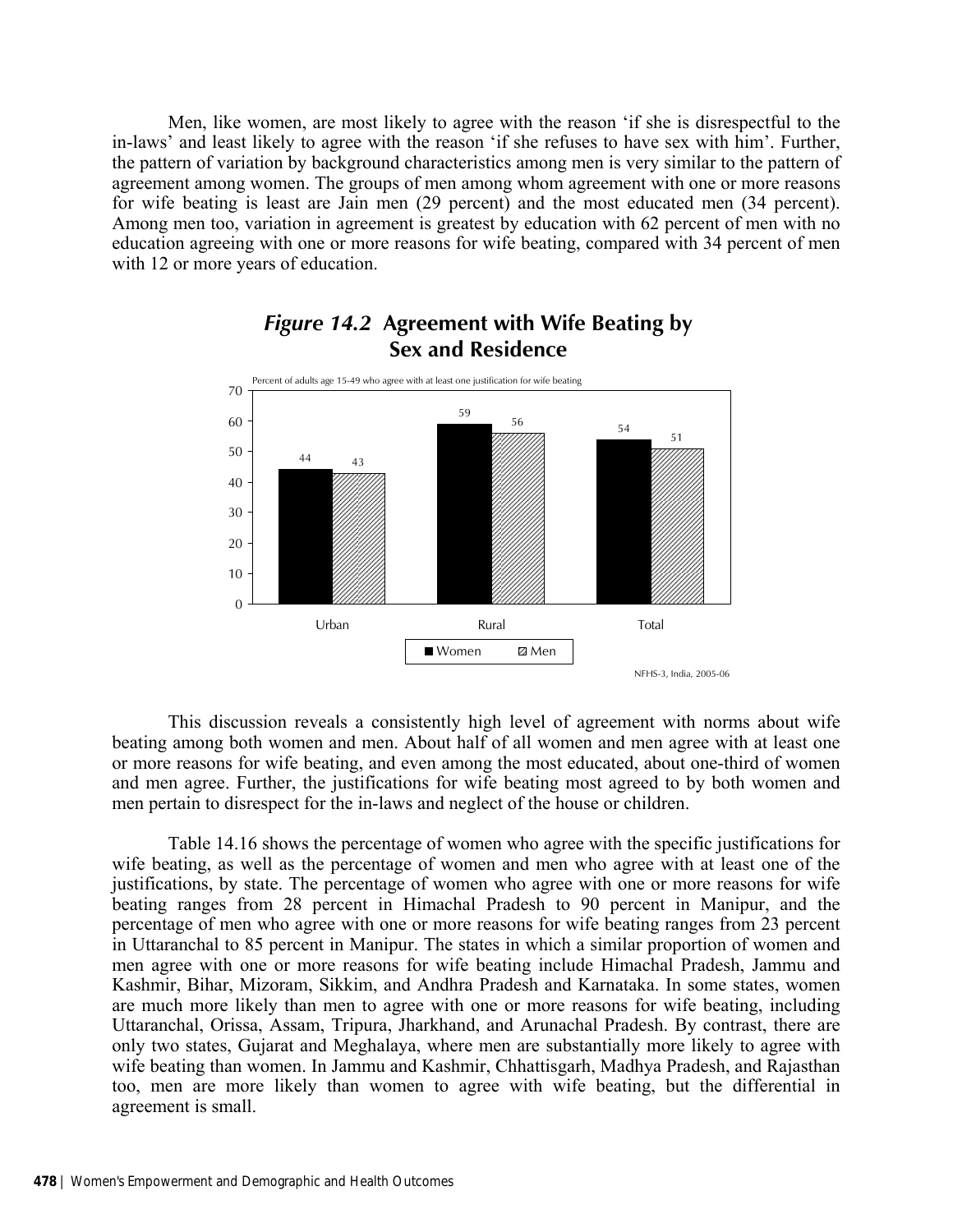Men, like women, are most likely to agree with the reason 'if she is disrespectful to the in-laws' and least likely to agree with the reason 'if she refuses to have sex with him'. Further, the pattern of variation by background characteristics among men is very similar to the pattern of agreement among women. The groups of men among whom agreement with one or more reasons for wife beating is least are Jain men (29 percent) and the most educated men (34 percent). Among men too, variation in agreement is greatest by education with 62 percent of men with no education agreeing with one or more reasons for wife beating, compared with 34 percent of men with 12 or more years of education.

## *Figure 14.2* Agreement with Wife Beating by Sex and Residence

Percent of adults age 15-49 who agree with at least one justification for wife beating

| | Women | Men |
|---|---|---|
| Urban | 44 | 43 |
| Rural | 59 | 56 |
| Total | 54 | 51 |

NFHS-3, India, 2005-06

This discussion reveals a consistently high level of agreement with norms about wife beating among both women and men. About half of all women and men agree with at least one or more reasons for wife beating, and even among the most educated, about one-third of women and men agree. Further, the justifications for wife beating most agreed to by both women and men pertain to disrespect for the in-laws and neglect of the house or children.

Table 14.16 shows the percentage of women who agree with the specific justifications for wife beating, as well as the percentage of women and men who agree with at least one of the justifications, by state. The percentage of women who agree with one or more reasons for wife beating ranges from 28 percent in Himachal Pradesh to 90 percent in Manipur, and the percentage of men who agree with one or more reasons for wife beating ranges from 23 percent in Uttaranchal to 85 percent in Manipur. The states in which a similar proportion of women and men agree with one or more reasons for wife beating include Himachal Pradesh, Jammu and Kashmir, Bihar, Mizoram, Sikkim, and Andhra Pradesh and Karnataka. In some states, women are much more likely than men to agree with one or more reasons for wife beating, including Uttaranchal, Orissa, Assam, Tripura, Jharkhand, and Arunachal Pradesh. By contrast, there are only two states, Gujarat and Meghalaya, where men are substantially more likely to agree with wife beating than women. In Jammu and Kashmir, Chhattisgarh, Madhya Pradesh, and Rajasthan too, men are more likely than women to agree with wife beating, but the differential in agreement is small.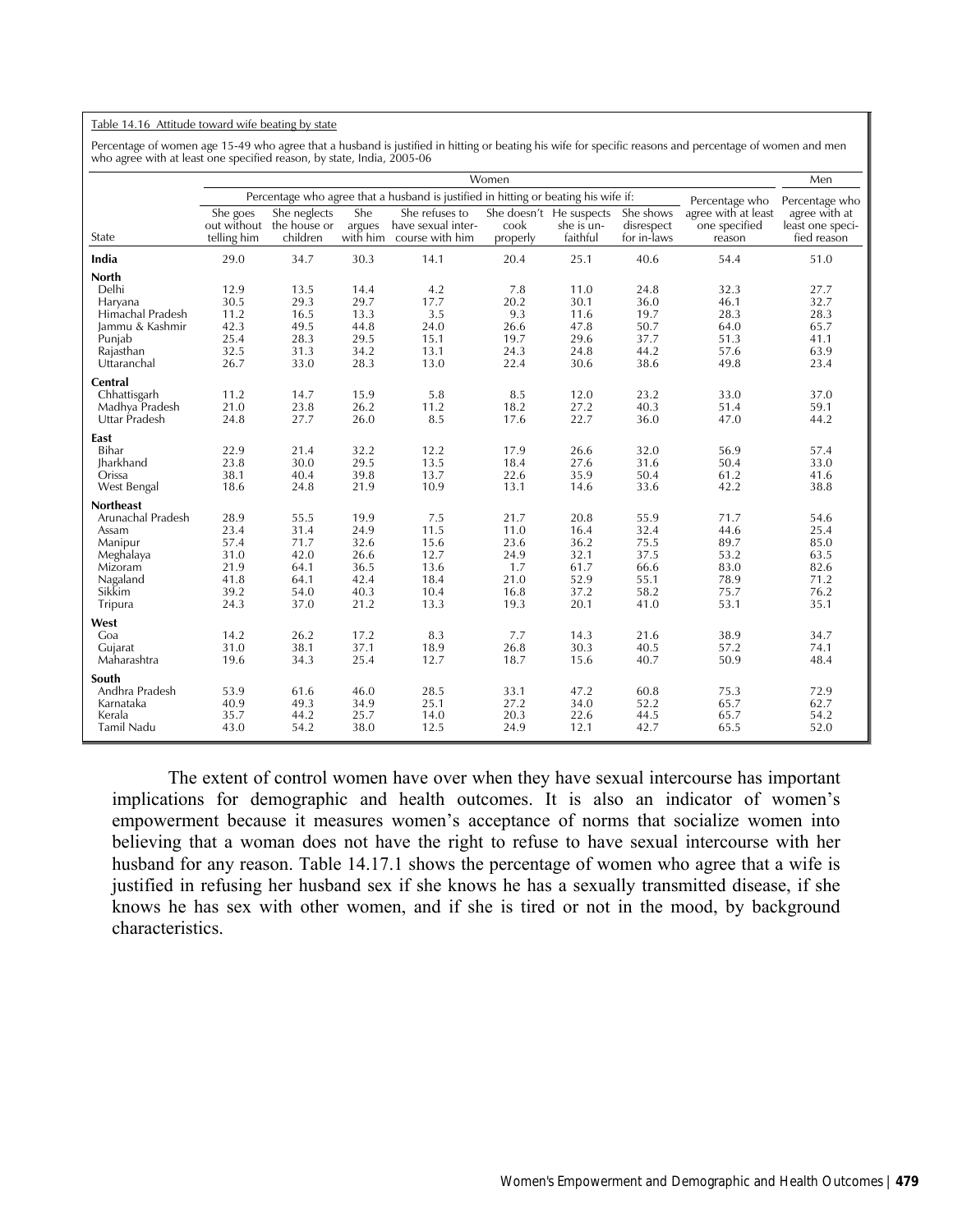Table 14.16 Attitude toward wife beating by state

Percentage of women age 15-49 who agree that a husband is justified in hitting or beating his wife for specific reasons and percentage of women and men who agree with at least one specified reason, by state, India, 2005-06

| State | Women | | | | | | | | Men |
|---|---|---|---|---|---|---|---|---|---|
| | Percentage who agree that a husband is justified in hitting or beating his wife if: | | | | | | | Percentage who agree with at least one specified reason | Percentage who agree with at least one specified reason |
| | She goes out without telling him | She neglects the house or children | She argues with him | She refuses to have sexual intercourse with him | She doesn't cook properly | He suspects she is unfaithful | She shows disrespect for in-laws | | |
| **India** | 29.0 | 34.7 | 30.3 | 14.1 | 20.4 | 25.1 | 40.6 | 54.4 | 51.0 |
| **North** | | | | | | | | | |
| Delhi | 12.9 | 13.5 | 14.4 | 4.2 | 7.8 | 11.0 | 24.8 | 32.3 | 27.7 |
| Haryana | 30.5 | 29.3 | 29.7 | 17.7 | 20.2 | 30.1 | 36.0 | 46.1 | 32.7 |
| Himachal Pradesh | 11.2 | 16.5 | 13.3 | 3.5 | 9.3 | 11.6 | 19.7 | 28.3 | 28.3 |
| Jammu & Kashmir | 42.3 | 49.5 | 44.8 | 24.0 | 26.6 | 47.8 | 50.7 | 64.0 | 65.7 |
| Punjab | 25.4 | 28.3 | 29.5 | 15.1 | 19.7 | 29.6 | 37.7 | 51.3 | 41.1 |
| Rajasthan | 32.5 | 31.3 | 34.2 | 13.1 | 24.3 | 24.8 | 44.2 | 57.6 | 63.9 |
| Uttaranchal | 26.7 | 33.0 | 28.3 | 13.0 | 22.4 | 30.6 | 38.6 | 49.8 | 23.4 |
| **Central** | | | | | | | | | |
| Chhattisgarh | 11.2 | 14.7 | 15.9 | 5.8 | 8.5 | 12.0 | 23.2 | 33.0 | 37.0 |
| Madhya Pradesh | 21.0 | 23.8 | 26.2 | 11.2 | 18.2 | 27.2 | 40.3 | 51.4 | 59.1 |
| Uttar Pradesh | 24.8 | 27.7 | 26.0 | 8.5 | 17.6 | 22.7 | 36.0 | 47.0 | 44.2 |
| **East** | | | | | | | | | |
| Bihar | 22.9 | 21.4 | 32.2 | 12.2 | 17.9 | 26.6 | 32.0 | 56.9 | 57.4 |
| Jharkhand | 23.8 | 30.0 | 29.5 | 13.5 | 18.4 | 27.6 | 31.6 | 50.4 | 33.0 |
| Orissa | 38.1 | 40.4 | 39.8 | 13.7 | 22.6 | 35.9 | 50.4 | 61.2 | 41.6 |
| West Bengal | 18.6 | 24.8 | 21.9 | 10.9 | 13.1 | 14.6 | 33.6 | 42.2 | 38.8 |
| **Northeast** | | | | | | | | | |
| Arunachal Pradesh | 28.9 | 55.5 | 19.9 | 7.5 | 21.7 | 20.8 | 55.9 | 71.7 | 54.6 |
| Assam | 23.4 | 31.4 | 24.9 | 11.5 | 11.0 | 16.4 | 32.4 | 44.6 | 25.4 |
| Manipur | 57.4 | 71.7 | 32.6 | 15.6 | 23.6 | 36.2 | 75.5 | 89.7 | 85.0 |
| Meghalaya | 31.0 | 42.0 | 26.6 | 12.7 | 24.9 | 32.1 | 37.5 | 53.2 | 63.5 |
| Mizoram | 21.9 | 64.1 | 36.5 | 13.6 | 1.7 | 61.7 | 66.6 | 83.0 | 82.6 |
| Nagaland | 41.8 | 64.1 | 42.4 | 18.4 | 21.0 | 52.9 | 55.1 | 78.9 | 71.2 |
| Sikkim | 39.2 | 54.0 | 40.3 | 10.4 | 16.8 | 37.2 | 58.2 | 75.7 | 76.2 |
| Tripura | 24.3 | 37.0 | 21.2 | 13.3 | 19.3 | 20.1 | 41.0 | 53.1 | 35.1 |
| **West** | | | | | | | | | |
| Goa | 14.2 | 26.2 | 17.2 | 8.3 | 7.7 | 14.3 | 21.6 | 38.9 | 34.7 |
| Gujarat | 31.0 | 38.1 | 37.1 | 18.9 | 26.8 | 30.3 | 40.5 | 57.2 | 74.1 |
| Maharashtra | 19.6 | 34.3 | 25.4 | 12.7 | 18.7 | 15.6 | 40.7 | 50.9 | 48.4 |
| **South** | | | | | | | | | |
| Andhra Pradesh | 53.9 | 61.6 | 46.0 | 28.5 | 33.1 | 47.2 | 60.8 | 75.3 | 72.9 |
| Karnataka | 40.9 | 49.3 | 34.9 | 25.1 | 27.2 | 34.0 | 52.2 | 65.7 | 62.7 |
| Kerala | 35.7 | 44.2 | 25.7 | 14.0 | 20.3 | 22.6 | 44.5 | 65.7 | 54.2 |
| Tamil Nadu | 43.0 | 54.2 | 38.0 | 12.5 | 24.9 | 12.1 | 42.7 | 65.5 | 52.0 |

The extent of control women have over when they have sexual intercourse has important implications for demographic and health outcomes. It is also an indicator of women's empowerment because it measures women's acceptance of norms that socialize women into believing that a woman does not have the right to refuse to have sexual intercourse with her husband for any reason. Table 14.17.1 shows the percentage of women who agree that a wife is justified in refusing her husband sex if she knows he has a sexually transmitted disease, if she knows he has sex with other women, and if she is tired or not in the mood, by background characteristics.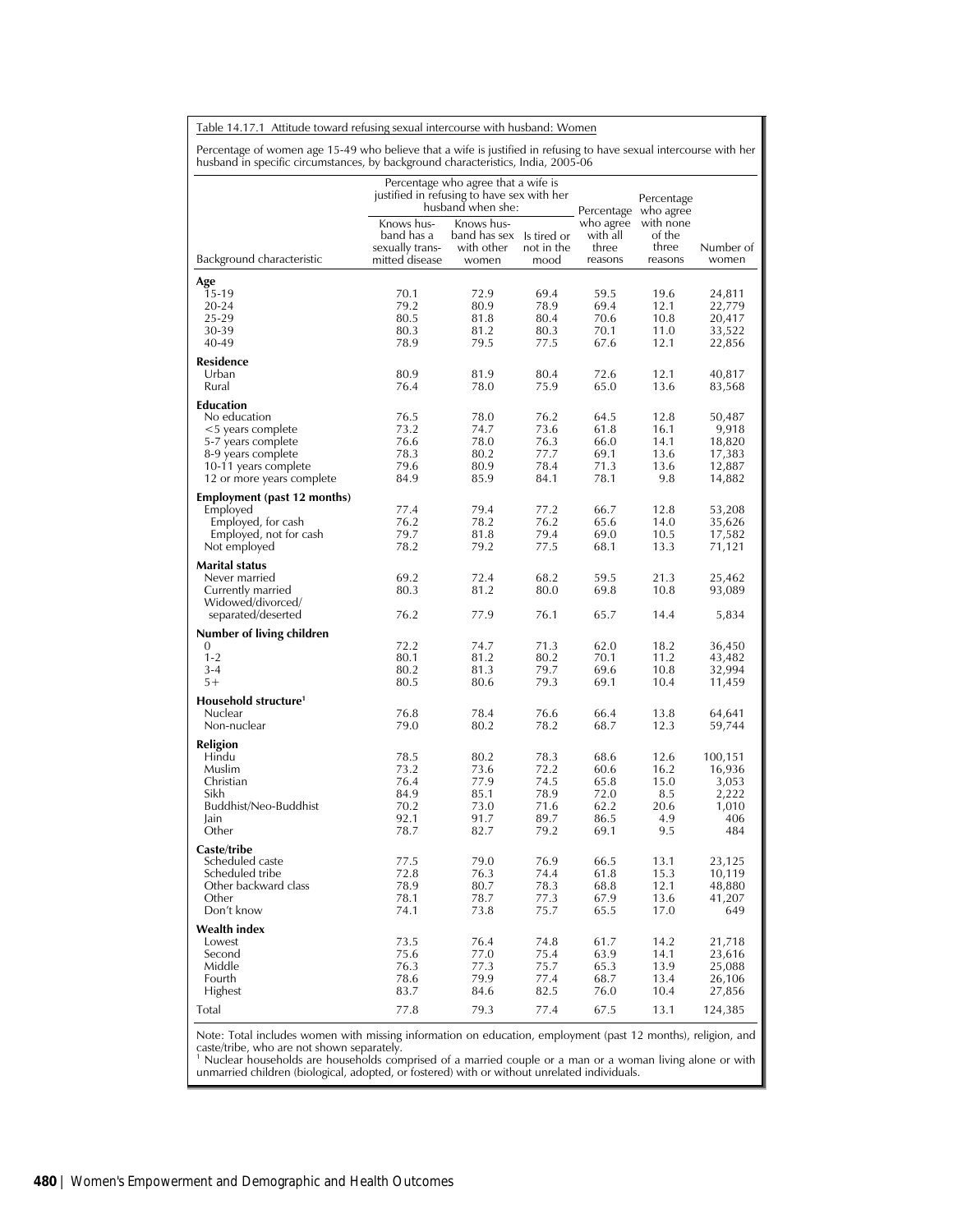Table 14.17.1 Attitude toward refusing sexual intercourse with husband: Women

Percentage of women age 15-49 who believe that a wife is justified in refusing to have sexual intercourse with her husband in specific circumstances, by background characteristics, India, 2005-06

| Background characteristic | Percentage who agree that a wife is justified in refusing to have sex with her husband when she: Knows husband has a sexually transmitted disease | Knows husband has sex with other women | Is tired or not in the mood | Percentage who agree with all three reasons | Percentage who agree with none of the three reasons | Number of women |
|---|---|---|---|---|---|---|
| **Age** | | | | | | |
| 15-19 | 70.1 | 72.9 | 69.4 | 59.5 | 19.6 | 24,811 |
| 20-24 | 79.2 | 80.9 | 78.9 | 69.4 | 12.1 | 22,779 |
| 25-29 | 80.5 | 81.8 | 80.4 | 70.6 | 10.8 | 20,417 |
| 30-39 | 80.3 | 81.2 | 80.3 | 70.1 | 11.0 | 33,522 |
| 40-49 | 78.9 | 79.5 | 77.5 | 67.6 | 12.1 | 22,856 |
| **Residence** | | | | | | |
| Urban | 80.9 | 81.9 | 80.4 | 72.6 | 12.1 | 40,817 |
| Rural | 76.4 | 78.0 | 75.9 | 65.0 | 13.6 | 83,568 |
| **Education** | | | | | | |
| No education | 76.5 | 78.0 | 76.2 | 64.5 | 12.8 | 50,487 |
| <5 years complete | 73.2 | 74.7 | 73.6 | 61.8 | 16.1 | 9,918 |
| 5-7 years complete | 76.6 | 78.0 | 76.3 | 66.0 | 14.1 | 18,820 |
| 8-9 years complete | 78.3 | 80.2 | 77.7 | 69.1 | 13.6 | 17,383 |
| 10-11 years complete | 79.6 | 80.9 | 78.4 | 71.3 | 13.6 | 12,887 |
| 12 or more years complete | 84.9 | 85.9 | 84.1 | 78.1 | 9.8 | 14,882 |
| **Employment (past 12 months)** | | | | | | |
| Employed | 77.4 | 79.4 | 77.2 | 66.7 | 12.8 | 53,208 |
| Employed, for cash | 76.2 | 78.2 | 76.2 | 65.6 | 14.0 | 35,626 |
| Employed, not for cash | 79.7 | 81.8 | 79.4 | 69.0 | 10.5 | 17,582 |
| Not employed | 78.2 | 79.2 | 77.5 | 68.1 | 13.3 | 71,121 |
| **Marital status** | | | | | | |
| Never married | 69.2 | 72.4 | 68.2 | 59.5 | 21.3 | 25,462 |
| Currently married | 80.3 | 81.2 | 80.0 | 69.8 | 10.8 | 93,089 |
| Widowed/divorced/ separated/deserted | 76.2 | 77.9 | 76.1 | 65.7 | 14.4 | 5,834 |
| **Number of living children** | | | | | | |
| 0 | 72.2 | 74.7 | 71.3 | 62.0 | 18.2 | 36,450 |
| 1-2 | 80.1 | 81.2 | 80.2 | 70.1 | 11.2 | 43,482 |
| 3-4 | 80.2 | 81.3 | 79.7 | 69.6 | 10.8 | 32,994 |
| 5+ | 80.5 | 80.6 | 79.3 | 69.1 | 10.4 | 11,459 |
| **Household structure[1]** | | | | | | |
| Nuclear | 76.8 | 78.4 | 76.6 | 66.4 | 13.8 | 64,641 |
| Non-nuclear | 79.0 | 80.2 | 78.2 | 68.7 | 12.3 | 59,744 |
| **Religion** | | | | | | |
| Hindu | 78.5 | 80.2 | 78.3 | 68.6 | 12.6 | 100,151 |
| Muslim | 73.2 | 73.6 | 72.2 | 60.6 | 16.2 | 16,936 |
| Christian | 76.4 | 77.9 | 74.5 | 65.8 | 15.0 | 3,053 |
| Sikh | 84.9 | 85.1 | 78.9 | 72.0 | 8.5 | 2,222 |
| Buddhist/Neo-Buddhist | 70.2 | 73.0 | 71.6 | 62.2 | 20.6 | 1,010 |
| Jain | 92.1 | 91.7 | 89.7 | 86.5 | 4.9 | 406 |
| Other | 78.7 | 82.7 | 79.2 | 69.1 | 9.5 | 484 |
| **Caste/tribe** | | | | | | |
| Scheduled caste | 77.5 | 79.0 | 76.9 | 66.5 | 13.1 | 23,125 |
| Scheduled tribe | 72.8 | 76.3 | 74.4 | 61.8 | 15.3 | 10,119 |
| Other backward class | 78.9 | 80.7 | 78.3 | 68.8 | 12.1 | 48,880 |
| Other | 78.1 | 78.7 | 77.3 | 67.9 | 13.6 | 41,207 |
| Don't know | 74.1 | 73.8 | 75.7 | 65.5 | 17.0 | 649 |
| **Wealth index** | | | | | | |
| Lowest | 73.5 | 76.4 | 74.8 | 61.7 | 14.2 | 21,718 |
| Second | 75.6 | 77.0 | 75.4 | 63.9 | 14.1 | 23,616 |
| Middle | 76.3 | 77.3 | 75.7 | 65.3 | 13.9 | 25,088 |
| Fourth | 78.6 | 79.9 | 77.4 | 68.7 | 13.4 | 26,106 |
| Highest | 83.7 | 84.6 | 82.5 | 76.0 | 10.4 | 27,856 |
| Total | 77.8 | 79.3 | 77.4 | 67.5 | 13.1 | 124,385 |

Note: Total includes women with missing information on education, employment (past 12 months), religion, and caste/tribe, who are not shown separately.
[1] Nuclear households are households comprised of a married couple or a man or a woman living alone or with unmarried children (biological, adopted, or fostered) with or without unrelated individuals.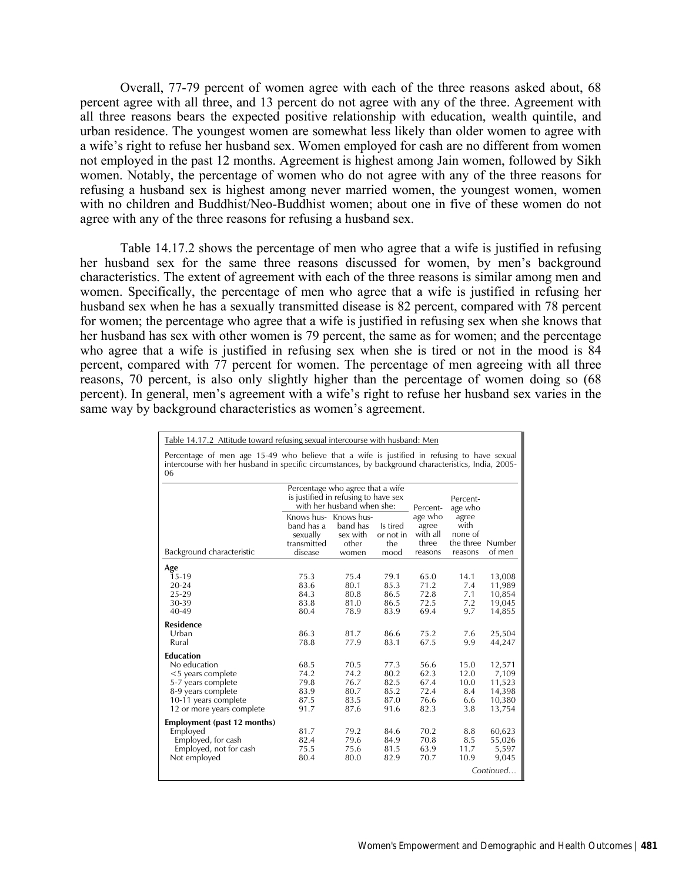Overall, 77-79 percent of women agree with each of the three reasons asked about, 68 percent agree with all three, and 13 percent do not agree with any of the three. Agreement with all three reasons bears the expected positive relationship with education, wealth quintile, and urban residence. The youngest women are somewhat less likely than older women to agree with a wife's right to refuse her husband sex. Women employed for cash are no different from women not employed in the past 12 months. Agreement is highest among Jain women, followed by Sikh women. Notably, the percentage of women who do not agree with any of the three reasons for refusing a husband sex is highest among never married women, the youngest women, women with no children and Buddhist/Neo-Buddhist women; about one in five of these women do not agree with any of the three reasons for refusing a husband sex.

Table 14.17.2 shows the percentage of men who agree that a wife is justified in refusing her husband sex for the same three reasons discussed for women, by men's background characteristics. The extent of agreement with each of the three reasons is similar among men and women. Specifically, the percentage of men who agree that a wife is justified in refusing her husband sex when he has a sexually transmitted disease is 82 percent, compared with 78 percent for women; the percentage who agree that a wife is justified in refusing sex when she knows that her husband has sex with other women is 79 percent, the same as for women; and the percentage who agree that a wife is justified in refusing sex when she is tired or not in the mood is 84 percent, compared with 77 percent for women. The percentage of men agreeing with all three reasons, 70 percent, is also only slightly higher than the percentage of women doing so (68 percent). In general, men's agreement with a wife's right to refuse her husband sex varies in the same way by background characteristics as women's agreement.

Table 14.17.2 Attitude toward refusing sexual intercourse with husband: Men

Percentage of men age 15-49 who believe that a wife is justified in refusing to have sexual intercourse with her husband in specific circumstances, by background characteristics, India, 2005-06

| Background characteristic | Percentage who agree that a wife is justified in refusing to have sex with her husband when she: Knows husband has a sexually transmitted disease | Knows husband has sex with other women | Is tired or not in the mood | Percentage who agree with all three reasons | Percentage who agree with none of the three reasons | Number of men |
|---|---|---|---|---|---|---|
| **Age** | | | | | | |
| 15-19 | 75.3 | 75.4 | 79.1 | 65.0 | 14.1 | 13,008 |
| 20-24 | 83.6 | 80.1 | 85.3 | 71.2 | 7.4 | 11,989 |
| 25-29 | 84.3 | 80.8 | 86.5 | 72.8 | 7.1 | 10,854 |
| 30-39 | 83.8 | 81.0 | 86.5 | 72.5 | 7.2 | 19,045 |
| 40-49 | 80.4 | 78.9 | 83.9 | 69.4 | 9.7 | 14,855 |
| **Residence** | | | | | | |
| Urban | 86.3 | 81.7 | 86.6 | 75.2 | 7.6 | 25,504 |
| Rural | 78.8 | 77.9 | 83.1 | 67.5 | 9.9 | 44,247 |
| **Education** | | | | | | |
| No education | 68.5 | 70.5 | 77.3 | 56.6 | 15.0 | 12,571 |
| <5 years complete | 74.2 | 74.2 | 80.2 | 62.3 | 12.0 | 7,109 |
| 5-7 years complete | 79.8 | 76.7 | 82.5 | 67.4 | 10.0 | 11,523 |
| 8-9 years complete | 83.9 | 80.7 | 85.2 | 72.4 | 8.4 | 14,398 |
| 10-11 years complete | 87.5 | 83.5 | 87.0 | 76.6 | 6.6 | 10,380 |
| 12 or more years complete | 91.7 | 87.6 | 91.6 | 82.3 | 3.8 | 13,754 |
| **Employment (past 12 months)** | | | | | | |
| Employed | 81.7 | 79.2 | 84.6 | 70.2 | 8.8 | 60,623 |
| Employed, for cash | 82.4 | 79.6 | 84.9 | 70.8 | 8.5 | 55,026 |
| Employed, not for cash | 75.5 | 75.6 | 81.5 | 63.9 | 11.7 | 5,597 |
| Not employed | 80.4 | 80.0 | 82.9 | 70.7 | 10.9 | 9,045 |

*Continued…*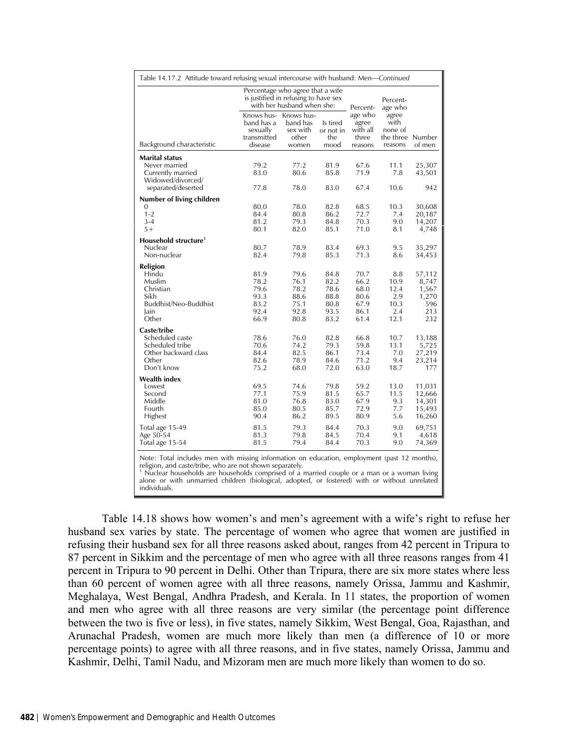Table 14.17.2 Attitude toward refusing sexual intercourse with husband: Men—*Continued*

| Background characteristic | Percentage who agree that a wife is justified in refusing to have sex with her husband when she: Knows husband has a sexually transmitted disease | Knows husband has sex with other women | Is tired or not in the mood | Percentage who agree with all three reasons | Percentage who agree with none of the three reasons | Number of men |
|---|---|---|---|---|---|---|
| **Marital status** | | | | | | |
| Never married | 79.2 | 77.2 | 81.9 | 67.6 | 11.1 | 25,307 |
| Currently married | 83.0 | 80.6 | 85.8 | 71.9 | 7.8 | 43,501 |
| Widowed/divorced/ separated/deserted | 77.8 | 78.0 | 83.0 | 67.4 | 10.6 | 942 |
| **Number of living children** | | | | | | |
| 0 | 80.0 | 78.0 | 82.8 | 68.5 | 10.3 | 30,608 |
| 1-2 | 84.4 | 80.8 | 86.2 | 72.7 | 7.4 | 20,187 |
| 3-4 | 81.2 | 79.3 | 84.8 | 70.3 | 9.0 | 14,207 |
| 5+ | 80.1 | 82.0 | 85.1 | 71.0 | 8.1 | 4,748 |
| **Household structure[1]** | | | | | | |
| Nuclear | 80.7 | 78.9 | 83.4 | 69.3 | 9.5 | 35,297 |
| Non-nuclear | 82.4 | 79.8 | 85.3 | 71.3 | 8.6 | 34,453 |
| **Religion** | | | | | | |
| Hindu | 81.9 | 79.6 | 84.8 | 70.7 | 8.8 | 57,112 |
| Muslim | 78.2 | 76.1 | 82.2 | 66.2 | 10.9 | 8,747 |
| Christian | 79.6 | 78.2 | 78.6 | 68.0 | 12.4 | 1,567 |
| Sikh | 93.3 | 88.6 | 88.8 | 80.6 | 2.9 | 1,270 |
| Buddhist/Neo-Buddhist | 83.2 | 75.1 | 80.8 | 67.9 | 10.3 | 596 |
| Jain | 92.4 | 92.8 | 93.5 | 86.1 | 2.4 | 213 |
| Other | 66.9 | 80.8 | 83.2 | 61.4 | 12.1 | 232 |
| **Caste/tribe** | | | | | | |
| Scheduled caste | 78.6 | 76.0 | 82.8 | 66.8 | 10.7 | 13,188 |
| Scheduled tribe | 70.6 | 74.2 | 79.3 | 59.8 | 13.1 | 5,725 |
| Other backward class | 84.4 | 82.5 | 86.1 | 73.4 | 7.0 | 27,219 |
| Other | 82.6 | 78.9 | 84.6 | 71.2 | 9.4 | 23,214 |
| Don't know | 75.2 | 68.0 | 72.0 | 63.0 | 18.7 | 177 |
| **Wealth index** | | | | | | |
| Lowest | 69.5 | 74.6 | 79.8 | 59.2 | 13.0 | 11,031 |
| Second | 77.1 | 75.9 | 81.5 | 65.7 | 11.5 | 12,666 |
| Middle | 81.0 | 76.8 | 83.0 | 67.9 | 9.3 | 14,301 |
| Fourth | 85.0 | 80.5 | 85.7 | 72.9 | 7.7 | 15,493 |
| Highest | 90.4 | 86.2 | 89.5 | 80.9 | 5.6 | 16,260 |
| Total age 15-49 | 81.5 | 79.3 | 84.4 | 70.3 | 9.0 | 69,751 |
| Age 50-54 | 81.3 | 79.8 | 84.5 | 70.4 | 9.1 | 4,618 |
| Total age 15-54 | 81.5 | 79.4 | 84.4 | 70.3 | 9.0 | 74,369 |

Note: Total includes men with missing information on education, employment (past 12 months), religion, and caste/tribe, who are not shown separately.
[1] Nuclear households are households comprised of a married couple or a man or a woman living alone or with unmarried children (biological, adopted, or fostered) with or without unrelated individuals.

Table 14.18 shows how women's and men's agreement with a wife's right to refuse her husband sex varies by state. The percentage of women who agree that women are justified in refusing their husband sex for all three reasons asked about, ranges from 42 percent in Tripura to 87 percent in Sikkim and the percentage of men who agree with all three reasons ranges from 41 percent in Tripura to 90 percent in Delhi. Other than Tripura, there are six more states where less than 60 percent of women agree with all three reasons, namely Orissa, Jammu and Kashmir, Meghalaya, West Bengal, Andhra Pradesh, and Kerala. In 11 states, the proportion of women and men who agree with all three reasons are very similar (the percentage point difference between the two is five or less), in five states, namely Sikkim, West Bengal, Goa, Rajasthan, and Arunachal Pradesh, women are much more likely than men (a difference of 10 or more percentage points) to agree with all three reasons, and in five states, namely Orissa, Jammu and Kashmir, Delhi, Tamil Nadu, and Mizoram men are much more likely than women to do so.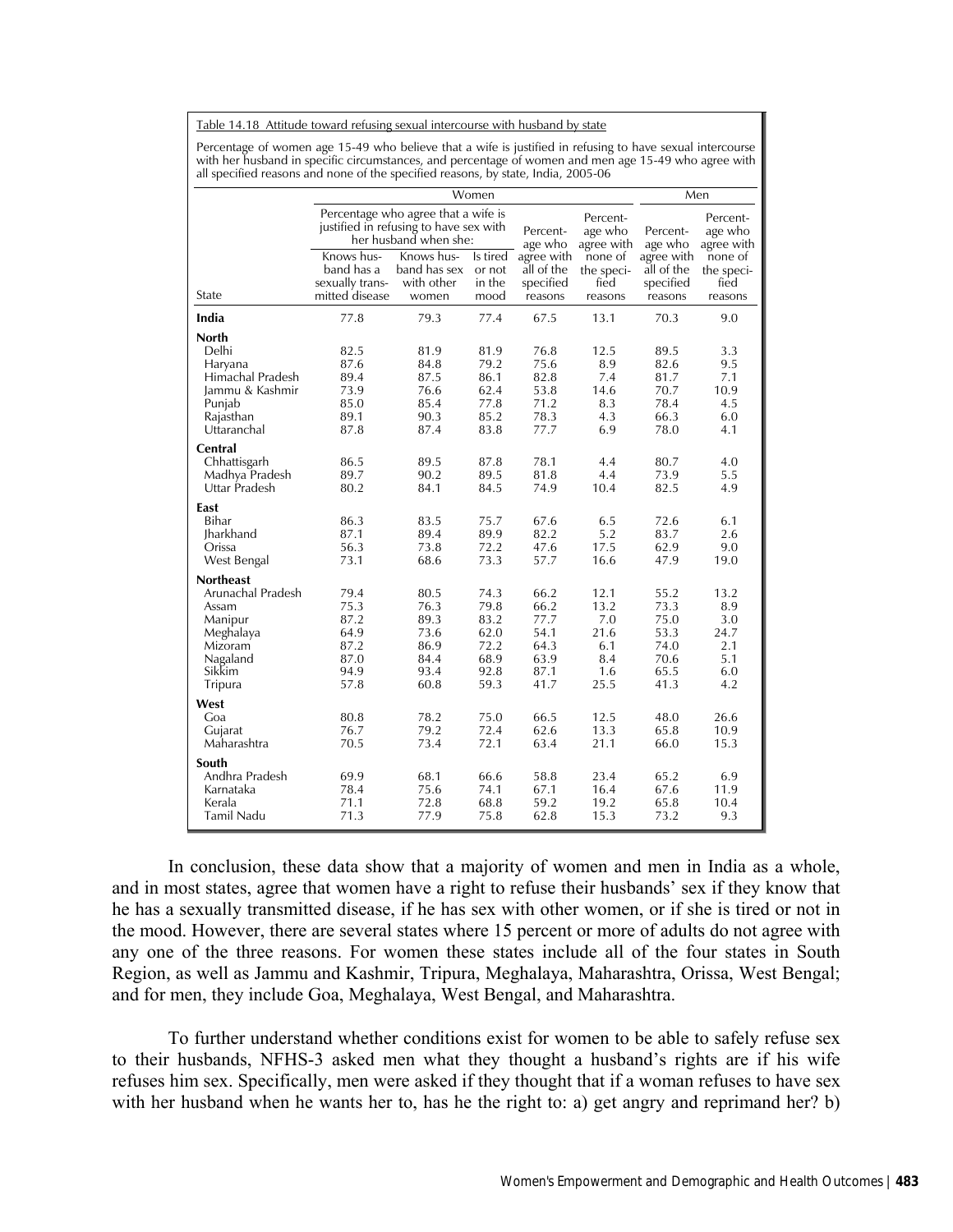Table 14.18 Attitude toward refusing sexual intercourse with husband by state

Percentage of women age 15-49 who believe that a wife is justified in refusing to have sexual intercourse with her husband in specific circumstances, and percentage of women and men age 15-49 who agree with all specified reasons and none of the specified reasons, by state, India, 2005-06

| | Women | | | | | Men | |
|---|---|---|---|---|---|---|---|
| | Percentage who agree that a wife is justified in refusing to have sex with her husband when she: | | | Percentage who agree with all of the specified reasons | Percentage who agree with none of the specified reasons | Percentage who agree with all of the specified reasons | Percentage who agree with none of the specified reasons |
| State | Knows husband has a sexually transmitted disease | Knows husband has sex with other women | Is tired or not in the mood | | | | |
| **India** | 77.8 | 79.3 | 77.4 | 67.5 | 13.1 | 70.3 | 9.0 |
| **North** | | | | | | | |
| Delhi | 82.5 | 81.9 | 81.9 | 76.8 | 12.5 | 89.5 | 3.3 |
| Haryana | 87.6 | 84.8 | 79.2 | 75.6 | 8.9 | 82.6 | 9.5 |
| Himachal Pradesh | 89.4 | 87.5 | 86.1 | 82.8 | 7.4 | 81.7 | 7.1 |
| Jammu & Kashmir | 73.9 | 76.6 | 62.4 | 53.8 | 14.6 | 70.7 | 10.9 |
| Punjab | 85.0 | 85.4 | 77.8 | 71.2 | 8.3 | 78.4 | 4.5 |
| Rajasthan | 89.1 | 90.3 | 85.2 | 78.3 | 4.3 | 66.3 | 6.0 |
| Uttaranchal | 87.8 | 87.4 | 83.8 | 77.7 | 6.9 | 78.0 | 4.1 |
| **Central** | | | | | | | |
| Chhattisgarh | 86.5 | 89.5 | 87.8 | 78.1 | 4.4 | 80.7 | 4.0 |
| Madhya Pradesh | 89.7 | 90.2 | 89.5 | 81.8 | 4.4 | 73.9 | 5.5 |
| Uttar Pradesh | 80.2 | 84.1 | 84.5 | 74.9 | 10.4 | 82.5 | 4.9 |
| **East** | | | | | | | |
| Bihar | 86.3 | 83.5 | 75.7 | 67.6 | 6.5 | 72.6 | 6.1 |
| Jharkhand | 87.1 | 89.4 | 89.9 | 82.2 | 5.2 | 83.7 | 2.6 |
| Orissa | 56.3 | 73.8 | 72.2 | 47.6 | 17.5 | 62.9 | 9.0 |
| West Bengal | 73.1 | 68.6 | 73.3 | 57.7 | 16.6 | 47.9 | 19.0 |
| **Northeast** | | | | | | | |
| Arunachal Pradesh | 79.4 | 80.5 | 74.3 | 66.2 | 12.1 | 55.2 | 13.2 |
| Assam | 75.3 | 76.3 | 79.8 | 66.2 | 13.2 | 73.3 | 8.9 |
| Manipur | 87.2 | 89.3 | 83.2 | 77.7 | 7.0 | 75.0 | 3.0 |
| Meghalaya | 64.9 | 73.6 | 62.0 | 54.1 | 21.6 | 53.3 | 24.7 |
| Mizoram | 87.2 | 86.9 | 72.2 | 64.3 | 6.1 | 74.0 | 2.1 |
| Nagaland | 87.0 | 84.4 | 68.9 | 63.9 | 8.4 | 70.6 | 5.1 |
| Sikkim | 94.9 | 93.4 | 92.8 | 87.1 | 1.6 | 65.5 | 6.0 |
| Tripura | 57.8 | 60.8 | 59.3 | 41.7 | 25.5 | 41.3 | 4.2 |
| **West** | | | | | | | |
| Goa | 80.8 | 78.2 | 75.0 | 66.5 | 12.5 | 48.0 | 26.6 |
| Gujarat | 76.7 | 79.2 | 72.4 | 62.6 | 13.3 | 65.8 | 10.9 |
| Maharashtra | 70.5 | 73.4 | 72.1 | 63.4 | 21.1 | 66.0 | 15.3 |
| **South** | | | | | | | |
| Andhra Pradesh | 69.9 | 68.1 | 66.6 | 58.8 | 23.4 | 65.2 | 6.9 |
| Karnataka | 78.4 | 75.6 | 74.1 | 67.1 | 16.4 | 67.6 | 11.9 |
| Kerala | 71.1 | 72.8 | 68.8 | 59.2 | 19.2 | 65.8 | 10.4 |
| Tamil Nadu | 71.3 | 77.9 | 75.8 | 62.8 | 15.3 | 73.2 | 9.3 |

In conclusion, these data show that a majority of women and men in India as a whole, and in most states, agree that women have a right to refuse their husbands' sex if they know that he has a sexually transmitted disease, if he has sex with other women, or if she is tired or not in the mood. However, there are several states where 15 percent or more of adults do not agree with any one of the three reasons. For women these states include all of the four states in South Region, as well as Jammu and Kashmir, Tripura, Meghalaya, Maharashtra, Orissa, West Bengal; and for men, they include Goa, Meghalaya, West Bengal, and Maharashtra.

To further understand whether conditions exist for women to be able to safely refuse sex to their husbands, NFHS-3 asked men what they thought a husband's rights are if his wife refuses him sex. Specifically, men were asked if they thought that if a woman refuses to have sex with her husband when he wants her to, has he the right to: a) get angry and reprimand her? b)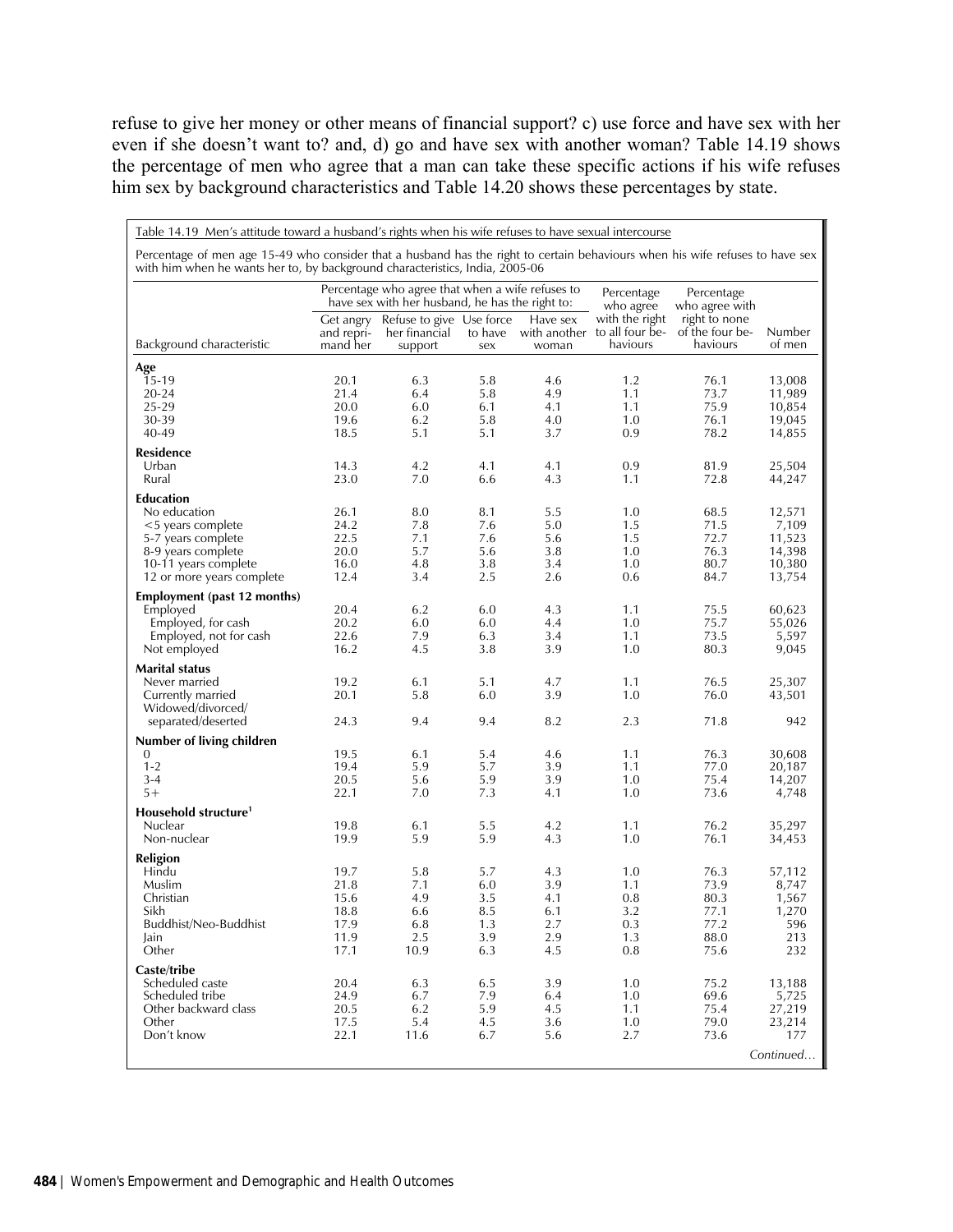refuse to give her money or other means of financial support? c) use force and have sex with her even if she doesn't want to? and, d) go and have sex with another woman? Table 14.19 shows the percentage of men who agree that a man can take these specific actions if his wife refuses him sex by background characteristics and Table 14.20 shows these percentages by state.

Table 14.19 Men's attitude toward a husband's rights when his wife refuses to have sexual intercourse

Percentage of men age 15-49 who consider that a husband has the right to certain behaviours when his wife refuses to have sex with him when he wants her to, by background characteristics, India, 2005-06

| Background characteristic | Percentage who agree that when a wife refuses to have sex with her husband, he has the right to: | | | | Percentage who agree with the right to all four behaviours | Percentage who agree with right to none of the four behaviours | Number of men |
|---|---|---|---|---|---|---|---|
| | Get angry and reprimand her | Refuse to give her financial support | Use force to have sex | Have sex with another woman | | | |
| **Age** | | | | | | | |
| 15-19 | 20.1 | 6.3 | 5.8 | 4.6 | 1.2 | 76.1 | 13,008 |
| 20-24 | 21.4 | 6.4 | 5.8 | 4.9 | 1.1 | 73.7 | 11,989 |
| 25-29 | 20.0 | 6.0 | 6.1 | 4.1 | 1.1 | 75.9 | 10,854 |
| 30-39 | 19.6 | 6.2 | 5.8 | 4.0 | 1.0 | 76.1 | 19,045 |
| 40-49 | 18.5 | 5.1 | 5.1 | 3.7 | 0.9 | 78.2 | 14,855 |
| **Residence** | | | | | | | |
| Urban | 14.3 | 4.2 | 4.1 | 4.1 | 0.9 | 81.9 | 25,504 |
| Rural | 23.0 | 7.0 | 6.6 | 4.3 | 1.1 | 72.8 | 44,247 |
| **Education** | | | | | | | |
| No education | 26.1 | 8.0 | 8.1 | 5.5 | 1.0 | 68.5 | 12,571 |
| <5 years complete | 24.2 | 7.8 | 7.6 | 5.0 | 1.5 | 71.5 | 7,109 |
| 5-7 years complete | 22.5 | 7.1 | 7.6 | 5.6 | 1.5 | 72.7 | 11,523 |
| 8-9 years complete | 20.0 | 5.7 | 5.6 | 3.8 | 1.0 | 76.3 | 14,398 |
| 10-11 years complete | 16.0 | 4.8 | 3.8 | 3.4 | 1.0 | 80.7 | 10,380 |
| 12 or more years complete | 12.4 | 3.4 | 2.5 | 2.6 | 0.6 | 84.7 | 13,754 |
| **Employment (past 12 months)** | | | | | | | |
| Employed | 20.4 | 6.2 | 6.0 | 4.3 | 1.1 | 75.5 | 60,623 |
| Employed, for cash | 20.2 | 6.0 | 6.0 | 4.4 | 1.0 | 75.7 | 55,026 |
| Employed, not for cash | 22.6 | 7.9 | 6.3 | 3.4 | 1.1 | 73.5 | 5,597 |
| Not employed | 16.2 | 4.5 | 3.8 | 3.9 | 1.0 | 80.3 | 9,045 |
| **Marital status** | | | | | | | |
| Never married | 19.2 | 6.1 | 5.1 | 4.7 | 1.1 | 76.5 | 25,307 |
| Currently married | 20.1 | 5.8 | 6.0 | 3.9 | 1.0 | 76.0 | 43,501 |
| Widowed/divorced/separated/deserted | 24.3 | 9.4 | 9.4 | 8.2 | 2.3 | 71.8 | 942 |
| **Number of living children** | | | | | | | |
| 0 | 19.5 | 6.1 | 5.4 | 4.6 | 1.1 | 76.3 | 30,608 |
| 1-2 | 19.4 | 5.9 | 5.7 | 3.9 | 1.1 | 77.0 | 20,187 |
| 3-4 | 20.5 | 5.6 | 5.9 | 3.9 | 1.0 | 75.4 | 14,207 |
| 5+ | 22.1 | 7.0 | 7.3 | 4.1 | 1.0 | 73.6 | 4,748 |
| **Household structure[1]** | | | | | | | |
| Nuclear | 19.8 | 6.1 | 5.5 | 4.2 | 1.1 | 76.2 | 35,297 |
| Non-nuclear | 19.9 | 5.9 | 5.9 | 4.3 | 1.0 | 76.1 | 34,453 |
| **Religion** | | | | | | | |
| Hindu | 19.7 | 5.8 | 5.7 | 4.3 | 1.0 | 76.3 | 57,112 |
| Muslim | 21.8 | 7.1 | 6.0 | 3.9 | 1.1 | 73.9 | 8,747 |
| Christian | 15.6 | 4.9 | 3.5 | 4.1 | 0.8 | 80.3 | 1,567 |
| Sikh | 18.8 | 6.6 | 8.5 | 6.1 | 3.2 | 77.1 | 1,270 |
| Buddhist/Neo-Buddhist | 17.9 | 6.8 | 1.3 | 2.7 | 0.3 | 77.2 | 596 |
| Jain | 11.9 | 2.5 | 3.9 | 2.9 | 1.3 | 88.0 | 213 |
| Other | 17.1 | 10.9 | 6.3 | 4.5 | 0.8 | 75.6 | 232 |
| **Caste/tribe** | | | | | | | |
| Scheduled caste | 20.4 | 6.3 | 6.5 | 3.9 | 1.0 | 75.2 | 13,188 |
| Scheduled tribe | 24.9 | 6.7 | 7.9 | 6.4 | 1.0 | 69.6 | 5,725 |
| Other backward class | 20.5 | 6.2 | 5.9 | 4.5 | 1.1 | 75.4 | 27,219 |
| Other | 17.5 | 5.4 | 4.5 | 3.6 | 1.0 | 79.0 | 23,214 |
| Don't know | 22.1 | 11.6 | 6.7 | 5.6 | 2.7 | 73.6 | 177 |

*Continued…*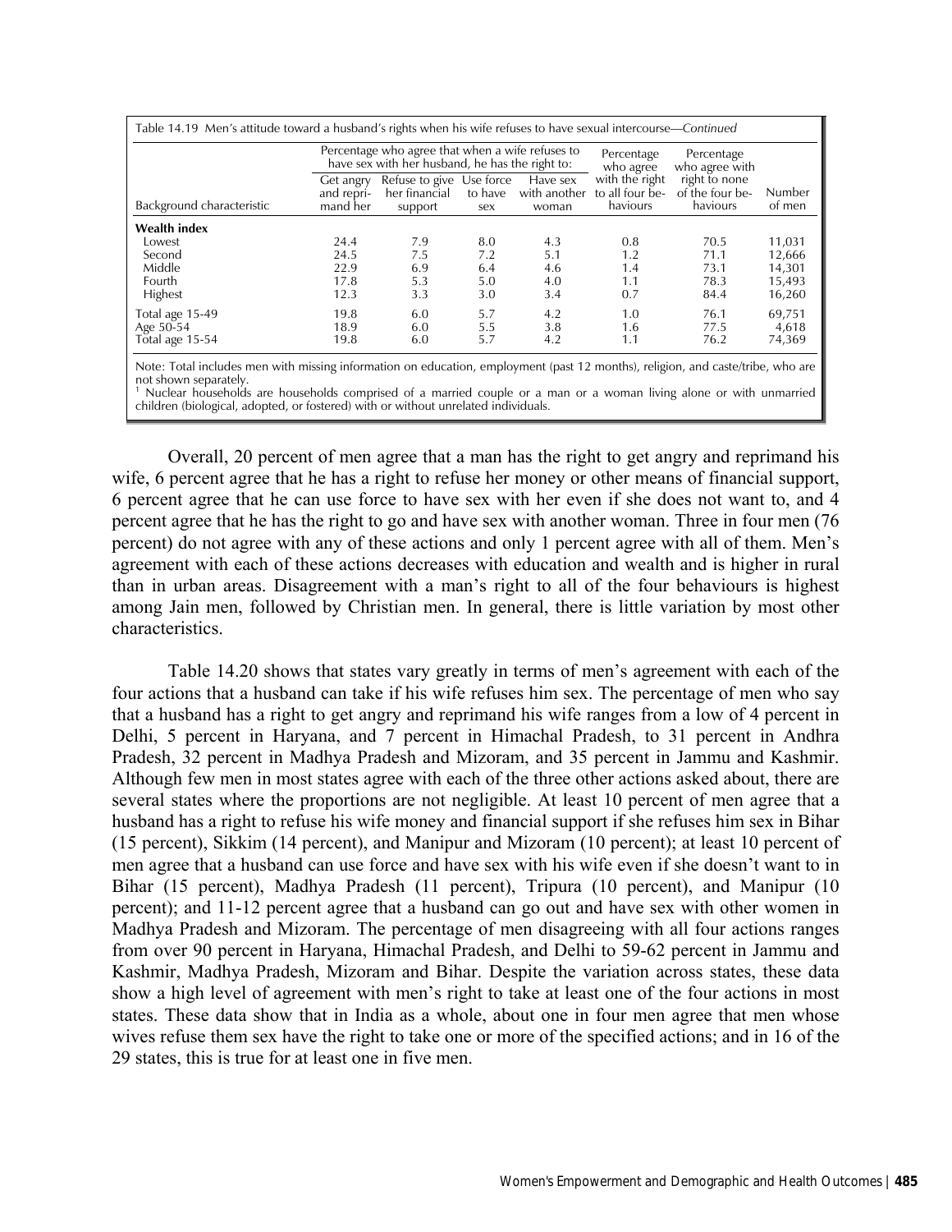Table 14.19 Men's attitude toward a husband's rights when his wife refuses to have sexual intercourse—*Continued*

| Background characteristic | Percentage who agree that when a wife refuses to have sex with her husband, he has the right to: | | | | Percentage who agree with the right to all four behaviours | Percentage who agree with right to none of the four behaviours | Number of men |
|---|---|---|---|---|---|---|---|
| | Get angry and reprimand her | Refuse to give her financial support | Use force to have sex | Have sex with another woman | | | |
| **Wealth index** | | | | | | | |
| Lowest | 24.4 | 7.9 | 8.0 | 4.3 | 0.8 | 70.5 | 11,031 |
| Second | 24.5 | 7.5 | 7.2 | 5.1 | 1.2 | 71.1 | 12,666 |
| Middle | 22.9 | 6.9 | 6.4 | 4.6 | 1.4 | 73.1 | 14,301 |
| Fourth | 17.8 | 5.3 | 5.0 | 4.0 | 1.1 | 78.3 | 15,493 |
| Highest | 12.3 | 3.3 | 3.0 | 3.4 | 0.7 | 84.4 | 16,260 |
| Total age 15-49 | 19.8 | 6.0 | 5.7 | 4.2 | 1.0 | 76.1 | 69,751 |
| Age 50-54 | 18.9 | 6.0 | 5.5 | 3.8 | 1.6 | 77.5 | 4,618 |
| Total age 15-54 | 19.8 | 6.0 | 5.7 | 4.2 | 1.1 | 76.2 | 74,369 |

Note: Total includes men with missing information on education, employment (past 12 months), religion, and caste/tribe, who are not shown separately.
[1] Nuclear households are households comprised of a married couple or a man or a woman living alone or with unmarried children (biological, adopted, or fostered) with or without unrelated individuals.

Overall, 20 percent of men agree that a man has the right to get angry and reprimand his wife, 6 percent agree that he has a right to refuse her money or other means of financial support, 6 percent agree that he can use force to have sex with her even if she does not want to, and 4 percent agree that he has the right to go and have sex with another woman. Three in four men (76 percent) do not agree with any of these actions and only 1 percent agree with all of them. Men's agreement with each of these actions decreases with education and wealth and is higher in rural than in urban areas. Disagreement with a man's right to all of the four behaviours is highest among Jain men, followed by Christian men. In general, there is little variation by most other characteristics.

Table 14.20 shows that states vary greatly in terms of men's agreement with each of the four actions that a husband can take if his wife refuses him sex. The percentage of men who say that a husband has a right to get angry and reprimand his wife ranges from a low of 4 percent in Delhi, 5 percent in Haryana, and 7 percent in Himachal Pradesh, to 31 percent in Andhra Pradesh, 32 percent in Madhya Pradesh and Mizoram, and 35 percent in Jammu and Kashmir. Although few men in most states agree with each of the three other actions asked about, there are several states where the proportions are not negligible. At least 10 percent of men agree that a husband has a right to refuse his wife money and financial support if she refuses him sex in Bihar (15 percent), Sikkim (14 percent), and Manipur and Mizoram (10 percent); at least 10 percent of men agree that a husband can use force and have sex with his wife even if she doesn't want to in Bihar (15 percent), Madhya Pradesh (11 percent), Tripura (10 percent), and Manipur (10 percent); and 11-12 percent agree that a husband can go out and have sex with other women in Madhya Pradesh and Mizoram. The percentage of men disagreeing with all four actions ranges from over 90 percent in Haryana, Himachal Pradesh, and Delhi to 59-62 percent in Jammu and Kashmir, Madhya Pradesh, Mizoram and Bihar. Despite the variation across states, these data show a high level of agreement with men's right to take at least one of the four actions in most states. These data show that in India as a whole, about one in four men agree that men whose wives refuse them sex have the right to take one or more of the specified actions; and in 16 of the 29 states, this is true for at least one in five men.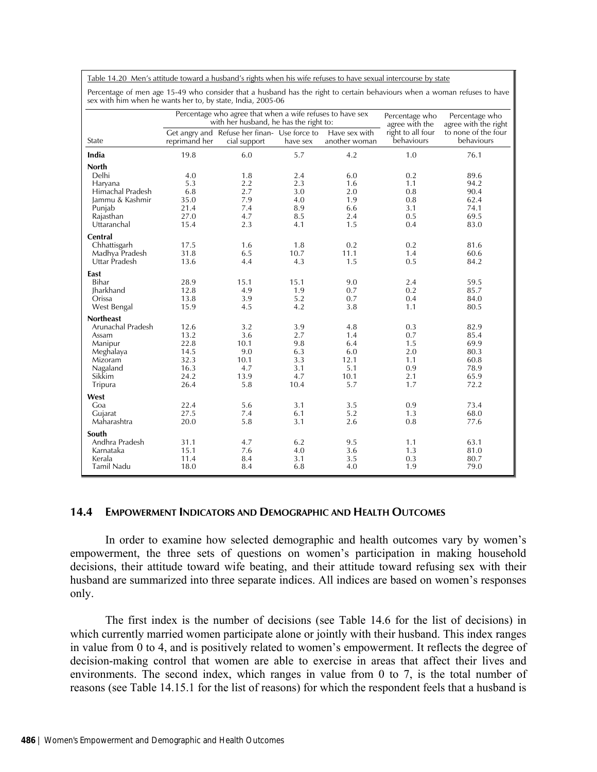Table 14.20 Men's attitude toward a husband's rights when his wife refuses to have sexual intercourse by state

Percentage of men age 15-49 who consider that a husband has the right to certain behaviours when a woman refuses to have sex with him when he wants her to, by state, India, 2005-06

| State | Percentage who agree that when a wife refuses to have sex with her husband, he has the right to: | | | | Percentage who agree with the right to all four behaviours | Percentage who agree with the right to none of the four behaviours |
|---|---|---|---|---|---|---|
| | Get angry and reprimand her | Refuse her financial support | Use force to have sex | Have sex with another woman | | |
| **India** | 19.8 | 6.0 | 5.7 | 4.2 | 1.0 | 76.1 |
| **North** | | | | | | |
| Delhi | 4.0 | 1.8 | 2.4 | 6.0 | 0.2 | 89.6 |
| Haryana | 5.3 | 2.2 | 2.3 | 1.6 | 1.1 | 94.2 |
| Himachal Pradesh | 6.8 | 2.7 | 3.0 | 2.0 | 0.8 | 90.4 |
| Jammu & Kashmir | 35.0 | 7.9 | 4.0 | 1.9 | 0.8 | 62.4 |
| Punjab | 21.4 | 7.4 | 8.9 | 6.6 | 3.1 | 74.1 |
| Rajasthan | 27.0 | 4.7 | 8.5 | 2.4 | 0.5 | 69.5 |
| Uttaranchal | 15.4 | 2.3 | 4.1 | 1.5 | 0.4 | 83.0 |
| **Central** | | | | | | |
| Chhattisgarh | 17.5 | 1.6 | 1.8 | 0.2 | 0.2 | 81.6 |
| Madhya Pradesh | 31.8 | 6.5 | 10.7 | 11.1 | 1.4 | 60.6 |
| Uttar Pradesh | 13.6 | 4.4 | 4.3 | 1.5 | 0.5 | 84.2 |
| **East** | | | | | | |
| Bihar | 28.9 | 15.1 | 15.1 | 9.0 | 2.4 | 59.5 |
| Jharkhand | 12.8 | 4.9 | 1.9 | 0.7 | 0.2 | 85.7 |
| Orissa | 13.8 | 3.9 | 5.2 | 0.7 | 0.4 | 84.0 |
| West Bengal | 15.9 | 4.5 | 4.2 | 3.8 | 1.1 | 80.5 |
| **Northeast** | | | | | | |
| Arunachal Pradesh | 12.6 | 3.2 | 3.9 | 4.8 | 0.3 | 82.9 |
| Assam | 13.2 | 3.6 | 2.7 | 1.4 | 0.7 | 85.4 |
| Manipur | 22.8 | 10.1 | 9.8 | 6.4 | 1.5 | 69.9 |
| Meghalaya | 14.5 | 9.0 | 6.3 | 6.0 | 2.0 | 80.3 |
| Mizoram | 32.3 | 10.1 | 3.3 | 12.1 | 1.1 | 60.8 |
| Nagaland | 16.3 | 4.7 | 3.1 | 5.1 | 0.9 | 78.9 |
| Sikkim | 24.2 | 13.9 | 4.7 | 10.1 | 2.1 | 65.9 |
| Tripura | 26.4 | 5.8 | 10.4 | 5.7 | 1.7 | 72.2 |
| **West** | | | | | | |
| Goa | 22.4 | 5.6 | 3.1 | 3.5 | 0.9 | 73.4 |
| Gujarat | 27.5 | 7.4 | 6.1 | 5.2 | 1.3 | 68.0 |
| Maharashtra | 20.0 | 5.8 | 3.1 | 2.6 | 0.8 | 77.6 |
| **South** | | | | | | |
| Andhra Pradesh | 31.1 | 4.7 | 6.2 | 9.5 | 1.1 | 63.1 |
| Karnataka | 15.1 | 7.6 | 4.0 | 3.6 | 1.3 | 81.0 |
| Kerala | 11.4 | 8.4 | 3.1 | 3.5 | 0.3 | 80.7 |
| Tamil Nadu | 18.0 | 8.4 | 6.8 | 4.0 | 1.9 | 79.0 |

## 14.4 EMPOWERMENT INDICATORS AND DEMOGRAPHIC AND HEALTH OUTCOMES

In order to examine how selected demographic and health outcomes vary by women's empowerment, the three sets of questions on women's participation in making household decisions, their attitude toward wife beating, and their attitude toward refusing sex with their husband are summarized into three separate indices. All indices are based on women's responses only.

The first index is the number of decisions (see Table 14.6 for the list of decisions) in which currently married women participate alone or jointly with their husband. This index ranges in value from 0 to 4, and is positively related to women's empowerment. It reflects the degree of decision-making control that women are able to exercise in areas that affect their lives and environments. The second index, which ranges in value from 0 to 7, is the total number of reasons (see Table 14.15.1 for the list of reasons) for which the respondent feels that a husband is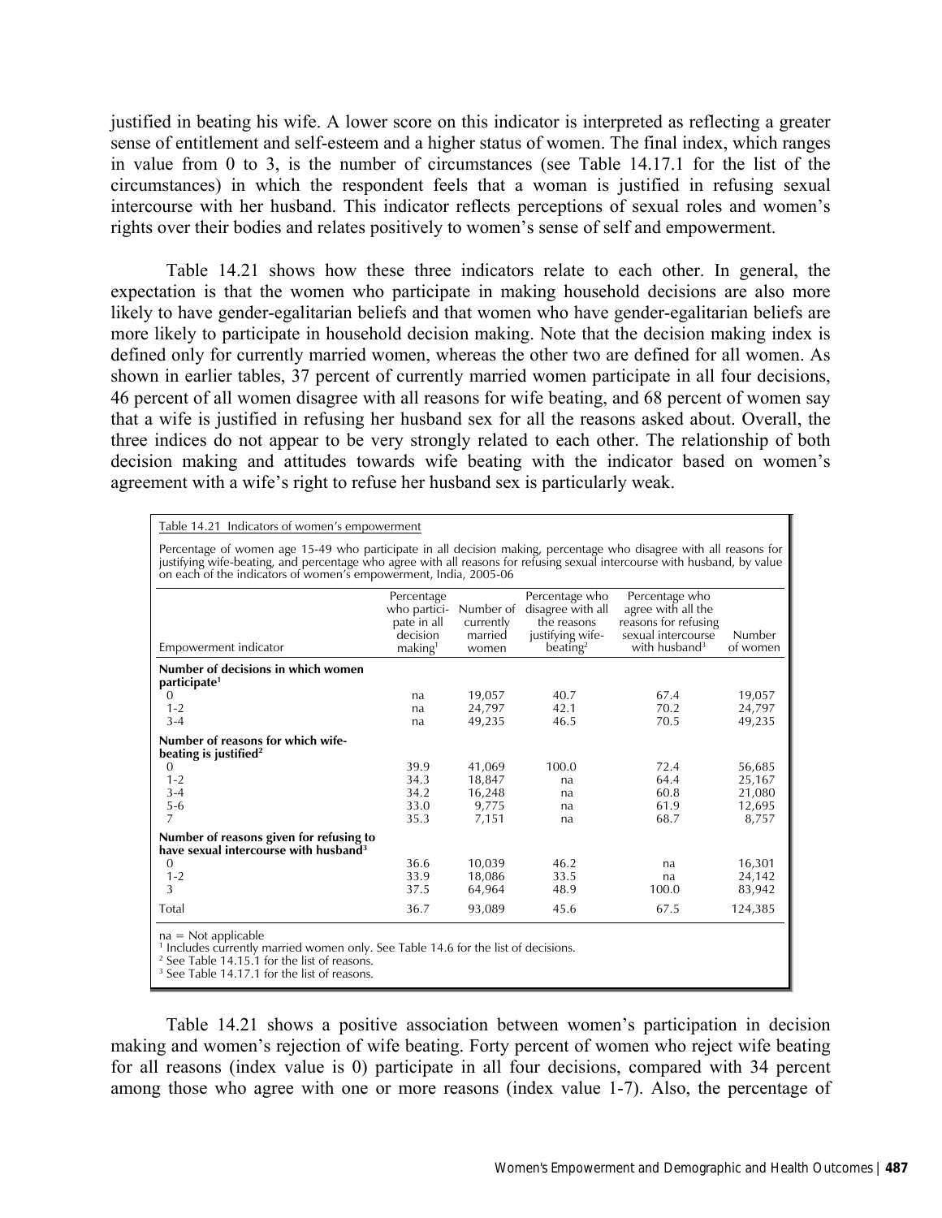justified in beating his wife. A lower score on this indicator is interpreted as reflecting a greater sense of entitlement and self-esteem and a higher status of women. The final index, which ranges in value from 0 to 3, is the number of circumstances (see Table 14.17.1 for the list of the circumstances) in which the respondent feels that a woman is justified in refusing sexual intercourse with her husband. This indicator reflects perceptions of sexual roles and women's rights over their bodies and relates positively to women's sense of self and empowerment.

Table 14.21 shows how these three indicators relate to each other. In general, the expectation is that the women who participate in making household decisions are also more likely to have gender-egalitarian beliefs and that women who have gender-egalitarian beliefs are more likely to participate in household decision making. Note that the decision making index is defined only for currently married women, whereas the other two are defined for all women. As shown in earlier tables, 37 percent of currently married women participate in all four decisions, 46 percent of all women disagree with all reasons for wife beating, and 68 percent of women say that a wife is justified in refusing her husband sex for all the reasons asked about. Overall, the three indices do not appear to be very strongly related to each other. The relationship of both decision making and attitudes towards wife beating with the indicator based on women's agreement with a wife's right to refuse her husband sex is particularly weak.

Table 14.21 Indicators of women's empowerment

Percentage of women age 15-49 who participate in all decision making, percentage who disagree with all reasons for justifying wife-beating, and percentage who agree with all reasons for refusing sexual intercourse with husband, by value on each of the indicators of women's empowerment, India, 2005-06

| Empowerment indicator | Percentage who participate in all decision making[1] | Number of currently married women | Percentage who disagree with all the reasons justifying wife-beating[2] | Percentage who agree with all the reasons for refusing sexual intercourse with husband[3] | Number of women |
|---|---|---|---|---|---|
| **Number of decisions in which women participate[1]** | | | | | |
| 0 | na | 19,057 | 40.7 | 67.4 | 19,057 |
| 1-2 | na | 24,797 | 42.1 | 70.2 | 24,797 |
| 3-4 | na | 49,235 | 46.5 | 70.5 | 49,235 |
| **Number of reasons for which wife-beating is justified[2]** | | | | | |
| 0 | 39.9 | 41,069 | 100.0 | 72.4 | 56,685 |
| 1-2 | 34.3 | 18,847 | na | 64.4 | 25,167 |
| 3-4 | 34.2 | 16,248 | na | 60.8 | 21,080 |
| 5-6 | 33.0 | 9,775 | na | 61.9 | 12,695 |
| 7 | 35.3 | 7,151 | na | 68.7 | 8,757 |
| **Number of reasons given for refusing to have sexual intercourse with husband[3]** | | | | | |
| 0 | 36.6 | 10,039 | 46.2 | na | 16,301 |
| 1-2 | 33.9 | 18,086 | 33.5 | na | 24,142 |
| 3 | 37.5 | 64,964 | 48.9 | 100.0 | 83,942 |
| Total | 36.7 | 93,089 | 45.6 | 67.5 | 124,385 |

na = Not applicable
[1] Includes currently married women only. See Table 14.6 for the list of decisions.
[2] See Table 14.15.1 for the list of reasons.
[3] See Table 14.17.1 for the list of reasons.

Table 14.21 shows a positive association between women's participation in decision making and women's rejection of wife beating. Forty percent of women who reject wife beating for all reasons (index value is 0) participate in all four decisions, compared with 34 percent among those who agree with one or more reasons (index value 1-7). Also, the percentage of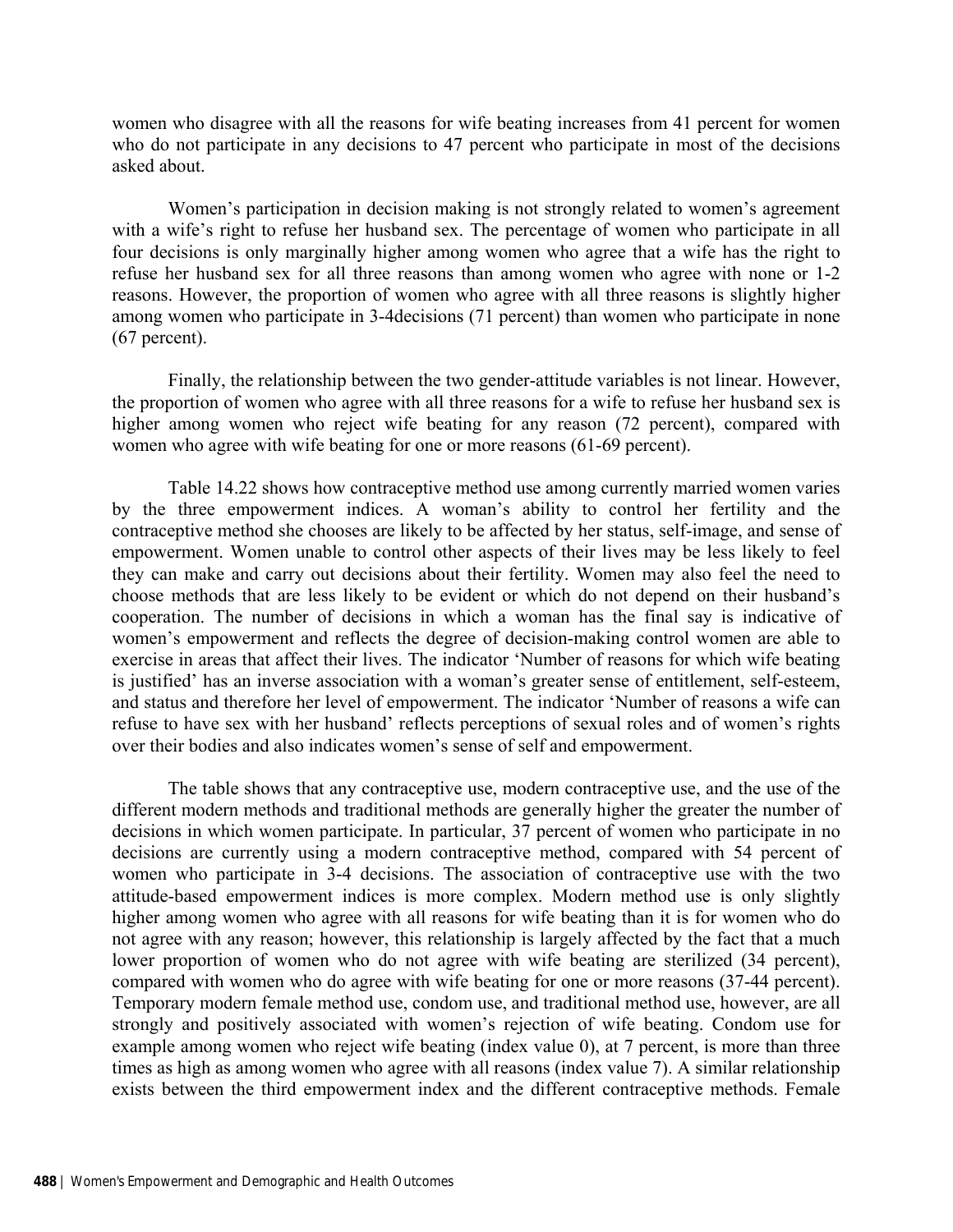women who disagree with all the reasons for wife beating increases from 41 percent for women who do not participate in any decisions to 47 percent who participate in most of the decisions asked about.

Women's participation in decision making is not strongly related to women's agreement with a wife's right to refuse her husband sex. The percentage of women who participate in all four decisions is only marginally higher among women who agree that a wife has the right to refuse her husband sex for all three reasons than among women who agree with none or 1-2 reasons. However, the proportion of women who agree with all three reasons is slightly higher among women who participate in 3-4decisions (71 percent) than women who participate in none (67 percent).

Finally, the relationship between the two gender-attitude variables is not linear. However, the proportion of women who agree with all three reasons for a wife to refuse her husband sex is higher among women who reject wife beating for any reason (72 percent), compared with women who agree with wife beating for one or more reasons (61-69 percent).

Table 14.22 shows how contraceptive method use among currently married women varies by the three empowerment indices. A woman's ability to control her fertility and the contraceptive method she chooses are likely to be affected by her status, self-image, and sense of empowerment. Women unable to control other aspects of their lives may be less likely to feel they can make and carry out decisions about their fertility. Women may also feel the need to choose methods that are less likely to be evident or which do not depend on their husband's cooperation. The number of decisions in which a woman has the final say is indicative of women's empowerment and reflects the degree of decision-making control women are able to exercise in areas that affect their lives. The indicator 'Number of reasons for which wife beating is justified' has an inverse association with a woman's greater sense of entitlement, self-esteem, and status and therefore her level of empowerment. The indicator 'Number of reasons a wife can refuse to have sex with her husband' reflects perceptions of sexual roles and of women's rights over their bodies and also indicates women's sense of self and empowerment.

The table shows that any contraceptive use, modern contraceptive use, and the use of the different modern methods and traditional methods are generally higher the greater the number of decisions in which women participate. In particular, 37 percent of women who participate in no decisions are currently using a modern contraceptive method, compared with 54 percent of women who participate in 3-4 decisions. The association of contraceptive use with the two attitude-based empowerment indices is more complex. Modern method use is only slightly higher among women who agree with all reasons for wife beating than it is for women who do not agree with any reason; however, this relationship is largely affected by the fact that a much lower proportion of women who do not agree with wife beating are sterilized (34 percent), compared with women who do agree with wife beating for one or more reasons (37-44 percent). Temporary modern female method use, condom use, and traditional method use, however, are all strongly and positively associated with women's rejection of wife beating. Condom use for example among women who reject wife beating (index value 0), at 7 percent, is more than three times as high as among women who agree with all reasons (index value 7). A similar relationship exists between the third empowerment index and the different contraceptive methods. Female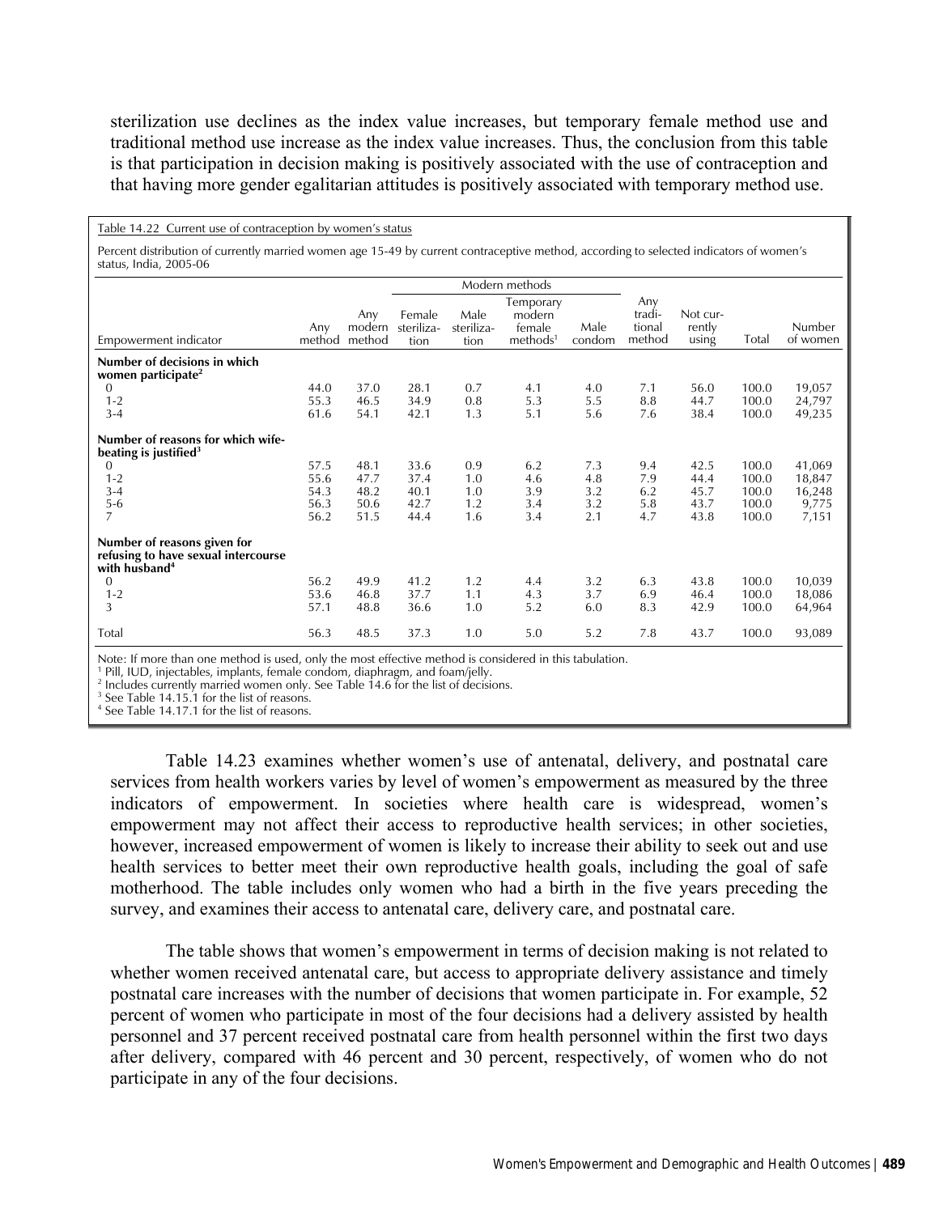sterilization use declines as the index value increases, but temporary female method use and traditional method use increase as the index value increases. Thus, the conclusion from this table is that participation in decision making is positively associated with the use of contraception and that having more gender egalitarian attitudes is positively associated with temporary method use.

Table 14.22 Current use of contraception by women's status

Percent distribution of currently married women age 15-49 by current contraceptive method, according to selected indicators of women's status, India, 2005-06

| Empowerment indicator | Any method | Any modern method | Modern methods: Female steriliza-tion | Male steriliza-tion | Temporary modern female methods[1] | Male condom | Any tradi-tional method | Not cur-rently using | Total | Number of women |
|---|---|---|---|---|---|---|---|---|---|---|
| **Number of decisions in which women participate[2]** | | | | | | | | | | |
| 0 | 44.0 | 37.0 | 28.1 | 0.7 | 4.1 | 4.0 | 7.1 | 56.0 | 100.0 | 19,057 |
| 1-2 | 55.3 | 46.5 | 34.9 | 0.8 | 5.3 | 5.5 | 8.8 | 44.7 | 100.0 | 24,797 |
| 3-4 | 61.6 | 54.1 | 42.1 | 1.3 | 5.1 | 5.6 | 7.6 | 38.4 | 100.0 | 49,235 |
| **Number of reasons for which wife-beating is justified[3]** | | | | | | | | | | |
| 0 | 57.5 | 48.1 | 33.6 | 0.9 | 6.2 | 7.3 | 9.4 | 42.5 | 100.0 | 41,069 |
| 1-2 | 55.6 | 47.7 | 37.4 | 1.0 | 4.6 | 4.8 | 7.9 | 44.4 | 100.0 | 18,847 |
| 3-4 | 54.3 | 48.2 | 40.1 | 1.0 | 3.9 | 3.2 | 6.2 | 45.7 | 100.0 | 16,248 |
| 5-6 | 56.3 | 50.6 | 42.7 | 1.2 | 3.4 | 3.2 | 5.8 | 43.7 | 100.0 | 9,775 |
| 7 | 56.2 | 51.5 | 44.4 | 1.6 | 3.4 | 2.1 | 4.7 | 43.8 | 100.0 | 7,151 |
| **Number of reasons given for refusing to have sexual intercourse with husband[4]** | | | | | | | | | | |
| 0 | 56.2 | 49.9 | 41.2 | 1.2 | 4.4 | 3.2 | 6.3 | 43.8 | 100.0 | 10,039 |
| 1-2 | 53.6 | 46.8 | 37.7 | 1.1 | 4.3 | 3.7 | 6.9 | 46.4 | 100.0 | 18,086 |
| 3 | 57.1 | 48.8 | 36.6 | 1.0 | 5.2 | 6.0 | 8.3 | 42.9 | 100.0 | 64,964 |
| Total | 56.3 | 48.5 | 37.3 | 1.0 | 5.0 | 5.2 | 7.8 | 43.7 | 100.0 | 93,089 |

Note: If more than one method is used, only the most effective method is considered in this tabulation.
[1] Pill, IUD, injectables, implants, female condom, diaphragm, and foam/jelly.
[2] Includes currently married women only. See Table 14.6 for the list of decisions.
[3] See Table 14.15.1 for the list of reasons.
[4] See Table 14.17.1 for the list of reasons.

Table 14.23 examines whether women's use of antenatal, delivery, and postnatal care services from health workers varies by level of women's empowerment as measured by the three indicators of empowerment. In societies where health care is widespread, women's empowerment may not affect their access to reproductive health services; in other societies, however, increased empowerment of women is likely to increase their ability to seek out and use health services to better meet their own reproductive health goals, including the goal of safe motherhood. The table includes only women who had a birth in the five years preceding the survey, and examines their access to antenatal care, delivery care, and postnatal care.

The table shows that women's empowerment in terms of decision making is not related to whether women received antenatal care, but access to appropriate delivery assistance and timely postnatal care increases with the number of decisions that women participate in. For example, 52 percent of women who participate in most of the four decisions had a delivery assisted by health personnel and 37 percent received postnatal care from health personnel within the first two days after delivery, compared with 46 percent and 30 percent, respectively, of women who do not participate in any of the four decisions.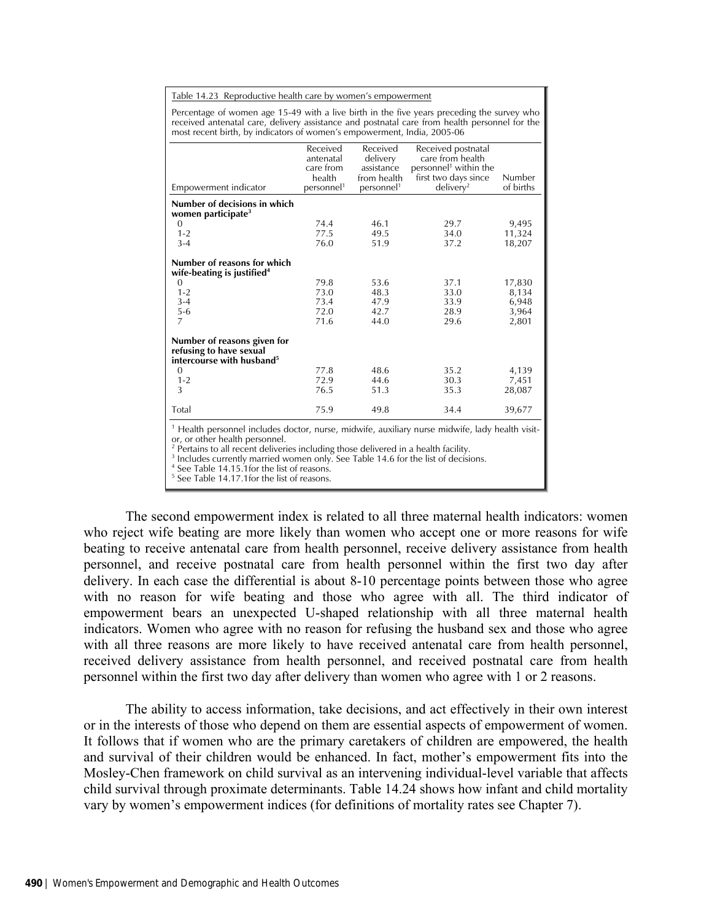Table 14.23 Reproductive health care by women's empowerment

Percentage of women age 15-49 with a live birth in the five years preceding the survey who received antenatal care, delivery assistance and postnatal care from health personnel for the most recent birth, by indicators of women's empowerment, India, 2005-06

| Empowerment indicator | Received antenatal care from health personnel[1] | Received delivery assistance from health personnel[1] | Received postnatal care from health personnel[1] within the first two days since delivery[2] | Number of births |
|---|---|---|---|---|
| **Number of decisions in which women participate[3]** | | | | |
| 0 | 74.4 | 46.1 | 29.7 | 9,495 |
| 1-2 | 77.5 | 49.5 | 34.0 | 11,324 |
| 3-4 | 76.0 | 51.9 | 37.2 | 18,207 |
| **Number of reasons for which wife-beating is justified[4]** | | | | |
| 0 | 79.8 | 53.6 | 37.1 | 17,830 |
| 1-2 | 73.0 | 48.3 | 33.0 | 8,134 |
| 3-4 | 73.4 | 47.9 | 33.9 | 6,948 |
| 5-6 | 72.0 | 42.7 | 28.9 | 3,964 |
| 7 | 71.6 | 44.0 | 29.6 | 2,801 |
| **Number of reasons given for refusing to have sexual intercourse with husband[5]** | | | | |
| 0 | 77.8 | 48.6 | 35.2 | 4,139 |
| 1-2 | 72.9 | 44.6 | 30.3 | 7,451 |
| 3 | 76.5 | 51.3 | 35.3 | 28,087 |
| Total | 75.9 | 49.8 | 34.4 | 39,677 |

[1] Health personnel includes doctor, nurse, midwife, auxiliary nurse midwife, lady health visitor, or other health personnel.
[2] Pertains to all recent deliveries including those delivered in a health facility.
[3] Includes currently married women only. See Table 14.6 for the list of decisions.
[4] See Table 14.15.1for the list of reasons.
[5] See Table 14.17.1for the list of reasons.

The second empowerment index is related to all three maternal health indicators: women who reject wife beating are more likely than women who accept one or more reasons for wife beating to receive antenatal care from health personnel, receive delivery assistance from health personnel, and receive postnatal care from health personnel within the first two day after delivery. In each case the differential is about 8-10 percentage points between those who agree with no reason for wife beating and those who agree with all. The third indicator of empowerment bears an unexpected U-shaped relationship with all three maternal health indicators. Women who agree with no reason for refusing the husband sex and those who agree with all three reasons are more likely to have received antenatal care from health personnel, received delivery assistance from health personnel, and received postnatal care from health personnel within the first two day after delivery than women who agree with 1 or 2 reasons.

The ability to access information, take decisions, and act effectively in their own interest or in the interests of those who depend on them are essential aspects of empowerment of women. It follows that if women who are the primary caretakers of children are empowered, the health and survival of their children would be enhanced. In fact, mother's empowerment fits into the Mosley-Chen framework on child survival as an intervening individual-level variable that affects child survival through proximate determinants. Table 14.24 shows how infant and child mortality vary by women's empowerment indices (for definitions of mortality rates see Chapter 7).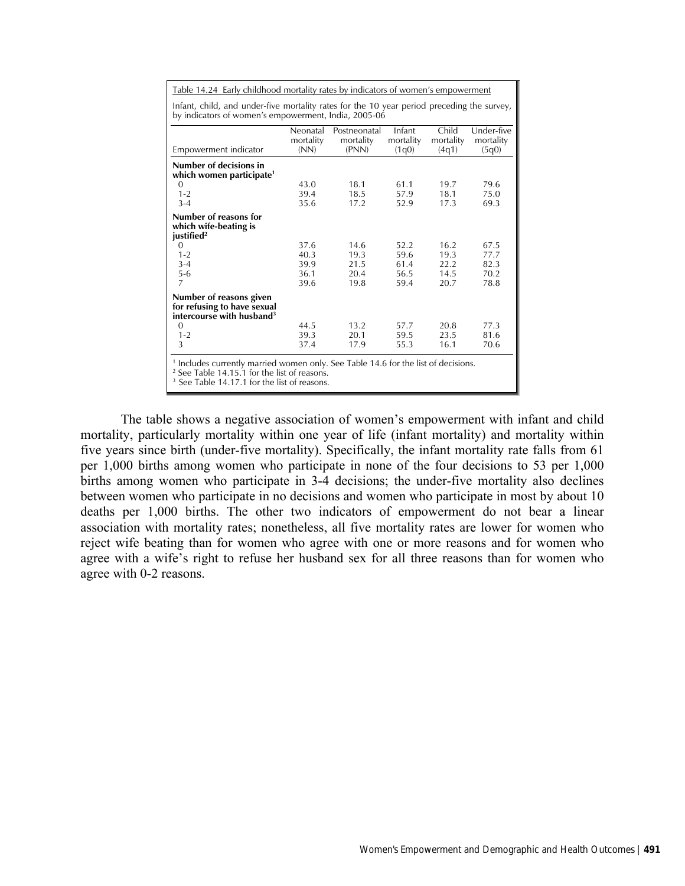Table 14.24 Early childhood mortality rates by indicators of women's empowerment

Infant, child, and under-five mortality rates for the 10 year period preceding the survey, by indicators of women's empowerment, India, 2005-06

| Empowerment indicator | Neonatal mortality (NN) | Postneonatal mortality (PNN) | Infant mortality ($_1q_0$) | Child mortality ($_4q_1$) | Under-five mortality ($_5q_0$) |
|---|---|---|---|---|---|
| **Number of decisions in which women participate[1]** | | | | | |
| 0 | 43.0 | 18.1 | 61.1 | 19.7 | 79.6 |
| 1-2 | 39.4 | 18.5 | 57.9 | 18.1 | 75.0 |
| 3-4 | 35.6 | 17.2 | 52.9 | 17.3 | 69.3 |
| **Number of reasons for which wife-beating is justified[2]** | | | | | |
| 0 | 37.6 | 14.6 | 52.2 | 16.2 | 67.5 |
| 1-2 | 40.3 | 19.3 | 59.6 | 19.3 | 77.7 |
| 3-4 | 39.9 | 21.5 | 61.4 | 22.2 | 82.3 |
| 5-6 | 36.1 | 20.4 | 56.5 | 14.5 | 70.2 |
| 7 | 39.6 | 19.8 | 59.4 | 20.7 | 78.8 |
| **Number of reasons given for refusing to have sexual intercourse with husband[3]** | | | | | |
| 0 | 44.5 | 13.2 | 57.7 | 20.8 | 77.3 |
| 1-2 | 39.3 | 20.1 | 59.5 | 23.5 | 81.6 |
| 3 | 37.4 | 17.9 | 55.3 | 16.1 | 70.6 |

[1] Includes currently married women only. See Table 14.6 for the list of decisions.
[2] See Table 14.15.1 for the list of reasons.
[3] See Table 14.17.1 for the list of reasons.

The table shows a negative association of women's empowerment with infant and child mortality, particularly mortality within one year of life (infant mortality) and mortality within five years since birth (under-five mortality). Specifically, the infant mortality rate falls from 61 per 1,000 births among women who participate in none of the four decisions to 53 per 1,000 births among women who participate in 3-4 decisions; the under-five mortality also declines between women who participate in no decisions and women who participate in most by about 10 deaths per 1,000 births. The other two indicators of empowerment do not bear a linear association with mortality rates; nonetheless, all five mortality rates are lower for women who reject wife beating than for women who agree with one or more reasons and for women who agree with a wife's right to refuse her husband sex for all three reasons than for women who agree with 0-2 reasons.